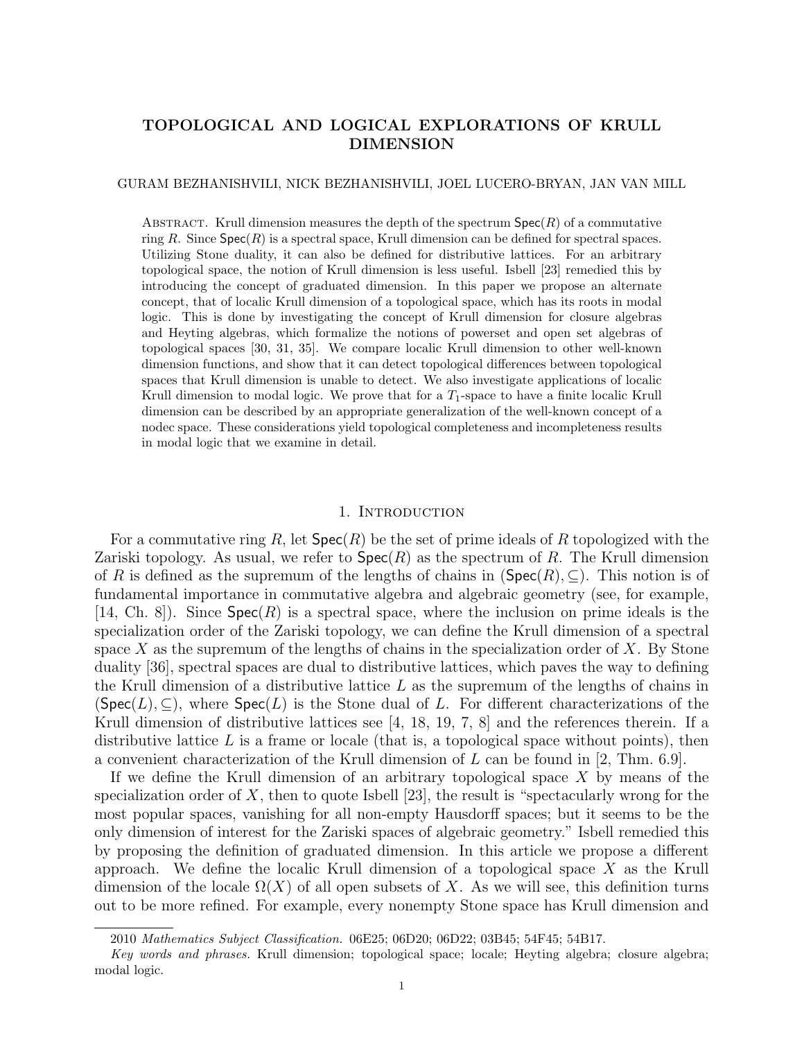# TOPOLOGICAL AND LOGICAL EXPLORATIONS OF KRULL DIMENSION

GURAM BEZHANISHVILI, NICK BEZHANISHVILI, JOEL LUCERO-BRYAN, JAN VAN MILL

Abstract. Krull dimension measures the depth of the spectrum $\mathsf{Spec}(R)$ of a commutative ring $R$. Since $\mathsf{Spec}(R)$ is a spectral space, Krull dimension can be defined for spectral spaces. Utilizing Stone duality, it can also be defined for distributive lattices. For an arbitrary topological space, the notion of Krull dimension is less useful. Isbell [23] remedied this by introducing the concept of graduated dimension. In this paper we propose an alternate concept, that of localic Krull dimension of a topological space, which has its roots in modal logic. This is done by investigating the concept of Krull dimension for closure algebras and Heyting algebras, which formalize the notions of powerset and open set algebras of topological spaces [30, 31, 35]. We compare localic Krull dimension to other well-known dimension functions, and show that it can detect topological differences between topological spaces that Krull dimension is unable to detect. We also investigate applications of localic Krull dimension to modal logic. We prove that for a $T_1$-space to have a finite localic Krull dimension can be described by an appropriate generalization of the well-known concept of a nodec space. These considerations yield topological completeness and incompleteness results in modal logic that we examine in detail.

## 1. Introduction

For a commutative ring $R$, let $\mathsf{Spec}(R)$ be the set of prime ideals of $R$ topologized with the Zariski topology. As usual, we refer to $\mathsf{Spec}(R)$ as the spectrum of $R$. The Krull dimension of $R$ is defined as the supremum of the lengths of chains in $(\mathsf{Spec}(R), \subseteq)$. This notion is of fundamental importance in commutative algebra and algebraic geometry (see, for example, [14, Ch. 8]). Since $\mathsf{Spec}(R)$ is a spectral space, where the inclusion on prime ideals is the specialization order of the Zariski topology, we can define the Krull dimension of a spectral space $X$ as the supremum of the lengths of chains in the specialization order of $X$. By Stone duality [36], spectral spaces are dual to distributive lattices, which paves the way to defining the Krull dimension of a distributive lattice $L$ as the supremum of the lengths of chains in $(\mathsf{Spec}(L), \subseteq)$, where $\mathsf{Spec}(L)$ is the Stone dual of $L$. For different characterizations of the Krull dimension of distributive lattices see [4, 18, 19, 7, 8] and the references therein. If a distributive lattice $L$ is a frame or locale (that is, a topological space without points), then a convenient characterization of the Krull dimension of $L$ can be found in [2, Thm. 6.9].

If we define the Krull dimension of an arbitrary topological space $X$ by means of the specialization order of $X$, then to quote Isbell [23], the result is "spectacularly wrong for the most popular spaces, vanishing for all non-empty Hausdorff spaces; but it seems to be the only dimension of interest for the Zariski spaces of algebraic geometry." Isbell remedied this by proposing the definition of graduated dimension. In this article we propose a different approach. We define the localic Krull dimension of a topological space $X$ as the Krull dimension of the locale $\Omega(X)$ of all open subsets of $X$. As we will see, this definition turns out to be more refined. For example, every nonempty Stone space has Krull dimension and

2010 *Mathematics Subject Classification.* 06E25; 06D20; 06D22; 03B45; 54F45; 54B17.

*Key words and phrases.* Krull dimension; topological space; locale; Heyting algebra; closure algebra; modal logic.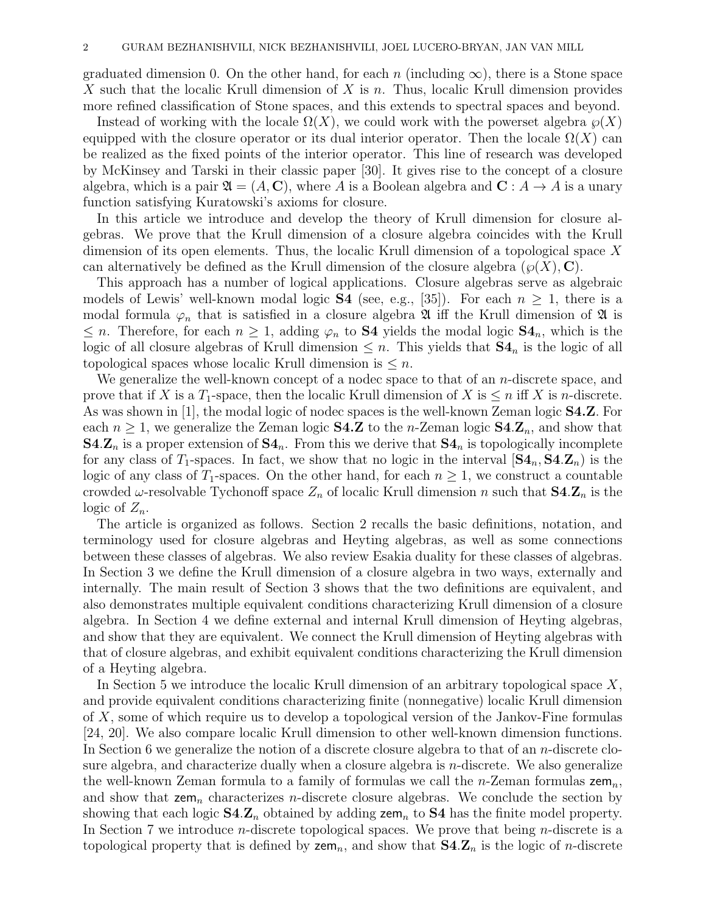graduated dimension 0. On the other hand, for each $n$ (including $\infty$), there is a Stone space $X$ such that the localic Krull dimension of $X$ is $n$. Thus, localic Krull dimension provides more refined classification of Stone spaces, and this extends to spectral spaces and beyond.

Instead of working with the locale $\Omega(X)$, we could work with the powerset algebra $\wp(X)$ equipped with the closure operator or its dual interior operator. Then the locale $\Omega(X)$ can be realized as the fixed points of the interior operator. This line of research was developed by McKinsey and Tarski in their classic paper [30]. It gives rise to the concept of a closure algebra, which is a pair $\mathfrak{A} = (A, \mathbf{C})$, where $A$ is a Boolean algebra and $\mathbf{C} : A \to A$ is a unary function satisfying Kuratowski's axioms for closure.

In this article we introduce and develop the theory of Krull dimension for closure algebras. We prove that the Krull dimension of a closure algebra coincides with the Krull dimension of its open elements. Thus, the localic Krull dimension of a topological space $X$ can alternatively be defined as the Krull dimension of the closure algebra $(\wp(X), \mathbf{C})$.

This approach has a number of logical applications. Closure algebras serve as algebraic models of Lewis' well-known modal logic **S4** (see, e.g., [35]). For each $n \geq 1$, there is a modal formula $\varphi_n$ that is satisfied in a closure algebra $\mathfrak{A}$ iff the Krull dimension of $\mathfrak{A}$ is $\leq n$. Therefore, for each $n \geq 1$, adding $\varphi_n$ to **S4** yields the modal logic $\mathbf{S4}_n$, which is the logic of all closure algebras of Krull dimension $\leq n$. This yields that $\mathbf{S4}_n$ is the logic of all topological spaces whose localic Krull dimension is $\leq n$.

We generalize the well-known concept of a nodec space to that of an $n$-discrete space, and prove that if $X$ is a $T_1$-space, then the localic Krull dimension of $X$ is $\leq n$ iff $X$ is $n$-discrete. As was shown in [1], the modal logic of nodec spaces is the well-known Zeman logic **S4.Z**. For each $n \geq 1$, we generalize the Zeman logic **S4.Z** to the $n$-Zeman logic $\mathbf{S4}.\mathbf{Z}_n$, and show that $\mathbf{S4}.\mathbf{Z}_n$ is a proper extension of $\mathbf{S4}_n$. From this we derive that $\mathbf{S4}_n$ is topologically incomplete for any class of $T_1$-spaces. In fact, we show that no logic in the interval $[\mathbf{S4}_n, \mathbf{S4}.\mathbf{Z}_n)$ is the logic of any class of $T_1$-spaces. On the other hand, for each $n \geq 1$, we construct a countable crowded $\omega$-resolvable Tychonoff space $Z_n$ of localic Krull dimension $n$ such that $\mathbf{S4}.\mathbf{Z}_n$ is the logic of $Z_n$.

The article is organized as follows. Section 2 recalls the basic definitions, notation, and terminology used for closure algebras and Heyting algebras, as well as some connections between these classes of algebras. We also review Esakia duality for these classes of algebras. In Section 3 we define the Krull dimension of a closure algebra in two ways, externally and internally. The main result of Section 3 shows that the two definitions are equivalent, and also demonstrates multiple equivalent conditions characterizing Krull dimension of a closure algebra. In Section 4 we define external and internal Krull dimension of Heyting algebras, and show that they are equivalent. We connect the Krull dimension of Heyting algebras with that of closure algebras, and exhibit equivalent conditions characterizing the Krull dimension of a Heyting algebra.

In Section 5 we introduce the localic Krull dimension of an arbitrary topological space $X$, and provide equivalent conditions characterizing finite (nonnegative) localic Krull dimension of $X$, some of which require us to develop a topological version of the Jankov-Fine formulas [24, 20]. We also compare localic Krull dimension to other well-known dimension functions. In Section 6 we generalize the notion of a discrete closure algebra to that of an $n$-discrete closure algebra, and characterize dually when a closure algebra is $n$-discrete. We also generalize the well-known Zeman formula to a family of formulas we call the $n$-Zeman formulas $\mathsf{zem}_n$, and show that $\mathsf{zem}_n$ characterizes $n$-discrete closure algebras. We conclude the section by showing that each logic $\mathbf{S4}.\mathbf{Z}_n$ obtained by adding $\mathsf{zem}_n$ to **S4** has the finite model property. In Section 7 we introduce $n$-discrete topological spaces. We prove that being $n$-discrete is a topological property that is defined by $\mathsf{zem}_n$, and show that $\mathbf{S4}.\mathbf{Z}_n$ is the logic of $n$-discrete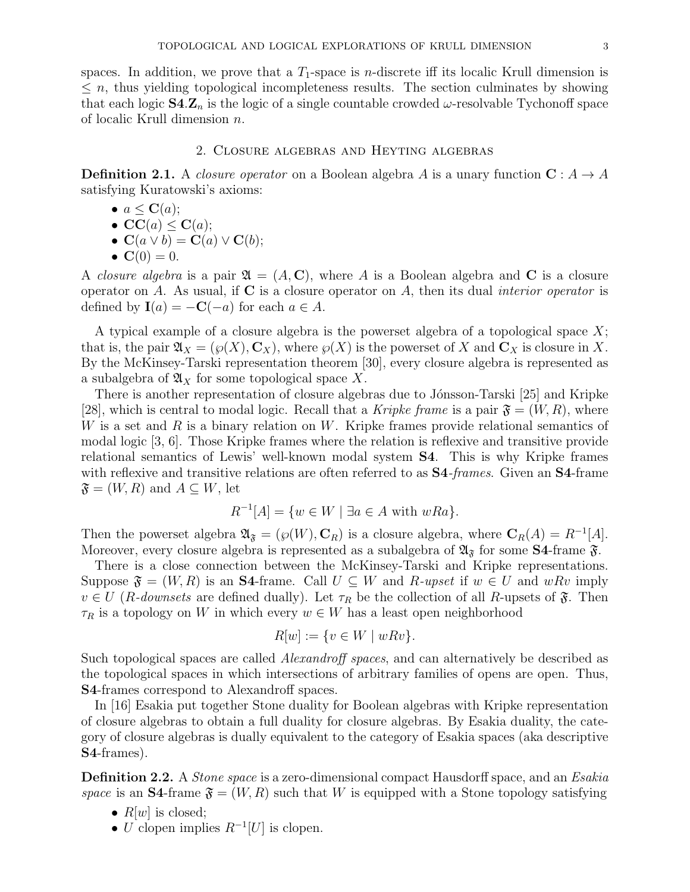spaces. In addition, we prove that a $T_1$-space is $n$-discrete iff its localic Krull dimension is $\leq n$, thus yielding topological incompleteness results. The section culminates by showing that each logic $\mathbf{S4}.\mathbf{Z}_n$ is the logic of a single countable crowded $\omega$-resolvable Tychonoff space of localic Krull dimension $n$.

## 2. Closure algebras and Heyting algebras

**Definition 2.1.** A *closure operator* on a Boolean algebra $A$ is a unary function $\mathbf{C} : A \to A$ satisfying Kuratowski's axioms:

- $a \leq \mathbf{C}(a)$;
- $\mathbf{CC}(a) \leq \mathbf{C}(a)$;
- $\mathbf{C}(a \vee b) = \mathbf{C}(a) \vee \mathbf{C}(b)$;
- $\mathbf{C}(0) = 0$.

A *closure algebra* is a pair $\mathfrak{A} = (A, \mathbf{C})$, where $A$ is a Boolean algebra and $\mathbf{C}$ is a closure operator on $A$. As usual, if $\mathbf{C}$ is a closure operator on $A$, then its dual *interior operator* is defined by $\mathbf{I}(a) = -\mathbf{C}(-a)$ for each $a \in A$.

A typical example of a closure algebra is the powerset algebra of a topological space $X$; that is, the pair $\mathfrak{A}_X = (\wp(X), \mathbf{C}_X)$, where $\wp(X)$ is the powerset of $X$ and $\mathbf{C}_X$ is closure in $X$. By the McKinsey-Tarski representation theorem [30], every closure algebra is represented as a subalgebra of $\mathfrak{A}_X$ for some topological space $X$.

There is another representation of closure algebras due to Jónsson-Tarski [25] and Kripke [28], which is central to modal logic. Recall that a *Kripke frame* is a pair $\mathfrak{F} = (W, R)$, where $W$ is a set and $R$ is a binary relation on $W$. Kripke frames provide relational semantics of modal logic [3, 6]. Those Kripke frames where the relation is reflexive and transitive provide relational semantics of Lewis' well-known modal system $\mathbf{S4}$. This is why Kripke frames with reflexive and transitive relations are often referred to as $\mathbf{S4}$*-frames*. Given an $\mathbf{S4}$-frame $\mathfrak{F} = (W, R)$ and $A \subseteq W$, let

$$R^{-1}[A] = \{w \in W \mid \exists a \in A \text{ with } wRa\}.$$

Then the powerset algebra $\mathfrak{A}_\mathfrak{F} = (\wp(W), \mathbf{C}_R)$ is a closure algebra, where $\mathbf{C}_R(A) = R^{-1}[A]$. Moreover, every closure algebra is represented as a subalgebra of $\mathfrak{A}_\mathfrak{F}$ for some $\mathbf{S4}$-frame $\mathfrak{F}$.

There is a close connection between the McKinsey-Tarski and Kripke representations. Suppose $\mathfrak{F} = (W, R)$ is an $\mathbf{S4}$-frame. Call $U \subseteq W$ and *$R$-upset* if $w \in U$ and $wRv$ imply $v \in U$ (*$R$-downsets* are defined dually). Let $\tau_R$ be the collection of all $R$-upsets of $\mathfrak{F}$. Then $\tau_R$ is a topology on $W$ in which every $w \in W$ has a least open neighborhood

$$R[w] := \{v \in W \mid wRv\}.$$

Such topological spaces are called *Alexandroff spaces*, and can alternatively be described as the topological spaces in which intersections of arbitrary families of opens are open. Thus, $\mathbf{S4}$-frames correspond to Alexandroff spaces.

In [16] Esakia put together Stone duality for Boolean algebras with Kripke representation of closure algebras to obtain a full duality for closure algebras. By Esakia duality, the category of closure algebras is dually equivalent to the category of Esakia spaces (aka descriptive $\mathbf{S4}$-frames).

**Definition 2.2.** A *Stone space* is a zero-dimensional compact Hausdorff space, and an *Esakia space* is an $\mathbf{S4}$-frame $\mathfrak{F} = (W, R)$ such that $W$ is equipped with a Stone topology satisfying

- $R[w]$ is closed;
- $U$ clopen implies $R^{-1}[U]$ is clopen.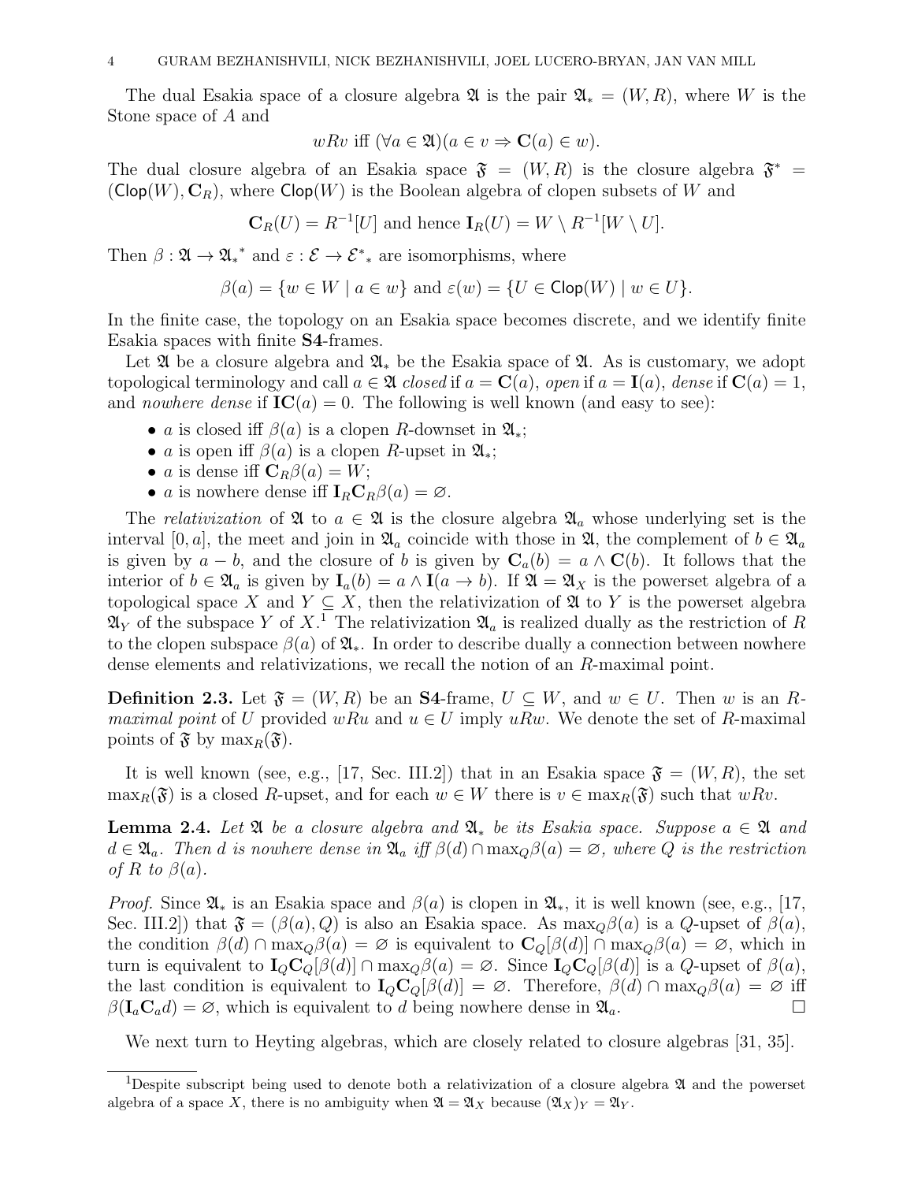The dual Esakia space of a closure algebra $\mathfrak{A}$ is the pair $\mathfrak{A}_* = (W, R)$, where $W$ is the Stone space of $A$ and

$$wRv \text{ iff } (\forall a \in \mathfrak{A})(a \in v \Rightarrow \mathbf{C}(a) \in w).$$

The dual closure algebra of an Esakia space $\mathfrak{F} = (W, R)$ is the closure algebra $\mathfrak{F}^* = (\mathsf{Clop}(W), \mathbf{C}_R)$, where $\mathsf{Clop}(W)$ is the Boolean algebra of clopen subsets of $W$ and

$$\mathbf{C}_R(U) = R^{-1}[U] \text{ and hence } \mathbf{I}_R(U) = W \setminus R^{-1}[W \setminus U].$$

Then $\beta : \mathfrak{A} \to {\mathfrak{A}_*}^*$ and $\varepsilon : \mathcal{E} \to {\mathcal{E}^*}_*$ are isomorphisms, where

$$\beta(a) = \{w \in W \mid a \in w\} \text{ and } \varepsilon(w) = \{U \in \mathsf{Clop}(W) \mid w \in U\}.$$

In the finite case, the topology on an Esakia space becomes discrete, and we identify finite Esakia spaces with finite **S4**-frames.

Let $\mathfrak{A}$ be a closure algebra and $\mathfrak{A}_*$ be the Esakia space of $\mathfrak{A}$. As is customary, we adopt topological terminology and call $a \in \mathfrak{A}$ *closed* if $a = \mathbf{C}(a)$, *open* if $a = \mathbf{I}(a)$, *dense* if $\mathbf{C}(a) = 1$, and *nowhere dense* if $\mathbf{IC}(a) = 0$. The following is well known (and easy to see):

- $a$ is closed iff $\beta(a)$ is a clopen $R$-downset in $\mathfrak{A}_*$;
- $a$ is open iff $\beta(a)$ is a clopen $R$-upset in $\mathfrak{A}_*$;
- $a$ is dense iff $\mathbf{C}_R\beta(a) = W$;
- $a$ is nowhere dense iff $\mathbf{I}_R\mathbf{C}_R\beta(a) = \varnothing$.

The *relativization* of $\mathfrak{A}$ to $a \in \mathfrak{A}$ is the closure algebra $\mathfrak{A}_a$ whose underlying set is the interval $[0, a]$, the meet and join in $\mathfrak{A}_a$ coincide with those in $\mathfrak{A}$, the complement of $b \in \mathfrak{A}_a$ is given by $a - b$, and the closure of $b$ is given by $\mathbf{C}_a(b) = a \wedge \mathbf{C}(b)$. It follows that the interior of $b \in \mathfrak{A}_a$ is given by $\mathbf{I}_a(b) = a \wedge \mathbf{I}(a \to b)$. If $\mathfrak{A} = \mathfrak{A}_X$ is the powerset algebra of a topological space $X$ and $Y \subseteq X$, then the relativization of $\mathfrak{A}$ to $Y$ is the powerset algebra $\mathfrak{A}_Y$ of the subspace $Y$ of $X$.[1] The relativization $\mathfrak{A}_a$ is realized dually as the restriction of $R$ to the clopen subspace $\beta(a)$ of $\mathfrak{A}_*$. In order to describe dually a connection between nowhere dense elements and relativizations, we recall the notion of an $R$-maximal point.

**Definition 2.3.** Let $\mathfrak{F} = (W, R)$ be an **S4**-frame, $U \subseteq W$, and $w \in U$. Then $w$ is an *$R$-maximal point* of $U$ provided $wRu$ and $u \in U$ imply $uRw$. We denote the set of $R$-maximal points of $\mathfrak{F}$ by $\max_R(\mathfrak{F})$.

It is well known (see, e.g., [17, Sec. III.2]) that in an Esakia space $\mathfrak{F} = (W, R)$, the set $\max_R(\mathfrak{F})$ is a closed $R$-upset, and for each $w \in W$ there is $v \in \max_R(\mathfrak{F})$ such that $wRv$.

**Lemma 2.4.** *Let $\mathfrak{A}$ be a closure algebra and $\mathfrak{A}_*$ be its Esakia space. Suppose $a \in \mathfrak{A}$ and $d \in \mathfrak{A}_a$. Then $d$ is nowhere dense in $\mathfrak{A}_a$ iff $\beta(d) \cap \max_Q \beta(a) = \varnothing$, where $Q$ is the restriction of $R$ to $\beta(a)$.*

*Proof.* Since $\mathfrak{A}_*$ is an Esakia space and $\beta(a)$ is clopen in $\mathfrak{A}_*$, it is well known (see, e.g., [17, Sec. III.2]) that $\mathfrak{F} = (\beta(a), Q)$ is also an Esakia space. As $\max_Q \beta(a)$ is a $Q$-upset of $\beta(a)$, the condition $\beta(d) \cap \max_Q \beta(a) = \varnothing$ is equivalent to $\mathbf{C}_Q[\beta(d)] \cap \max_Q \beta(a) = \varnothing$, which in turn is equivalent to $\mathbf{I}_Q\mathbf{C}_Q[\beta(d)] \cap \max_Q \beta(a) = \varnothing$. Since $\mathbf{I}_Q\mathbf{C}_Q[\beta(d)]$ is a $Q$-upset of $\beta(a)$, the last condition is equivalent to $\mathbf{I}_Q\mathbf{C}_Q[\beta(d)] = \varnothing$. Therefore, $\beta(d) \cap \max_Q \beta(a) = \varnothing$ iff $\beta(\mathbf{I}_a\mathbf{C}_a d) = \varnothing$, which is equivalent to $d$ being nowhere dense in $\mathfrak{A}_a$. $\square$

We next turn to Heyting algebras, which are closely related to closure algebras [31, 35].

[1] Despite subscript being used to denote both a relativization of a closure algebra $\mathfrak{A}$ and the powerset algebra of a space $X$, there is no ambiguity when $\mathfrak{A} = \mathfrak{A}_X$ because $(\mathfrak{A}_X)_Y = \mathfrak{A}_Y$.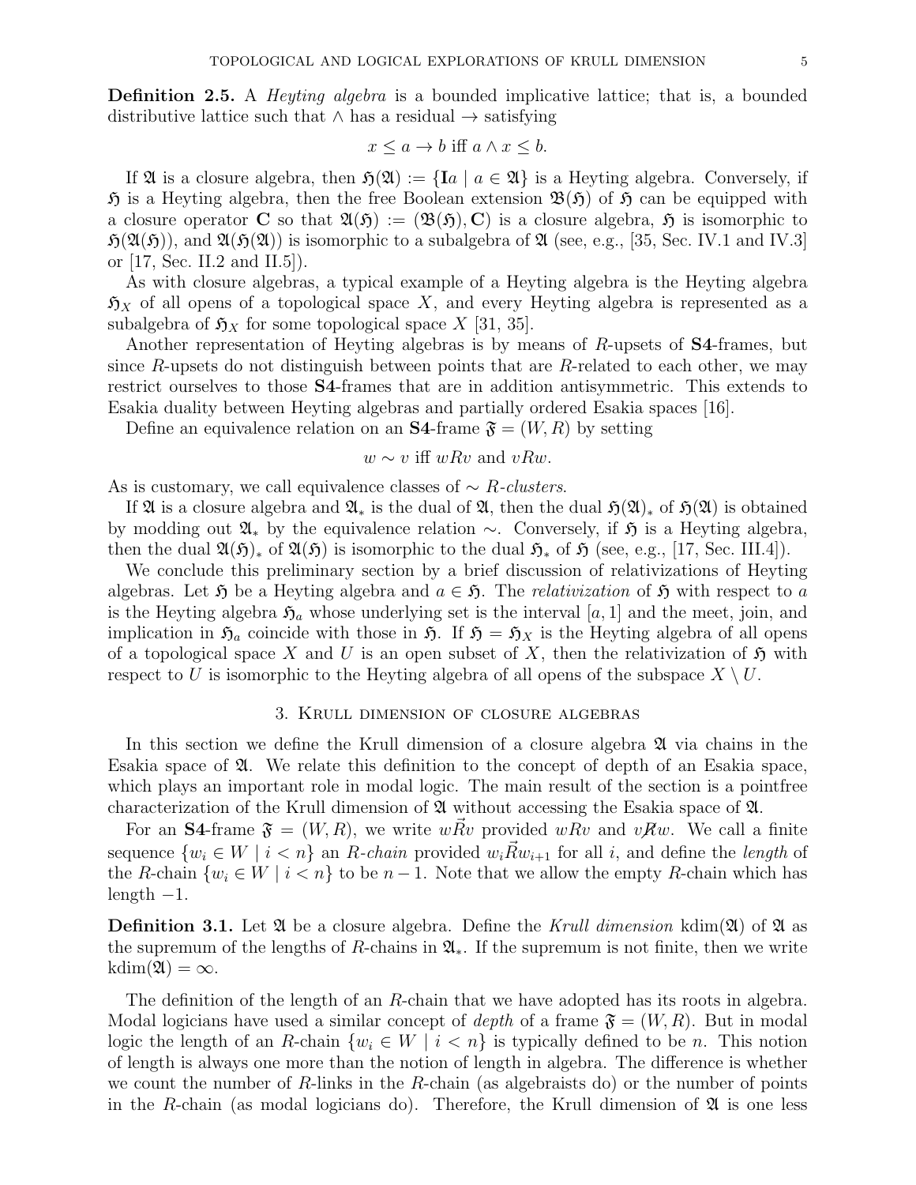**Definition 2.5.** A *Heyting algebra* is a bounded implicative lattice; that is, a bounded distributive lattice such that $\wedge$ has a residual $\to$ satisfying

$$x \le a \to b \text{ iff } a \wedge x \le b.$$

If $\mathfrak{A}$ is a closure algebra, then $\mathfrak{H}(\mathfrak{A}) := \{\mathbf{I}a \mid a \in \mathfrak{A}\}$ is a Heyting algebra. Conversely, if $\mathfrak{H}$ is a Heyting algebra, then the free Boolean extension $\mathfrak{B}(\mathfrak{H})$ of $\mathfrak{H}$ can be equipped with a closure operator $\mathbf{C}$ so that $\mathfrak{A}(\mathfrak{H}) := (\mathfrak{B}(\mathfrak{H}), \mathbf{C})$ is a closure algebra, $\mathfrak{H}$ is isomorphic to $\mathfrak{H}(\mathfrak{A}(\mathfrak{H}))$, and $\mathfrak{A}(\mathfrak{H}(\mathfrak{A}))$ is isomorphic to a subalgebra of $\mathfrak{A}$ (see, e.g., [35, Sec. IV.1 and IV.3] or [17, Sec. II.2 and II.5]).

As with closure algebras, a typical example of a Heyting algebra is the Heyting algebra $\mathfrak{H}_X$ of all opens of a topological space $X$, and every Heyting algebra is represented as a subalgebra of $\mathfrak{H}_X$ for some topological space $X$ [31, 35].

Another representation of Heyting algebras is by means of $R$-upsets of **S4**-frames, but since $R$-upsets do not distinguish between points that are $R$-related to each other, we may restrict ourselves to those **S4**-frames that are in addition antisymmetric. This extends to Esakia duality between Heyting algebras and partially ordered Esakia spaces [16].

Define an equivalence relation on an **S4**-frame $\mathfrak{F} = (W, R)$ by setting

$$w \sim v \text{ iff } wRv \text{ and } vRw.$$

As is customary, we call equivalence classes of $\sim$ *$R$-clusters*.

If $\mathfrak{A}$ is a closure algebra and $\mathfrak{A}_*$ is the dual of $\mathfrak{A}$, then the dual $\mathfrak{H}(\mathfrak{A})_*$ of $\mathfrak{H}(\mathfrak{A})$ is obtained by modding out $\mathfrak{A}_*$ by the equivalence relation $\sim$. Conversely, if $\mathfrak{H}$ is a Heyting algebra, then the dual $\mathfrak{A}(\mathfrak{H})_*$ of $\mathfrak{A}(\mathfrak{H})$ is isomorphic to the dual $\mathfrak{H}_*$ of $\mathfrak{H}$ (see, e.g., [17, Sec. III.4]).

We conclude this preliminary section by a brief discussion of relativizations of Heyting algebras. Let $\mathfrak{H}$ be a Heyting algebra and $a \in \mathfrak{H}$. The *relativization* of $\mathfrak{H}$ with respect to $a$ is the Heyting algebra $\mathfrak{H}_a$ whose underlying set is the interval $[a, 1]$ and the meet, join, and implication in $\mathfrak{H}_a$ coincide with those in $\mathfrak{H}$. If $\mathfrak{H} = \mathfrak{H}_X$ is the Heyting algebra of all opens of a topological space $X$ and $U$ is an open subset of $X$, then the relativization of $\mathfrak{H}$ with respect to $U$ is isomorphic to the Heyting algebra of all opens of the subspace $X \setminus U$.

## 3. Krull dimension of closure algebras

In this section we define the Krull dimension of a closure algebra $\mathfrak{A}$ via chains in the Esakia space of $\mathfrak{A}$. We relate this definition to the concept of depth of an Esakia space, which plays an important role in modal logic. The main result of the section is a pointfree characterization of the Krull dimension of $\mathfrak{A}$ without accessing the Esakia space of $\mathfrak{A}$.

For an **S4**-frame $\mathfrak{F} = (W, R)$, we write $w\vec{R}v$ provided $wRv$ and $v\not\!R w$. We call a finite sequence $\{w_i \in W \mid i < n\}$ an *$R$-chain* provided $w_i \vec{R} w_{i+1}$ for all $i$, and define the *length* of the $R$-chain $\{w_i \in W \mid i < n\}$ to be $n - 1$. Note that we allow the empty $R$-chain which has length $-1$.

**Definition 3.1.** Let $\mathfrak{A}$ be a closure algebra. Define the *Krull dimension* $\mathrm{kdim}(\mathfrak{A})$ of $\mathfrak{A}$ as the supremum of the lengths of $R$-chains in $\mathfrak{A}_*$. If the supremum is not finite, then we write $\mathrm{kdim}(\mathfrak{A}) = \infty$.

The definition of the length of an $R$-chain that we have adopted has its roots in algebra. Modal logicians have used a similar concept of *depth* of a frame $\mathfrak{F} = (W, R)$. But in modal logic the length of an $R$-chain $\{w_i \in W \mid i < n\}$ is typically defined to be $n$. This notion of length is always one more than the notion of length in algebra. The difference is whether we count the number of $R$-links in the $R$-chain (as algebraists do) or the number of points in the $R$-chain (as modal logicians do). Therefore, the Krull dimension of $\mathfrak{A}$ is one less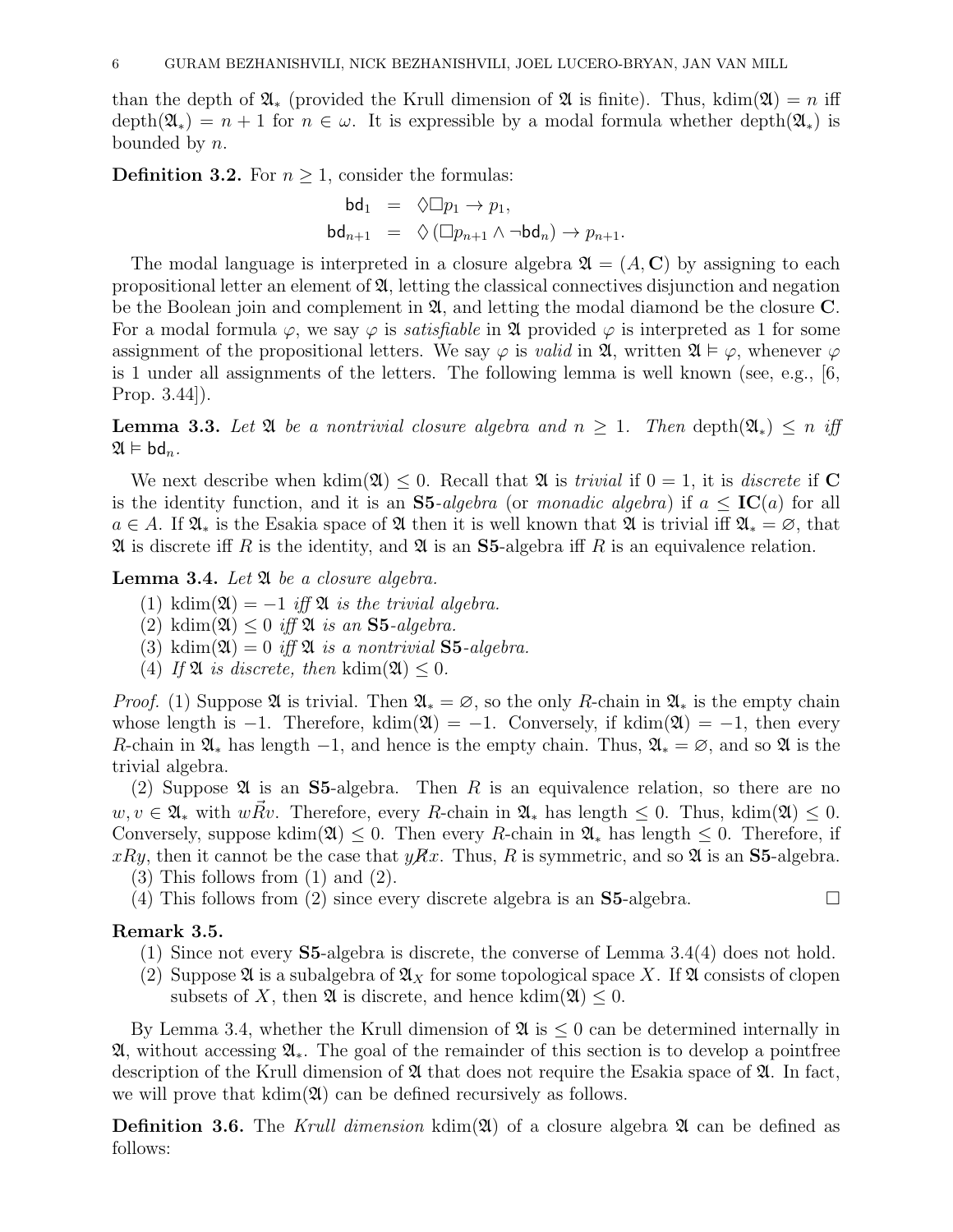than the depth of $\mathfrak{A}_*$ (provided the Krull dimension of $\mathfrak{A}$ is finite). Thus, $\mathrm{kdim}(\mathfrak{A}) = n$ iff $\mathrm{depth}(\mathfrak{A}_*) = n+1$ for $n \in \omega$. It is expressible by a modal formula whether $\mathrm{depth}(\mathfrak{A}_*)$ is bounded by $n$.

**Definition 3.2.** For $n \geq 1$, consider the formulas:

$$\begin{aligned} \mathsf{bd}_1 &= \Diamond\Box p_1 \to p_1, \\ \mathsf{bd}_{n+1} &= \Diamond\left(\Box p_{n+1} \wedge \neg \mathsf{bd}_n\right) \to p_{n+1}. \end{aligned}$$

The modal language is interpreted in a closure algebra $\mathfrak{A} = (A, \mathbf{C})$ by assigning to each propositional letter an element of $\mathfrak{A}$, letting the classical connectives disjunction and negation be the Boolean join and complement in $\mathfrak{A}$, and letting the modal diamond be the closure $\mathbf{C}$. For a modal formula $\varphi$, we say $\varphi$ is *satisfiable* in $\mathfrak{A}$ provided $\varphi$ is interpreted as 1 for some assignment of the propositional letters. We say $\varphi$ is *valid* in $\mathfrak{A}$, written $\mathfrak{A} \vDash \varphi$, whenever $\varphi$ is 1 under all assignments of the letters. The following lemma is well known (see, e.g., [6, Prop. 3.44]).

**Lemma 3.3.** *Let $\mathfrak{A}$ be a nontrivial closure algebra and $n \geq 1$. Then $\mathrm{depth}(\mathfrak{A}_*) \leq n$ iff $\mathfrak{A} \vDash \mathsf{bd}_n$.*

We next describe when $\mathrm{kdim}(\mathfrak{A}) \leq 0$. Recall that $\mathfrak{A}$ is *trivial* if $0 = 1$, it is *discrete* if $\mathbf{C}$ is the identity function, and it is an **S5**-*algebra* (or *monadic algebra*) if $a \leq \mathbf{IC}(a)$ for all $a \in A$. If $\mathfrak{A}_*$ is the Esakia space of $\mathfrak{A}$ then it is well known that $\mathfrak{A}$ is trivial iff $\mathfrak{A}_* = \varnothing$, that $\mathfrak{A}$ is discrete iff $R$ is the identity, and $\mathfrak{A}$ is an **S5**-algebra iff $R$ is an equivalence relation.

**Lemma 3.4.** *Let $\mathfrak{A}$ be a closure algebra.*

1. *$\mathrm{kdim}(\mathfrak{A}) = -1$ iff $\mathfrak{A}$ is the trivial algebra.*
2. *$\mathrm{kdim}(\mathfrak{A}) \leq 0$ iff $\mathfrak{A}$ is an* **S5***-algebra.*
3. *$\mathrm{kdim}(\mathfrak{A}) = 0$ iff $\mathfrak{A}$ is a nontrivial* **S5***-algebra.*
4. *If $\mathfrak{A}$ is discrete, then $\mathrm{kdim}(\mathfrak{A}) \leq 0$.*

*Proof.* (1) Suppose $\mathfrak{A}$ is trivial. Then $\mathfrak{A}_* = \varnothing$, so the only $R$-chain in $\mathfrak{A}_*$ is the empty chain whose length is $-1$. Therefore, $\mathrm{kdim}(\mathfrak{A}) = -1$. Conversely, if $\mathrm{kdim}(\mathfrak{A}) = -1$, then every $R$-chain in $\mathfrak{A}_*$ has length $-1$, and hence is the empty chain. Thus, $\mathfrak{A}_* = \varnothing$, and so $\mathfrak{A}$ is the trivial algebra.

(2) Suppose $\mathfrak{A}$ is an **S5**-algebra. Then $R$ is an equivalence relation, so there are no $w, v \in \mathfrak{A}_*$ with $w\vec{R}v$. Therefore, every $R$-chain in $\mathfrak{A}_*$ has length $\leq 0$. Thus, $\mathrm{kdim}(\mathfrak{A}) \leq 0$. Conversely, suppose $\mathrm{kdim}(\mathfrak{A}) \leq 0$. Then every $R$-chain in $\mathfrak{A}_*$ has length $\leq 0$. Therefore, if $xRy$, then it cannot be the case that $y \not\!R x$. Thus, $R$ is symmetric, and so $\mathfrak{A}$ is an **S5**-algebra.

(3) This follows from (1) and (2).

(4) This follows from (2) since every discrete algebra is an **S5**-algebra. $\square$

**Remark 3.5.**

1. Since not every **S5**-algebra is discrete, the converse of Lemma 3.4(4) does not hold.
2. Suppose $\mathfrak{A}$ is a subalgebra of $\mathfrak{A}_X$ for some topological space $X$. If $\mathfrak{A}$ consists of clopen subsets of $X$, then $\mathfrak{A}$ is discrete, and hence $\mathrm{kdim}(\mathfrak{A}) \leq 0$.

By Lemma 3.4, whether the Krull dimension of $\mathfrak{A}$ is $\leq 0$ can be determined internally in $\mathfrak{A}$, without accessing $\mathfrak{A}_*$. The goal of the remainder of this section is to develop a pointfree description of the Krull dimension of $\mathfrak{A}$ that does not require the Esakia space of $\mathfrak{A}$. In fact, we will prove that $\mathrm{kdim}(\mathfrak{A})$ can be defined recursively as follows.

**Definition 3.6.** The *Krull dimension* $\mathrm{kdim}(\mathfrak{A})$ of a closure algebra $\mathfrak{A}$ can be defined as follows: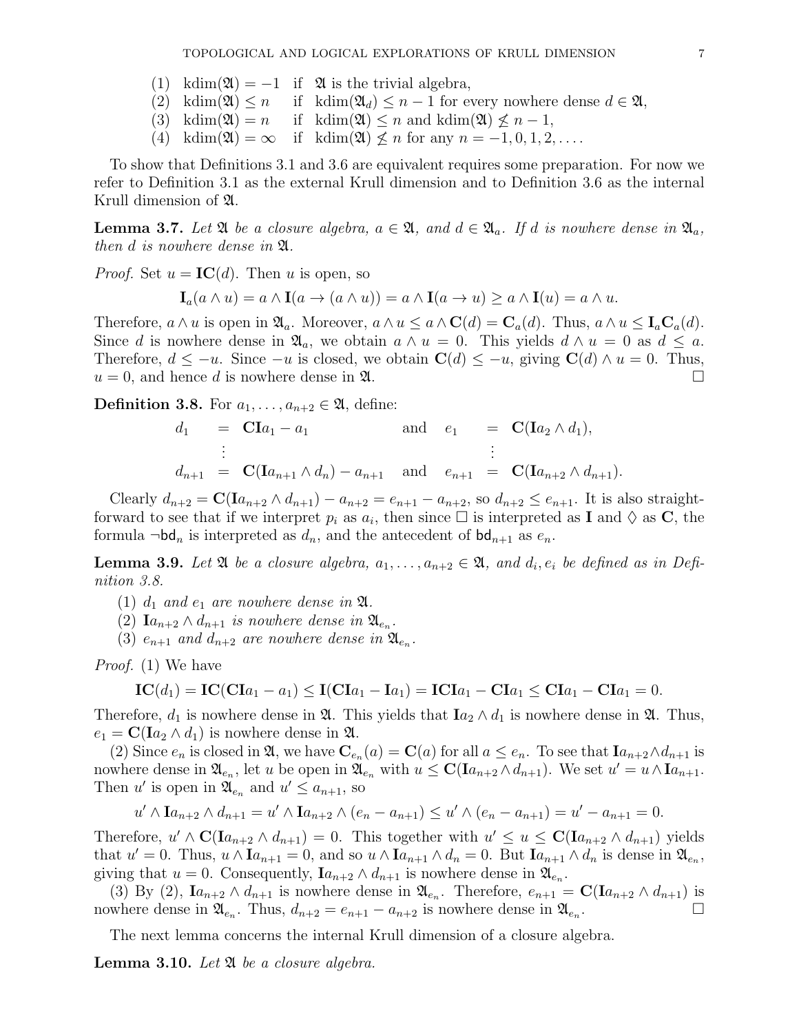(1) $\text{kdim}(\mathfrak{A}) = -1$ if $\mathfrak{A}$ is the trivial algebra,
(2) $\text{kdim}(\mathfrak{A}) \le n$ if $\text{kdim}(\mathfrak{A}_d) \le n-1$ for every nowhere dense $d \in \mathfrak{A}$,
(3) $\text{kdim}(\mathfrak{A}) = n$ if $\text{kdim}(\mathfrak{A}) \le n$ and $\text{kdim}(\mathfrak{A}) \not\le n-1$,
(4) $\text{kdim}(\mathfrak{A}) = \infty$ if $\text{kdim}(\mathfrak{A}) \not\le n$ for any $n = -1, 0, 1, 2, \ldots$.

To show that Definitions 3.1 and 3.6 are equivalent requires some preparation. For now we refer to Definition 3.1 as the external Krull dimension and to Definition 3.6 as the internal Krull dimension of $\mathfrak{A}$.

**Lemma 3.7.** *Let $\mathfrak{A}$ be a closure algebra, $a \in \mathfrak{A}$, and $d \in \mathfrak{A}_a$. If $d$ is nowhere dense in $\mathfrak{A}_a$, then $d$ is nowhere dense in $\mathfrak{A}$.*

*Proof.* Set $u = \mathbf{IC}(d)$. Then $u$ is open, so

$$\mathbf{I}_a(a \wedge u) = a \wedge \mathbf{I}(a \to (a \wedge u)) = a \wedge \mathbf{I}(a \to u) \ge a \wedge \mathbf{I}(u) = a \wedge u.$$

Therefore, $a \wedge u$ is open in $\mathfrak{A}_a$. Moreover, $a \wedge u \le a \wedge \mathbf{C}(d) = \mathbf{C}_a(d)$. Thus, $a \wedge u \le \mathbf{I}_a\mathbf{C}_a(d)$. Since $d$ is nowhere dense in $\mathfrak{A}_a$, we obtain $a \wedge u = 0$. This yields $d \wedge u = 0$ as $d \le a$. Therefore, $d \le -u$. Since $-u$ is closed, we obtain $\mathbf{C}(d) \le -u$, giving $\mathbf{C}(d) \wedge u = 0$. Thus, $u = 0$, and hence $d$ is nowhere dense in $\mathfrak{A}$. □

**Definition 3.8.** For $a_1, \ldots, a_{n+2} \in \mathfrak{A}$, define:

$$\begin{aligned}
d_1 &= \mathbf{CI}a_1 - a_1 &\quad\text{and}\quad e_1 &= \mathbf{C}(\mathbf{I}a_2 \wedge d_1),\\
&\ \ \vdots & &\ \ \vdots\\
d_{n+1} &= \mathbf{C}(\mathbf{I}a_{n+1} \wedge d_n) - a_{n+1} &\quad\text{and}\quad e_{n+1} &= \mathbf{C}(\mathbf{I}a_{n+2} \wedge d_{n+1}).
\end{aligned}$$

Clearly $d_{n+2} = \mathbf{C}(\mathbf{I}a_{n+2} \wedge d_{n+1}) - a_{n+2} = e_{n+1} - a_{n+2}$, so $d_{n+2} \le e_{n+1}$. It is also straightforward to see that if we interpret $p_i$ as $a_i$, then since $\Box$ is interpreted as $\mathbf{I}$ and $\Diamond$ as $\mathbf{C}$, the formula $\neg\mathsf{bd}_n$ is interpreted as $d_n$, and the antecedent of $\mathsf{bd}_{n+1}$ as $e_n$.

**Lemma 3.9.** *Let $\mathfrak{A}$ be a closure algebra, $a_1, \ldots, a_{n+2} \in \mathfrak{A}$, and $d_i, e_i$ be defined as in Definition 3.8.*

(1) *$d_1$ and $e_1$ are nowhere dense in $\mathfrak{A}$.*
(2) *$\mathbf{I}a_{n+2} \wedge d_{n+1}$ is nowhere dense in $\mathfrak{A}_{e_n}$.*
(3) *$e_{n+1}$ and $d_{n+2}$ are nowhere dense in $\mathfrak{A}_{e_n}$.*

*Proof.* (1) We have

$$\mathbf{IC}(d_1) = \mathbf{IC}(\mathbf{CI}a_1 - a_1) \le \mathbf{I}(\mathbf{CI}a_1 - \mathbf{I}a_1) = \mathbf{ICI}a_1 - \mathbf{CI}a_1 \le \mathbf{CI}a_1 - \mathbf{CI}a_1 = 0.$$

Therefore, $d_1$ is nowhere dense in $\mathfrak{A}$. This yields that $\mathbf{I}a_2 \wedge d_1$ is nowhere dense in $\mathfrak{A}$. Thus, $e_1 = \mathbf{C}(\mathbf{I}a_2 \wedge d_1)$ is nowhere dense in $\mathfrak{A}$.

(2) Since $e_n$ is closed in $\mathfrak{A}$, we have $\mathbf{C}_{e_n}(a) = \mathbf{C}(a)$ for all $a \le e_n$. To see that $\mathbf{I}a_{n+2} \wedge d_{n+1}$ is nowhere dense in $\mathfrak{A}_{e_n}$, let $u$ be open in $\mathfrak{A}_{e_n}$ with $u \le \mathbf{C}(\mathbf{I}a_{n+2} \wedge d_{n+1})$. We set $u' = u \wedge \mathbf{I}a_{n+1}$. Then $u'$ is open in $\mathfrak{A}_{e_n}$ and $u' \le a_{n+1}$, so

$$u' \wedge \mathbf{I}a_{n+2} \wedge d_{n+1} = u' \wedge \mathbf{I}a_{n+2} \wedge (e_n - a_{n+1}) \le u' \wedge (e_n - a_{n+1}) = u' - a_{n+1} = 0.$$

Therefore, $u' \wedge \mathbf{C}(\mathbf{I}a_{n+2} \wedge d_{n+1}) = 0$. This together with $u' \le u \le \mathbf{C}(\mathbf{I}a_{n+2} \wedge d_{n+1})$ yields that $u' = 0$. Thus, $u \wedge \mathbf{I}a_{n+1} = 0$, and so $u \wedge \mathbf{I}a_{n+1} \wedge d_n = 0$. But $\mathbf{I}a_{n+1} \wedge d_n$ is dense in $\mathfrak{A}_{e_n}$, giving that $u = 0$. Consequently, $\mathbf{I}a_{n+2} \wedge d_{n+1}$ is nowhere dense in $\mathfrak{A}_{e_n}$.

(3) By (2), $\mathbf{I}a_{n+2} \wedge d_{n+1}$ is nowhere dense in $\mathfrak{A}_{e_n}$. Therefore, $e_{n+1} = \mathbf{C}(\mathbf{I}a_{n+2} \wedge d_{n+1})$ is nowhere dense in $\mathfrak{A}_{e_n}$. Thus, $d_{n+2} = e_{n+1} - a_{n+2}$ is nowhere dense in $\mathfrak{A}_{e_n}$. □

The next lemma concerns the internal Krull dimension of a closure algebra.

**Lemma 3.10.** *Let $\mathfrak{A}$ be a closure algebra.*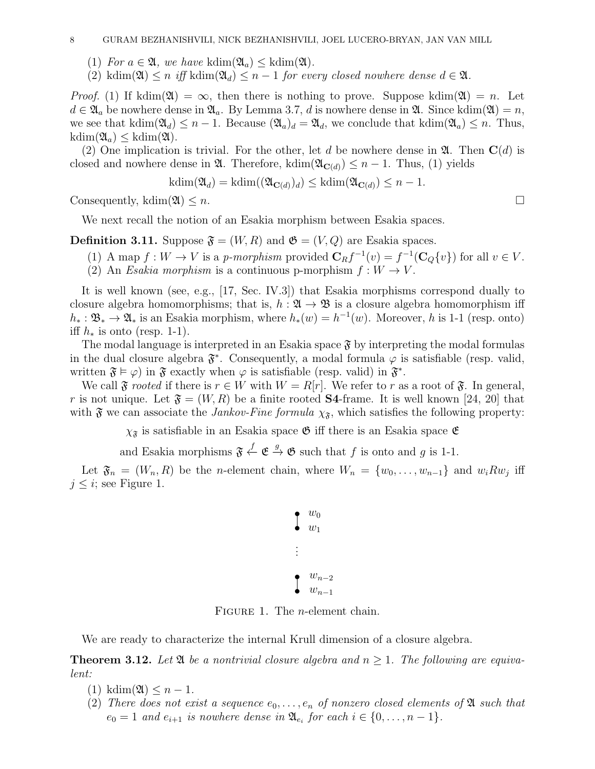(1) *For* $a \in \mathfrak{A}$, *we have* $\operatorname{kdim}(\mathfrak{A}_a) \leq \operatorname{kdim}(\mathfrak{A})$.

(2) $\operatorname{kdim}(\mathfrak{A}) \leq n$ *iff* $\operatorname{kdim}(\mathfrak{A}_d) \leq n-1$ *for every closed nowhere dense* $d \in \mathfrak{A}$.

*Proof.* (1) If $\operatorname{kdim}(\mathfrak{A}) = \infty$, then there is nothing to prove. Suppose $\operatorname{kdim}(\mathfrak{A}) = n$. Let $d \in \mathfrak{A}_a$ be nowhere dense in $\mathfrak{A}_a$. By Lemma 3.7, $d$ is nowhere dense in $\mathfrak{A}$. Since $\operatorname{kdim}(\mathfrak{A}) = n$, we see that $\operatorname{kdim}(\mathfrak{A}_d) \leq n-1$. Because $(\mathfrak{A}_a)_d = \mathfrak{A}_d$, we conclude that $\operatorname{kdim}(\mathfrak{A}_a) \leq n$. Thus, $\operatorname{kdim}(\mathfrak{A}_a) \leq \operatorname{kdim}(\mathfrak{A})$.

(2) One implication is trivial. For the other, let $d$ be nowhere dense in $\mathfrak{A}$. Then $\mathbf{C}(d)$ is closed and nowhere dense in $\mathfrak{A}$. Therefore, $\operatorname{kdim}(\mathfrak{A}_{\mathbf{C}(d)}) \leq n-1$. Thus, (1) yields

$$\operatorname{kdim}(\mathfrak{A}_d) = \operatorname{kdim}((\mathfrak{A}_{\mathbf{C}(d)})_d) \leq \operatorname{kdim}(\mathfrak{A}_{\mathbf{C}(d)}) \leq n-1.$$

Consequently, $\operatorname{kdim}(\mathfrak{A}) \leq n$. □

We next recall the notion of an Esakia morphism between Esakia spaces.

**Definition 3.11.** Suppose $\mathfrak{F} = (W, R)$ and $\mathfrak{G} = (V, Q)$ are Esakia spaces.

(1) A map $f : W \to V$ is a *p-morphism* provided $\mathbf{C}_R f^{-1}(v) = f^{-1}(\mathbf{C}_Q\{v\})$ for all $v \in V$.

(2) An *Esakia morphism* is a continuous p-morphism $f : W \to V$.

It is well known (see, e.g., [17, Sec. IV.3]) that Esakia morphisms correspond dually to closure algebra homomorphisms; that is, $h : \mathfrak{A} \to \mathfrak{B}$ is a closure algebra homomorphism iff $h_* : \mathfrak{B}_* \to \mathfrak{A}_*$ is an Esakia morphism, where $h_*(w) = h^{-1}(w)$. Moreover, $h$ is 1-1 (resp. onto) iff $h_*$ is onto (resp. 1-1).

The modal language is interpreted in an Esakia space $\mathfrak{F}$ by interpreting the modal formulas in the dual closure algebra $\mathfrak{F}^*$. Consequently, a modal formula $\varphi$ is satisfiable (resp. valid, written $\mathfrak{F} \vDash \varphi$) in $\mathfrak{F}$ exactly when $\varphi$ is satisfiable (resp. valid) in $\mathfrak{F}^*$.

We call $\mathfrak{F}$ *rooted* if there is $r \in W$ with $W = R[r]$. We refer to $r$ as a root of $\mathfrak{F}$. In general, $r$ is not unique. Let $\mathfrak{F} = (W, R)$ be a finite rooted $\mathbf{S4}$-frame. It is well known [24, 20] that with $\mathfrak{F}$ we can associate the *Jankov-Fine formula* $\chi_{\mathfrak{F}}$, which satisfies the following property:

$\chi_{\mathfrak{F}}$ is satisfiable in an Esakia space $\mathfrak{G}$ iff there is an Esakia space $\mathfrak{E}$ and Esakia morphisms $\mathfrak{F} \xleftarrow{f} \mathfrak{E} \xrightarrow{g} \mathfrak{G}$ such that $f$ is onto and $g$ is 1-1.

Let $\mathfrak{F}_n = (W_n, R)$ be the $n$-element chain, where $W_n = \{w_0, \ldots, w_{n-1}\}$ and $w_i R w_j$ iff $j \leq i$; see Figure 1.

$w_0$
$w_1$
$\vdots$
$w_{n-2}$
$w_{n-1}$

Figure 1. The $n$-element chain.

We are ready to characterize the internal Krull dimension of a closure algebra.

**Theorem 3.12.** *Let* $\mathfrak{A}$ *be a nontrivial closure algebra and* $n \geq 1$. *The following are equivalent:*

(1) $\operatorname{kdim}(\mathfrak{A}) \leq n-1$.

(2) *There does not exist a sequence* $e_0, \ldots, e_n$ *of nonzero closed elements of* $\mathfrak{A}$ *such that* $e_0 = 1$ *and* $e_{i+1}$ *is nowhere dense in* $\mathfrak{A}_{e_i}$ *for each* $i \in \{0, \ldots, n-1\}$.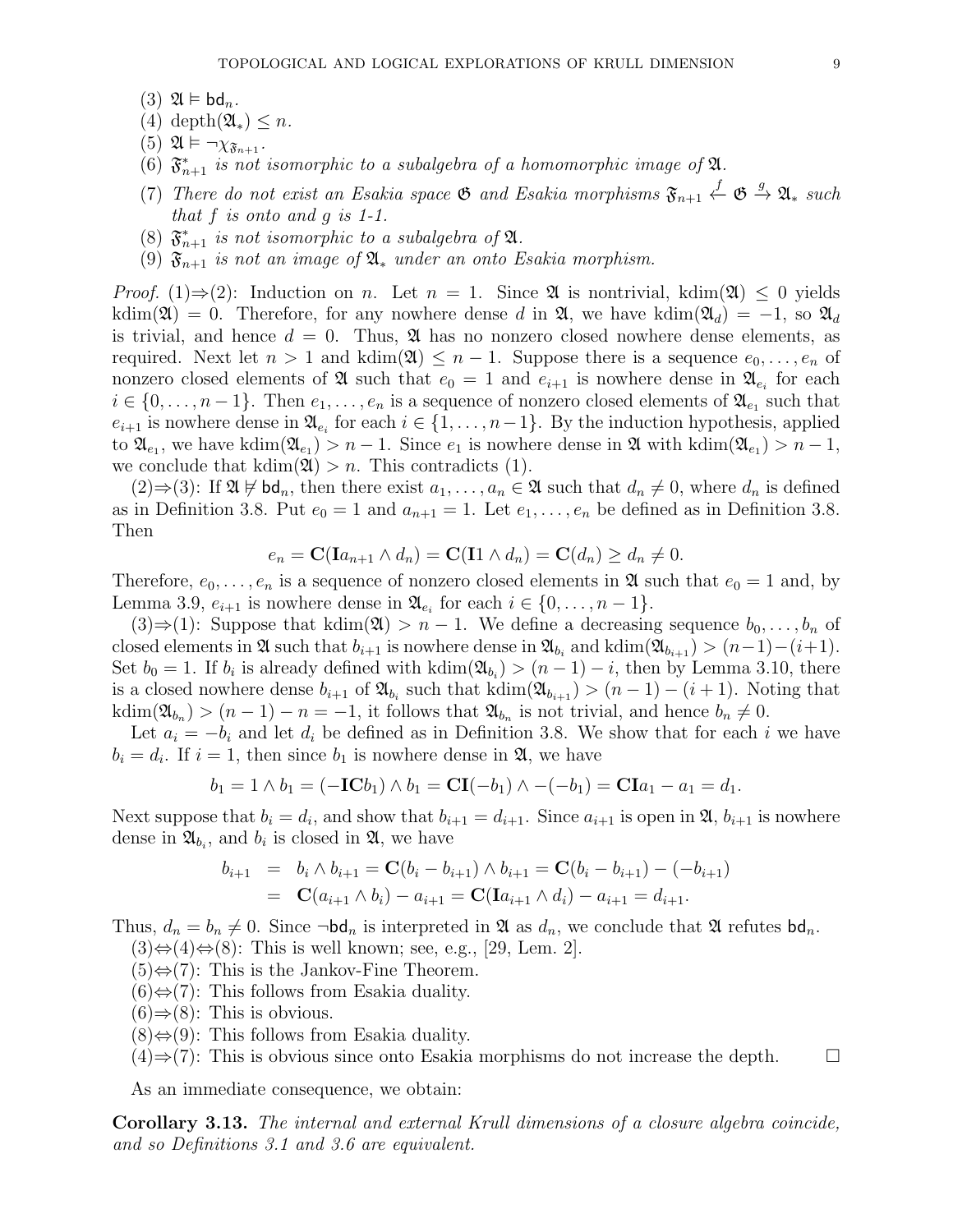(3) $\mathfrak{A} \models \mathsf{bd}_n$.
(4) $\operatorname{depth}(\mathfrak{A}_*) \le n$.
(5) $\mathfrak{A} \models \neg\chi_{\mathfrak{F}_{n+1}}$.
(6) *$\mathfrak{F}_{n+1}^*$ is not isomorphic to a subalgebra of a homomorphic image of $\mathfrak{A}$.*
(7) *There do not exist an Esakia space $\mathfrak{G}$ and Esakia morphisms $\mathfrak{F}_{n+1} \xleftarrow{f} \mathfrak{G} \xrightarrow{g} \mathfrak{A}_*$ such that $f$ is onto and $g$ is 1-1.*
(8) *$\mathfrak{F}_{n+1}^*$ is not isomorphic to a subalgebra of $\mathfrak{A}$.*
(9) *$\mathfrak{F}_{n+1}$ is not an image of $\mathfrak{A}_*$ under an onto Esakia morphism.*

*Proof.* (1)⇒(2): Induction on $n$. Let $n = 1$. Since $\mathfrak{A}$ is nontrivial, $\operatorname{kdim}(\mathfrak{A}) \le 0$ yields $\operatorname{kdim}(\mathfrak{A}) = 0$. Therefore, for any nowhere dense $d$ in $\mathfrak{A}$, we have $\operatorname{kdim}(\mathfrak{A}_d) = -1$, so $\mathfrak{A}_d$ is trivial, and hence $d = 0$. Thus, $\mathfrak{A}$ has no nonzero closed nowhere dense elements, as required. Next let $n > 1$ and $\operatorname{kdim}(\mathfrak{A}) \le n - 1$. Suppose there is a sequence $e_0, \dots, e_n$ of nonzero closed elements of $\mathfrak{A}$ such that $e_0 = 1$ and $e_{i+1}$ is nowhere dense in $\mathfrak{A}_{e_i}$ for each $i \in \{0, \dots, n-1\}$. Then $e_1, \dots, e_n$ is a sequence of nonzero closed elements of $\mathfrak{A}_{e_1}$ such that $e_{i+1}$ is nowhere dense in $\mathfrak{A}_{e_i}$ for each $i \in \{1, \dots, n-1\}$. By the induction hypothesis, applied to $\mathfrak{A}_{e_1}$, we have $\operatorname{kdim}(\mathfrak{A}_{e_1}) > n - 1$. Since $e_1$ is nowhere dense in $\mathfrak{A}$ with $\operatorname{kdim}(\mathfrak{A}_{e_1}) > n - 1$, we conclude that $\operatorname{kdim}(\mathfrak{A}) > n$. This contradicts (1).

(2)⇒(3): If $\mathfrak{A} \not\models \mathsf{bd}_n$, then there exist $a_1, \dots, a_n \in \mathfrak{A}$ such that $d_n \ne 0$, where $d_n$ is defined as in Definition 3.8. Put $e_0 = 1$ and $a_{n+1} = 1$. Let $e_1, \dots, e_n$ be defined as in Definition 3.8. Then

$$e_n = \mathbf{C}(\mathbf{I}a_{n+1} \wedge d_n) = \mathbf{C}(\mathbf{I}1 \wedge d_n) = \mathbf{C}(d_n) \ge d_n \ne 0.$$

Therefore, $e_0, \dots, e_n$ is a sequence of nonzero closed elements in $\mathfrak{A}$ such that $e_0 = 1$ and, by Lemma 3.9, $e_{i+1}$ is nowhere dense in $\mathfrak{A}_{e_i}$ for each $i \in \{0, \dots, n-1\}$.

(3)⇒(1): Suppose that $\operatorname{kdim}(\mathfrak{A}) > n - 1$. We define a decreasing sequence $b_0, \dots, b_n$ of closed elements in $\mathfrak{A}$ such that $b_{i+1}$ is nowhere dense in $\mathfrak{A}_{b_i}$ and $\operatorname{kdim}(\mathfrak{A}_{b_{i+1}}) > (n-1)-(i+1)$. Set $b_0 = 1$. If $b_i$ is already defined with $\operatorname{kdim}(\mathfrak{A}_{b_i}) > (n-1) - i$, then by Lemma 3.10, there is a closed nowhere dense $b_{i+1}$ of $\mathfrak{A}_{b_i}$ such that $\operatorname{kdim}(\mathfrak{A}_{b_{i+1}}) > (n-1) - (i+1)$. Noting that $\operatorname{kdim}(\mathfrak{A}_{b_n}) > (n-1) - n = -1$, it follows that $\mathfrak{A}_{b_n}$ is not trivial, and hence $b_n \ne 0$.

Let $a_i = -b_i$ and let $d_i$ be defined as in Definition 3.8. We show that for each $i$ we have $b_i = d_i$. If $i = 1$, then since $b_1$ is nowhere dense in $\mathfrak{A}$, we have

$$b_1 = 1 \wedge b_1 = (-\mathbf{IC}b_1) \wedge b_1 = \mathbf{CI}(-b_1) \wedge -(-b_1) = \mathbf{CI}a_1 - a_1 = d_1.$$

Next suppose that $b_i = d_i$, and show that $b_{i+1} = d_{i+1}$. Since $a_{i+1}$ is open in $\mathfrak{A}$, $b_{i+1}$ is nowhere dense in $\mathfrak{A}_{b_i}$, and $b_i$ is closed in $\mathfrak{A}$, we have

$$\begin{aligned} b_{i+1} &= b_i \wedge b_{i+1} = \mathbf{C}(b_i - b_{i+1}) \wedge b_{i+1} = \mathbf{C}(b_i - b_{i+1}) - (-b_{i+1}) \\ &= \mathbf{C}(a_{i+1} \wedge b_i) - a_{i+1} = \mathbf{C}(\mathbf{I}a_{i+1} \wedge d_i) - a_{i+1} = d_{i+1}. \end{aligned}$$

Thus, $d_n = b_n \ne 0$. Since $\neg\mathsf{bd}_n$ is interpreted in $\mathfrak{A}$ as $d_n$, we conclude that $\mathfrak{A}$ refutes $\mathsf{bd}_n$.

(3)⇔(4)⇔(8): This is well known; see, e.g., [29, Lem. 2].

(5)⇔(7): This is the Jankov-Fine Theorem.

(6)⇔(7): This follows from Esakia duality.

(6)⇒(8): This is obvious.

(8)⇔(9): This follows from Esakia duality.

(4)⇒(7): This is obvious since onto Esakia morphisms do not increase the depth. □

As an immediate consequence, we obtain:

**Corollary 3.13.** *The internal and external Krull dimensions of a closure algebra coincide, and so Definitions 3.1 and 3.6 are equivalent.*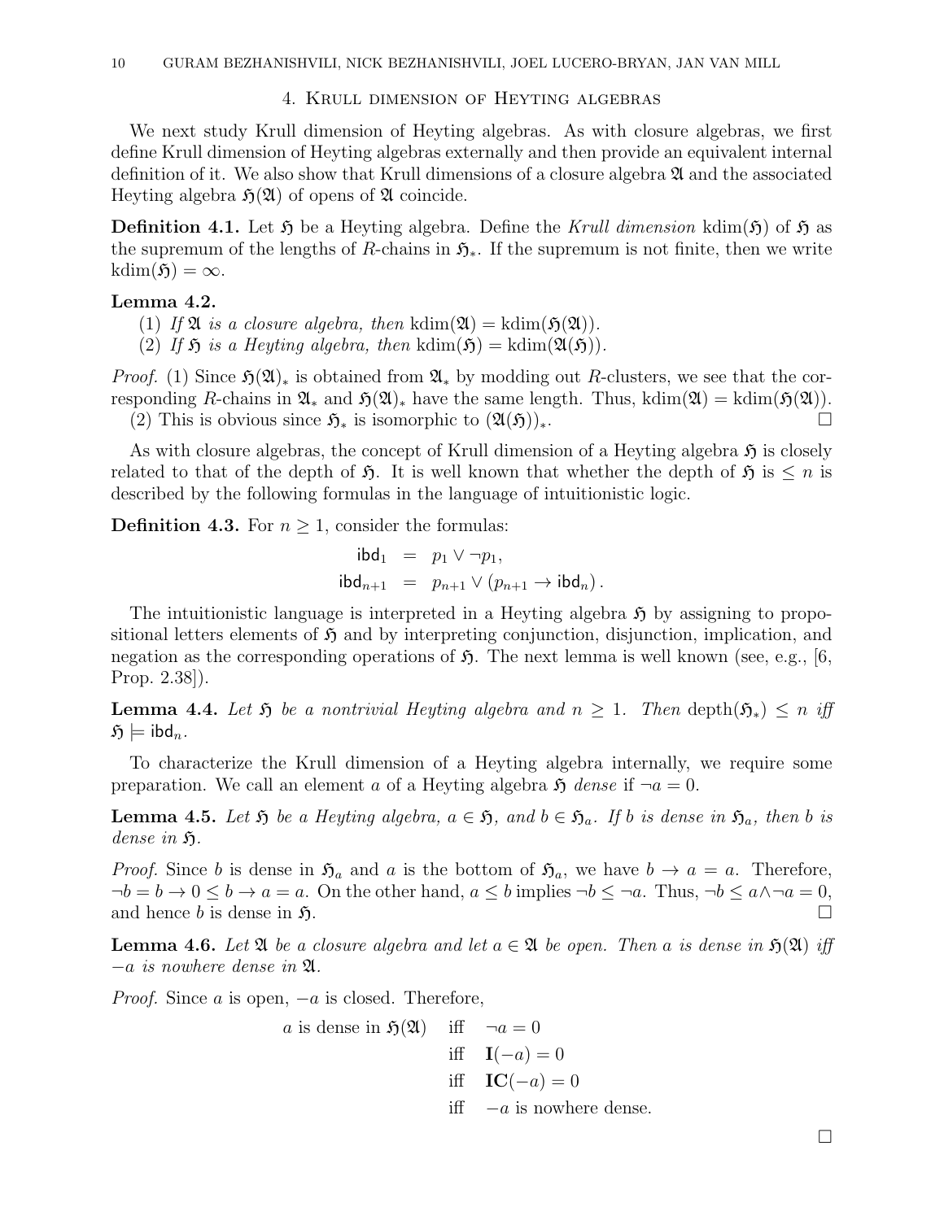## 4. Krull dimension of Heyting algebras

We next study Krull dimension of Heyting algebras. As with closure algebras, we first define Krull dimension of Heyting algebras externally and then provide an equivalent internal definition of it. We also show that Krull dimensions of a closure algebra $\mathfrak{A}$ and the associated Heyting algebra $\mathfrak{H}(\mathfrak{A})$ of opens of $\mathfrak{A}$ coincide.

**Definition 4.1.** Let $\mathfrak{H}$ be a Heyting algebra. Define the *Krull dimension* $\mathrm{kdim}(\mathfrak{H})$ of $\mathfrak{H}$ as the supremum of the lengths of $R$-chains in $\mathfrak{H}_*$. If the supremum is not finite, then we write $\mathrm{kdim}(\mathfrak{H}) = \infty$.

**Lemma 4.2.**

(1) *If $\mathfrak{A}$ is a closure algebra, then $\mathrm{kdim}(\mathfrak{A}) = \mathrm{kdim}(\mathfrak{H}(\mathfrak{A}))$.*

(2) *If $\mathfrak{H}$ is a Heyting algebra, then $\mathrm{kdim}(\mathfrak{H}) = \mathrm{kdim}(\mathfrak{A}(\mathfrak{H}))$.*

*Proof.* (1) Since $\mathfrak{H}(\mathfrak{A})_*$ is obtained from $\mathfrak{A}_*$ by modding out $R$-clusters, we see that the corresponding $R$-chains in $\mathfrak{A}_*$ and $\mathfrak{H}(\mathfrak{A})_*$ have the same length. Thus, $\mathrm{kdim}(\mathfrak{A}) = \mathrm{kdim}(\mathfrak{H}(\mathfrak{A}))$.

(2) This is obvious since $\mathfrak{H}_*$ is isomorphic to $(\mathfrak{A}(\mathfrak{H}))_*$. □

As with closure algebras, the concept of Krull dimension of a Heyting algebra $\mathfrak{H}$ is closely related to that of the depth of $\mathfrak{H}$. It is well known that whether the depth of $\mathfrak{H}$ is $\leq n$ is described by the following formulas in the language of intuitionistic logic.

**Definition 4.3.** For $n \geq 1$, consider the formulas:

$$\begin{aligned} \mathsf{ibd}_1 &= p_1 \vee \neg p_1, \\ \mathsf{ibd}_{n+1} &= p_{n+1} \vee (p_{n+1} \to \mathsf{ibd}_n). \end{aligned}$$

The intuitionistic language is interpreted in a Heyting algebra $\mathfrak{H}$ by assigning to propositional letters elements of $\mathfrak{H}$ and by interpreting conjunction, disjunction, implication, and negation as the corresponding operations of $\mathfrak{H}$. The next lemma is well known (see, e.g., [6, Prop. 2.38]).

**Lemma 4.4.** *Let $\mathfrak{H}$ be a nontrivial Heyting algebra and $n \geq 1$. Then $\mathrm{depth}(\mathfrak{H}_*) \leq n$ iff $\mathfrak{H} \models \mathsf{ibd}_n$.*

To characterize the Krull dimension of a Heyting algebra internally, we require some preparation. We call an element $a$ of a Heyting algebra $\mathfrak{H}$ *dense* if $\neg a = 0$.

**Lemma 4.5.** *Let $\mathfrak{H}$ be a Heyting algebra, $a \in \mathfrak{H}$, and $b \in \mathfrak{H}_a$. If $b$ is dense in $\mathfrak{H}_a$, then $b$ is dense in $\mathfrak{H}$.*

*Proof.* Since $b$ is dense in $\mathfrak{H}_a$ and $a$ is the bottom of $\mathfrak{H}_a$, we have $b \to a = a$. Therefore, $\neg b = b \to 0 \leq b \to a = a$. On the other hand, $a \leq b$ implies $\neg b \leq \neg a$. Thus, $\neg b \leq a \wedge \neg a = 0$, and hence $b$ is dense in $\mathfrak{H}$. □

**Lemma 4.6.** *Let $\mathfrak{A}$ be a closure algebra and let $a \in \mathfrak{A}$ be open. Then $a$ is dense in $\mathfrak{H}(\mathfrak{A})$ iff $-a$ is nowhere dense in $\mathfrak{A}$.*

*Proof.* Since $a$ is open, $-a$ is closed. Therefore,

$$\begin{aligned} a \text{ is dense in } \mathfrak{H}(\mathfrak{A}) \quad &\text{iff} \quad \neg a = 0 \\ &\text{iff} \quad \mathbf{I}(-a) = 0 \\ &\text{iff} \quad \mathbf{IC}(-a) = 0 \\ &\text{iff} \quad -a \text{ is nowhere dense.} \end{aligned}$$

□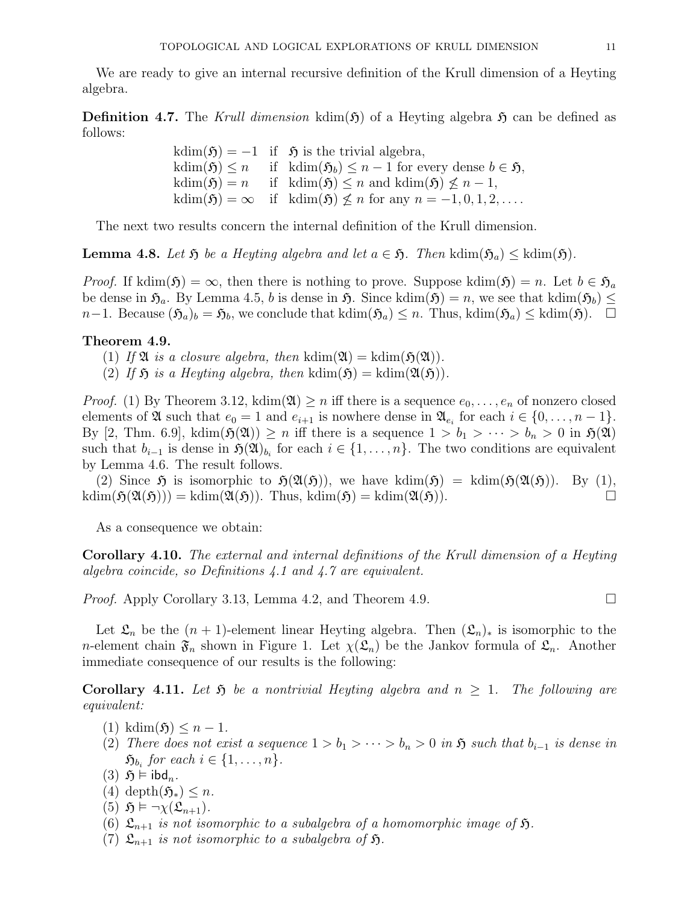We are ready to give an internal recursive definition of the Krull dimension of a Heyting algebra.

**Definition 4.7.** The *Krull dimension* $\mathrm{kdim}(\mathfrak{H})$ of a Heyting algebra $\mathfrak{H}$ can be defined as follows:

$$
\begin{array}{lll}
\mathrm{kdim}(\mathfrak{H}) = -1 & \text{if} & \mathfrak{H} \text{ is the trivial algebra,} \\
\mathrm{kdim}(\mathfrak{H}) \leq n & \text{if} & \mathrm{kdim}(\mathfrak{H}_b) \leq n-1 \text{ for every dense } b \in \mathfrak{H}, \\
\mathrm{kdim}(\mathfrak{H}) = n & \text{if} & \mathrm{kdim}(\mathfrak{H}) \leq n \text{ and } \mathrm{kdim}(\mathfrak{H}) \not\leq n-1, \\
\mathrm{kdim}(\mathfrak{H}) = \infty & \text{if} & \mathrm{kdim}(\mathfrak{H}) \not\leq n \text{ for any } n = -1, 0, 1, 2, \dots.
\end{array}
$$

The next two results concern the internal definition of the Krull dimension.

**Lemma 4.8.** *Let $\mathfrak{H}$ be a Heyting algebra and let $a \in \mathfrak{H}$. Then $\mathrm{kdim}(\mathfrak{H}_a) \leq \mathrm{kdim}(\mathfrak{H})$.*

*Proof.* If $\mathrm{kdim}(\mathfrak{H}) = \infty$, then there is nothing to prove. Suppose $\mathrm{kdim}(\mathfrak{H}) = n$. Let $b \in \mathfrak{H}_a$ be dense in $\mathfrak{H}_a$. By Lemma 4.5, $b$ is dense in $\mathfrak{H}$. Since $\mathrm{kdim}(\mathfrak{H}) = n$, we see that $\mathrm{kdim}(\mathfrak{H}_b) \leq n-1$. Because $(\mathfrak{H}_a)_b = \mathfrak{H}_b$, we conclude that $\mathrm{kdim}(\mathfrak{H}_a) \leq n$. Thus, $\mathrm{kdim}(\mathfrak{H}_a) \leq \mathrm{kdim}(\mathfrak{H})$. $\square$

**Theorem 4.9.**

1. *If $\mathfrak{A}$ is a closure algebra, then $\mathrm{kdim}(\mathfrak{A}) = \mathrm{kdim}(\mathfrak{H}(\mathfrak{A}))$.*
2. *If $\mathfrak{H}$ is a Heyting algebra, then $\mathrm{kdim}(\mathfrak{H}) = \mathrm{kdim}(\mathfrak{A}(\mathfrak{H}))$.*

*Proof.* (1) By Theorem 3.12, $\mathrm{kdim}(\mathfrak{A}) \geq n$ iff there is a sequence $e_0, \dots, e_n$ of nonzero closed elements of $\mathfrak{A}$ such that $e_0 = 1$ and $e_{i+1}$ is nowhere dense in $\mathfrak{A}_{e_i}$ for each $i \in \{0, \dots, n-1\}$. By [2, Thm. 6.9], $\mathrm{kdim}(\mathfrak{H}(\mathfrak{A})) \geq n$ iff there is a sequence $1 > b_1 > \cdots > b_n > 0$ in $\mathfrak{H}(\mathfrak{A})$ such that $b_{i-1}$ is dense in $\mathfrak{H}(\mathfrak{A})_{b_i}$ for each $i \in \{1, \dots, n\}$. The two conditions are equivalent by Lemma 4.6. The result follows.

(2) Since $\mathfrak{H}$ is isomorphic to $\mathfrak{H}(\mathfrak{A}(\mathfrak{H}))$, we have $\mathrm{kdim}(\mathfrak{H}) = \mathrm{kdim}(\mathfrak{H}(\mathfrak{A}(\mathfrak{H}))$. By (1), $\mathrm{kdim}(\mathfrak{H}(\mathfrak{A}(\mathfrak{H}))) = \mathrm{kdim}(\mathfrak{A}(\mathfrak{H}))$. Thus, $\mathrm{kdim}(\mathfrak{H}) = \mathrm{kdim}(\mathfrak{A}(\mathfrak{H}))$. $\square$

As a consequence we obtain:

**Corollary 4.10.** *The external and internal definitions of the Krull dimension of a Heyting algebra coincide, so Definitions 4.1 and 4.7 are equivalent.*

*Proof.* Apply Corollary 3.13, Lemma 4.2, and Theorem 4.9. $\square$

Let $\mathfrak{L}_n$ be the $(n+1)$-element linear Heyting algebra. Then $(\mathfrak{L}_n)_*$ is isomorphic to the $n$-element chain $\mathfrak{F}_n$ shown in Figure 1. Let $\chi(\mathfrak{L}_n)$ be the Jankov formula of $\mathfrak{L}_n$. Another immediate consequence of our results is the following:

**Corollary 4.11.** *Let $\mathfrak{H}$ be a nontrivial Heyting algebra and $n \geq 1$. The following are equivalent:*

1. $\mathrm{kdim}(\mathfrak{H}) \leq n-1$.
2. *There does not exist a sequence $1 > b_1 > \cdots > b_n > 0$ in $\mathfrak{H}$ such that $b_{i-1}$ is dense in $\mathfrak{H}_{b_i}$ for each $i \in \{1, \dots, n\}$.*
3. $\mathfrak{H} \vDash \mathsf{ibd}_n$.
4. $\mathrm{depth}(\mathfrak{H}_*) \leq n$.
5. $\mathfrak{H} \vDash \neg\chi(\mathfrak{L}_{n+1})$.
6. *$\mathfrak{L}_{n+1}$ is not isomorphic to a subalgebra of a homomorphic image of $\mathfrak{H}$.*
7. *$\mathfrak{L}_{n+1}$ is not isomorphic to a subalgebra of $\mathfrak{H}$.*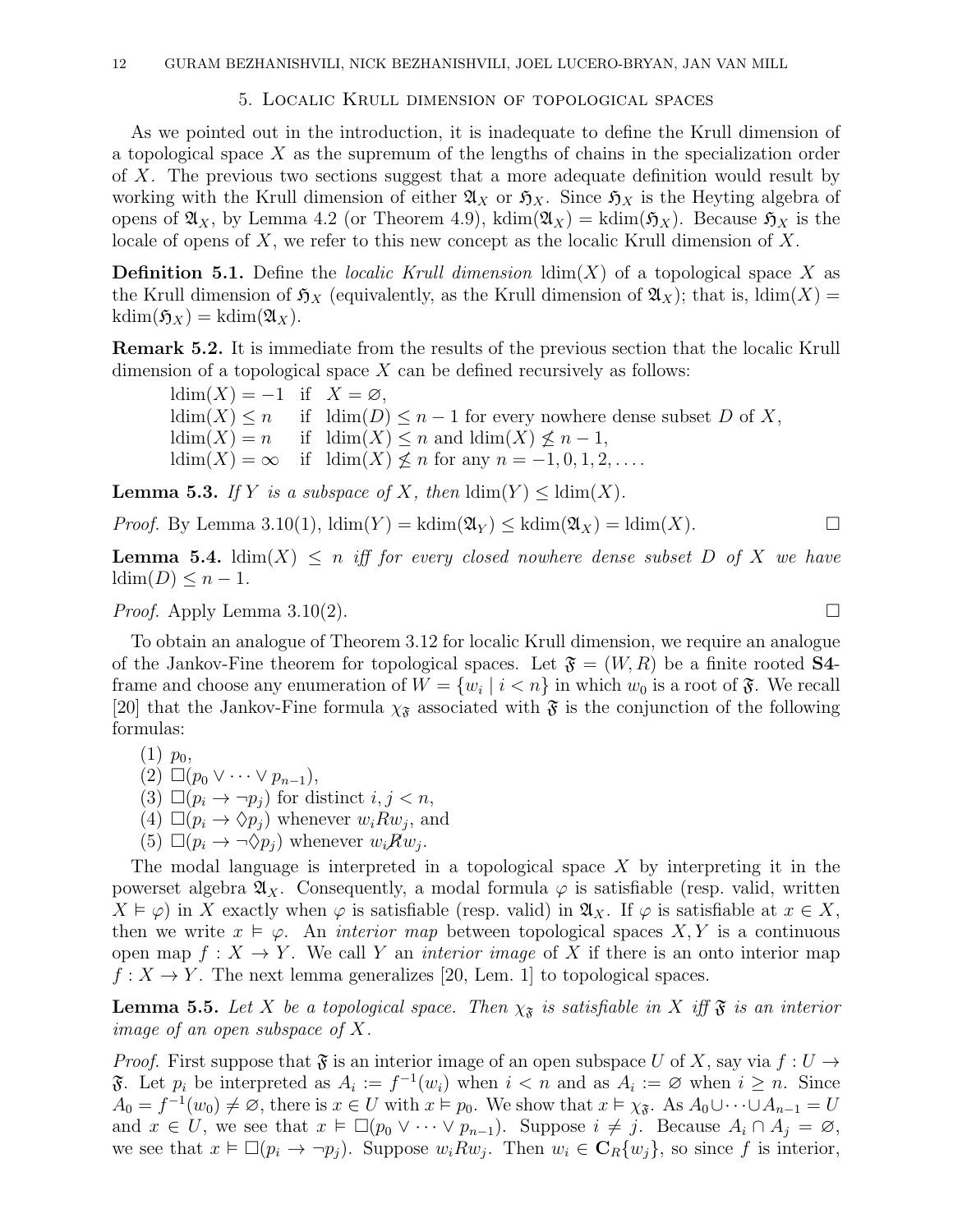## 5. Localic Krull dimension of topological spaces

As we pointed out in the introduction, it is inadequate to define the Krull dimension of a topological space $X$ as the supremum of the lengths of chains in the specialization order of $X$. The previous two sections suggest that a more adequate definition would result by working with the Krull dimension of either $\mathfrak{A}_X$ or $\mathfrak{H}_X$. Since $\mathfrak{H}_X$ is the Heyting algebra of opens of $\mathfrak{A}_X$, by Lemma 4.2 (or Theorem 4.9), $\operatorname{kdim}(\mathfrak{A}_X) = \operatorname{kdim}(\mathfrak{H}_X)$. Because $\mathfrak{H}_X$ is the locale of opens of $X$, we refer to this new concept as the localic Krull dimension of $X$.

**Definition 5.1.** Define the *localic Krull dimension* $\operatorname{ldim}(X)$ of a topological space $X$ as the Krull dimension of $\mathfrak{H}_X$ (equivalently, as the Krull dimension of $\mathfrak{A}_X$); that is, $\operatorname{ldim}(X) = \operatorname{kdim}(\mathfrak{H}_X) = \operatorname{kdim}(\mathfrak{A}_X)$.

**Remark 5.2.** It is immediate from the results of the previous section that the localic Krull dimension of a topological space $X$ can be defined recursively as follows:

$\operatorname{ldim}(X) = -1$ if $X = \varnothing$,
$\operatorname{ldim}(X) \le n$ if $\operatorname{ldim}(D) \le n-1$ for every nowhere dense subset $D$ of $X$,
$\operatorname{ldim}(X) = n$ if $\operatorname{ldim}(X) \le n$ and $\operatorname{ldim}(X) \not\le n-1$,
$\operatorname{ldim}(X) = \infty$ if $\operatorname{ldim}(X) \not\le n$ for any $n = -1, 0, 1, 2, \dots$.

**Lemma 5.3.** *If $Y$ is a subspace of $X$, then $\operatorname{ldim}(Y) \le \operatorname{ldim}(X)$.*

*Proof.* By Lemma 3.10(1), $\operatorname{ldim}(Y) = \operatorname{kdim}(\mathfrak{A}_Y) \le \operatorname{kdim}(\mathfrak{A}_X) = \operatorname{ldim}(X)$. □

**Lemma 5.4.** *$\operatorname{ldim}(X) \le n$ iff for every closed nowhere dense subset $D$ of $X$ we have $\operatorname{ldim}(D) \le n-1$.*

*Proof.* Apply Lemma 3.10(2). □

To obtain an analogue of Theorem 3.12 for localic Krull dimension, we require an analogue of the Jankov-Fine theorem for topological spaces. Let $\mathfrak{F} = (W, R)$ be a finite rooted **S4**-frame and choose any enumeration of $W = \{w_i \mid i < n\}$ in which $w_0$ is a root of $\mathfrak{F}$. We recall [20] that the Jankov-Fine formula $\chi_{\mathfrak{F}}$ associated with $\mathfrak{F}$ is the conjunction of the following formulas:

(1) $p_0$,
(2) $\Box(p_0 \vee \dots \vee p_{n-1})$,
(3) $\Box(p_i \to \neg p_j)$ for distinct $i, j < n$,
(4) $\Box(p_i \to \Diamond p_j)$ whenever $w_i R w_j$, and
(5) $\Box(p_i \to \neg\Diamond p_j)$ whenever $w_i \not R w_j$.

The modal language is interpreted in a topological space $X$ by interpreting it in the powerset algebra $\mathfrak{A}_X$. Consequently, a modal formula $\varphi$ is satisfiable (resp. valid, written $X \vDash \varphi$) in $X$ exactly when $\varphi$ is satisfiable (resp. valid) in $\mathfrak{A}_X$. If $\varphi$ is satisfiable at $x \in X$, then we write $x \vDash \varphi$. An *interior map* between topological spaces $X, Y$ is a continuous open map $f : X \to Y$. We call $Y$ an *interior image* of $X$ if there is an onto interior map $f : X \to Y$. The next lemma generalizes [20, Lem. 1] to topological spaces.

**Lemma 5.5.** *Let $X$ be a topological space. Then $\chi_{\mathfrak{F}}$ is satisfiable in $X$ iff $\mathfrak{F}$ is an interior image of an open subspace of $X$.*

*Proof.* First suppose that $\mathfrak{F}$ is an interior image of an open subspace $U$ of $X$, say via $f : U \to \mathfrak{F}$. Let $p_i$ be interpreted as $A_i := f^{-1}(w_i)$ when $i < n$ and as $A_i := \varnothing$ when $i \ge n$. Since $A_0 = f^{-1}(w_0) \ne \varnothing$, there is $x \in U$ with $x \vDash p_0$. We show that $x \vDash \chi_{\mathfrak{F}}$. As $A_0 \cup \dots \cup A_{n-1} = U$ and $x \in U$, we see that $x \vDash \Box(p_0 \vee \dots \vee p_{n-1})$. Suppose $i \ne j$. Because $A_i \cap A_j = \varnothing$, we see that $x \vDash \Box(p_i \to \neg p_j)$. Suppose $w_i R w_j$. Then $w_i \in \mathbf{C}_R\{w_j\}$, so since $f$ is interior,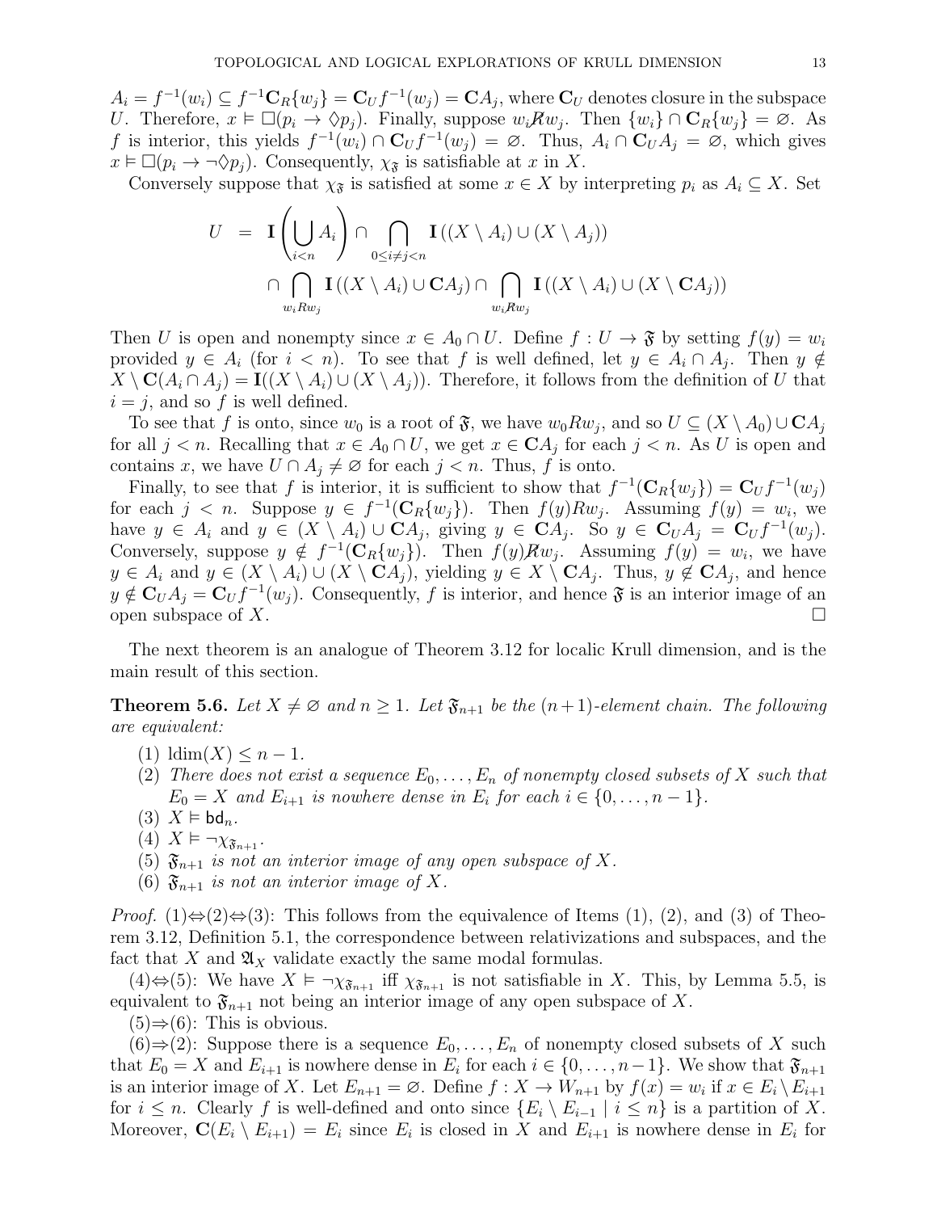$A_i = f^{-1}(w_i) \subseteq f^{-1}\mathbf{C}_R\{w_j\} = \mathbf{C}_U f^{-1}(w_j) = \mathbf{C}A_j$, where $\mathbf{C}_U$ denotes closure in the subspace $U$. Therefore, $x \vDash \Box(p_i \to \Diamond p_j)$. Finally, suppose $w_i \not R w_j$. Then $\{w_i\} \cap \mathbf{C}_R\{w_j\} = \varnothing$. As $f$ is interior, this yields $f^{-1}(w_i) \cap \mathbf{C}_U f^{-1}(w_j) = \varnothing$. Thus, $A_i \cap \mathbf{C}_U A_j = \varnothing$, which gives $x \vDash \Box(p_i \to \neg\Diamond p_j)$. Consequently, $\chi_{\mathfrak{F}}$ is satisfiable at $x$ in $X$.

Conversely suppose that $\chi_{\mathfrak{F}}$ is satisfied at some $x \in X$ by interpreting $p_i$ as $A_i \subseteq X$. Set

$$
\begin{aligned}
U \;=\; & \mathbf{I}\left(\bigcup_{i<n} A_i\right) \cap \bigcap_{0 \le i \ne j < n} \mathbf{I}\left((X \setminus A_i) \cup (X \setminus A_j)\right) \\
& \cap \bigcap_{w_i R w_j} \mathbf{I}\left((X \setminus A_i) \cup \mathbf{C}A_j\right) \cap \bigcap_{w_i \not R w_j} \mathbf{I}\left((X \setminus A_i) \cup (X \setminus \mathbf{C}A_j)\right)
\end{aligned}
$$

Then $U$ is open and nonempty since $x \in A_0 \cap U$. Define $f : U \to \mathfrak{F}$ by setting $f(y) = w_i$ provided $y \in A_i$ (for $i < n$). To see that $f$ is well defined, let $y \in A_i \cap A_j$. Then $y \notin X \setminus \mathbf{C}(A_i \cap A_j) = \mathbf{I}((X \setminus A_i) \cup (X \setminus A_j))$. Therefore, it follows from the definition of $U$ that $i = j$, and so $f$ is well defined.

To see that $f$ is onto, since $w_0$ is a root of $\mathfrak{F}$, we have $w_0 R w_j$, and so $U \subseteq (X \setminus A_0) \cup \mathbf{C}A_j$ for all $j < n$. Recalling that $x \in A_0 \cap U$, we get $x \in \mathbf{C}A_j$ for each $j < n$. As $U$ is open and contains $x$, we have $U \cap A_j \ne \varnothing$ for each $j < n$. Thus, $f$ is onto.

Finally, to see that $f$ is interior, it is sufficient to show that $f^{-1}(\mathbf{C}_R\{w_j\}) = \mathbf{C}_U f^{-1}(w_j)$ for each $j < n$. Suppose $y \in f^{-1}(\mathbf{C}_R\{w_j\})$. Then $f(y) R w_j$. Assuming $f(y) = w_i$, we have $y \in A_i$ and $y \in (X \setminus A_i) \cup \mathbf{C}A_j$, giving $y \in \mathbf{C}A_j$. So $y \in \mathbf{C}_U A_j = \mathbf{C}_U f^{-1}(w_j)$. Conversely, suppose $y \notin f^{-1}(\mathbf{C}_R\{w_j\})$. Then $f(y) \not R w_j$. Assuming $f(y) = w_i$, we have $y \in A_i$ and $y \in (X \setminus A_i) \cup (X \setminus \mathbf{C}A_j)$, yielding $y \in X \setminus \mathbf{C}A_j$. Thus, $y \notin \mathbf{C}A_j$, and hence $y \notin \mathbf{C}_U A_j = \mathbf{C}_U f^{-1}(w_j)$. Consequently, $f$ is interior, and hence $\mathfrak{F}$ is an interior image of an open subspace of $X$. $\square$

The next theorem is an analogue of Theorem 3.12 for localic Krull dimension, and is the main result of this section.

**Theorem 5.6.** *Let $X \ne \varnothing$ and $n \ge 1$. Let $\mathfrak{F}_{n+1}$ be the $(n+1)$-element chain. The following are equivalent:*

1. $\mathrm{ldim}(X) \le n - 1$.
2. *There does not exist a sequence $E_0, \dots, E_n$ of nonempty closed subsets of $X$ such that $E_0 = X$ and $E_{i+1}$ is nowhere dense in $E_i$ for each $i \in \{0, \dots, n-1\}$.*
3. $X \vDash \mathsf{bd}_n$.
4. $X \vDash \neg\chi_{\mathfrak{F}_{n+1}}$.
5. *$\mathfrak{F}_{n+1}$ is not an interior image of any open subspace of $X$.*
6. *$\mathfrak{F}_{n+1}$ is not an interior image of $X$.*

*Proof.* (1)⇔(2)⇔(3): This follows from the equivalence of Items (1), (2), and (3) of Theorem 3.12, Definition 5.1, the correspondence between relativizations and subspaces, and the fact that $X$ and $\mathfrak{A}_X$ validate exactly the same modal formulas.

(4)⇔(5): We have $X \vDash \neg\chi_{\mathfrak{F}_{n+1}}$ iff $\chi_{\mathfrak{F}_{n+1}}$ is not satisfiable in $X$. This, by Lemma 5.5, is equivalent to $\mathfrak{F}_{n+1}$ not being an interior image of any open subspace of $X$.

(5)⇒(6): This is obvious.

(6)⇒(2): Suppose there is a sequence $E_0, \dots, E_n$ of nonempty closed subsets of $X$ such that $E_0 = X$ and $E_{i+1}$ is nowhere dense in $E_i$ for each $i \in \{0, \dots, n-1\}$. We show that $\mathfrak{F}_{n+1}$ is an interior image of $X$. Let $E_{n+1} = \varnothing$. Define $f : X \to W_{n+1}$ by $f(x) = w_i$ if $x \in E_i \setminus E_{i+1}$ for $i \le n$. Clearly $f$ is well-defined and onto since $\{E_i \setminus E_{i-1} \mid i \le n\}$ is a partition of $X$. Moreover, $\mathbf{C}(E_i \setminus E_{i+1}) = E_i$ since $E_i$ is closed in $X$ and $E_{i+1}$ is nowhere dense in $E_i$ for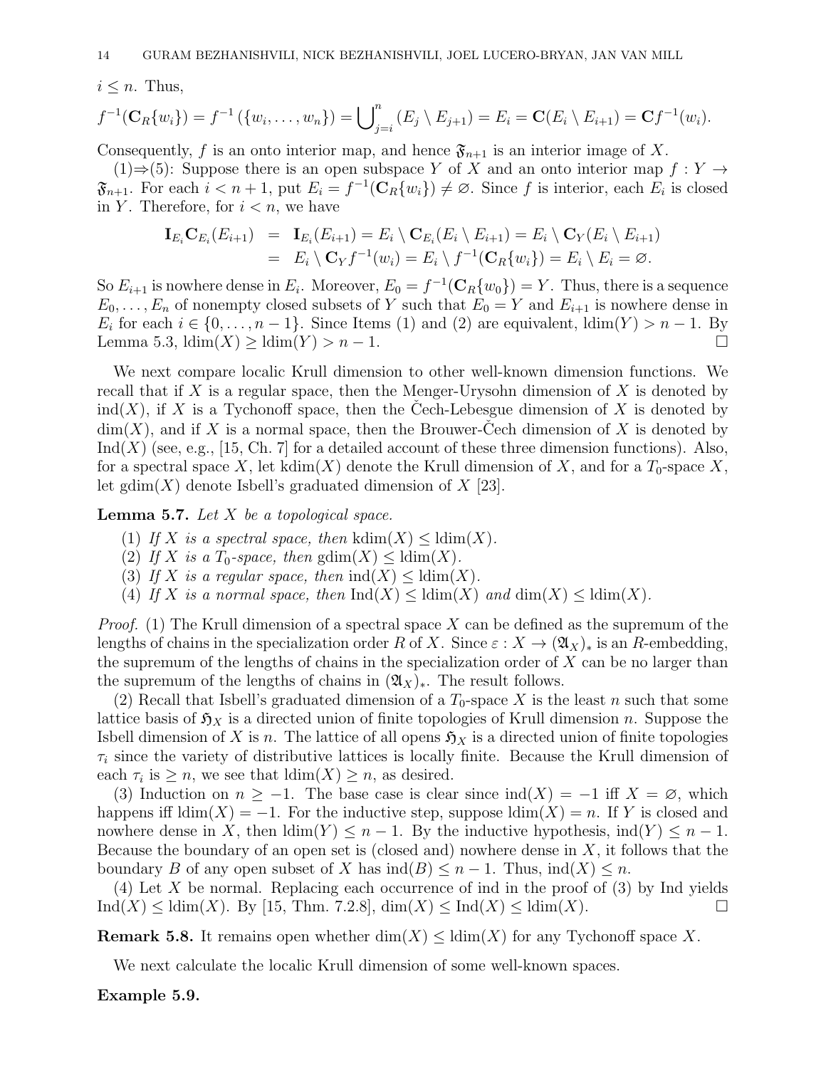$i \leq n$. Thus,

$$f^{-1}(\mathbf{C}_R\{w_i\}) = f^{-1}(\{w_i, \ldots, w_n\}) = \bigcup\nolimits_{j=i}^{n} (E_j \setminus E_{j+1}) = E_i = \mathbf{C}(E_i \setminus E_{i+1}) = \mathbf{C}f^{-1}(w_i).$$

Consequently, $f$ is an onto interior map, and hence $\mathfrak{F}_{n+1}$ is an interior image of $X$.

(1)⇒(5): Suppose there is an open subspace $Y$ of $X$ and an onto interior map $f : Y \to \mathfrak{F}_{n+1}$. For each $i < n+1$, put $E_i = f^{-1}(\mathbf{C}_R\{w_i\}) \neq \varnothing$. Since $f$ is interior, each $E_i$ is closed in $Y$. Therefore, for $i < n$, we have

$$\begin{aligned}
\mathbf{I}_{E_i}\mathbf{C}_{E_i}(E_{i+1}) &= \mathbf{I}_{E_i}(E_{i+1}) = E_i \setminus \mathbf{C}_{E_i}(E_i \setminus E_{i+1}) = E_i \setminus \mathbf{C}_Y(E_i \setminus E_{i+1}) \\
&= E_i \setminus \mathbf{C}_Y f^{-1}(w_i) = E_i \setminus f^{-1}(\mathbf{C}_R\{w_i\}) = E_i \setminus E_i = \varnothing.
\end{aligned}$$

So $E_{i+1}$ is nowhere dense in $E_i$. Moreover, $E_0 = f^{-1}(\mathbf{C}_R\{w_0\}) = Y$. Thus, there is a sequence $E_0, \ldots, E_n$ of nonempty closed subsets of $Y$ such that $E_0 = Y$ and $E_{i+1}$ is nowhere dense in $E_i$ for each $i \in \{0, \ldots, n-1\}$. Since Items (1) and (2) are equivalent, $\operatorname{ldim}(Y) > n-1$. By Lemma 5.3, $\operatorname{ldim}(X) \geq \operatorname{ldim}(Y) > n-1$. □

We next compare localic Krull dimension to other well-known dimension functions. We recall that if $X$ is a regular space, then the Menger-Urysohn dimension of $X$ is denoted by $\operatorname{ind}(X)$, if $X$ is a Tychonoff space, then the Čech-Lebesgue dimension of $X$ is denoted by $\dim(X)$, and if $X$ is a normal space, then the Brouwer-Čech dimension of $X$ is denoted by $\operatorname{Ind}(X)$ (see, e.g., [15, Ch. 7] for a detailed account of these three dimension functions). Also, for a spectral space $X$, let $\operatorname{kdim}(X)$ denote the Krull dimension of $X$, and for a $T_0$-space $X$, let $\operatorname{gdim}(X)$ denote Isbell's graduated dimension of $X$ [23].

**Lemma 5.7.** *Let $X$ be a topological space.*

1. *If $X$ is a spectral space, then $\operatorname{kdim}(X) \leq \operatorname{ldim}(X)$.*
2. *If $X$ is a $T_0$-space, then $\operatorname{gdim}(X) \leq \operatorname{ldim}(X)$.*
3. *If $X$ is a regular space, then $\operatorname{ind}(X) \leq \operatorname{ldim}(X)$.*
4. *If $X$ is a normal space, then $\operatorname{Ind}(X) \leq \operatorname{ldim}(X)$ and $\dim(X) \leq \operatorname{ldim}(X)$.*

*Proof.* (1) The Krull dimension of a spectral space $X$ can be defined as the supremum of the lengths of chains in the specialization order $R$ of $X$. Since $\varepsilon : X \to (\mathfrak{A}_X)_*$ is an $R$-embedding, the supremum of the lengths of chains in the specialization order of $X$ can be no larger than the supremum of the lengths of chains in $(\mathfrak{A}_X)_*$. The result follows.

(2) Recall that Isbell's graduated dimension of a $T_0$-space $X$ is the least $n$ such that some lattice basis of $\mathfrak{H}_X$ is a directed union of finite topologies of Krull dimension $n$. Suppose the Isbell dimension of $X$ is $n$. The lattice of all opens $\mathfrak{H}_X$ is a directed union of finite topologies $\tau_i$ since the variety of distributive lattices is locally finite. Because the Krull dimension of each $\tau_i$ is $\geq n$, we see that $\operatorname{ldim}(X) \geq n$, as desired.

(3) Induction on $n \geq -1$. The base case is clear since $\operatorname{ind}(X) = -1$ iff $X = \varnothing$, which happens iff $\operatorname{ldim}(X) = -1$. For the inductive step, suppose $\operatorname{ldim}(X) = n$. If $Y$ is closed and nowhere dense in $X$, then $\operatorname{ldim}(Y) \leq n-1$. By the inductive hypothesis, $\operatorname{ind}(Y) \leq n-1$. Because the boundary of an open set is (closed and) nowhere dense in $X$, it follows that the boundary $B$ of any open subset of $X$ has $\operatorname{ind}(B) \leq n-1$. Thus, $\operatorname{ind}(X) \leq n$.

(4) Let $X$ be normal. Replacing each occurrence of ind in the proof of (3) by Ind yields $\operatorname{Ind}(X) \leq \operatorname{ldim}(X)$. By [15, Thm. 7.2.8], $\dim(X) \leq \operatorname{Ind}(X) \leq \operatorname{ldim}(X)$. □

**Remark 5.8.** It remains open whether $\dim(X) \leq \operatorname{ldim}(X)$ for any Tychonoff space $X$.

We next calculate the localic Krull dimension of some well-known spaces.

**Example 5.9.**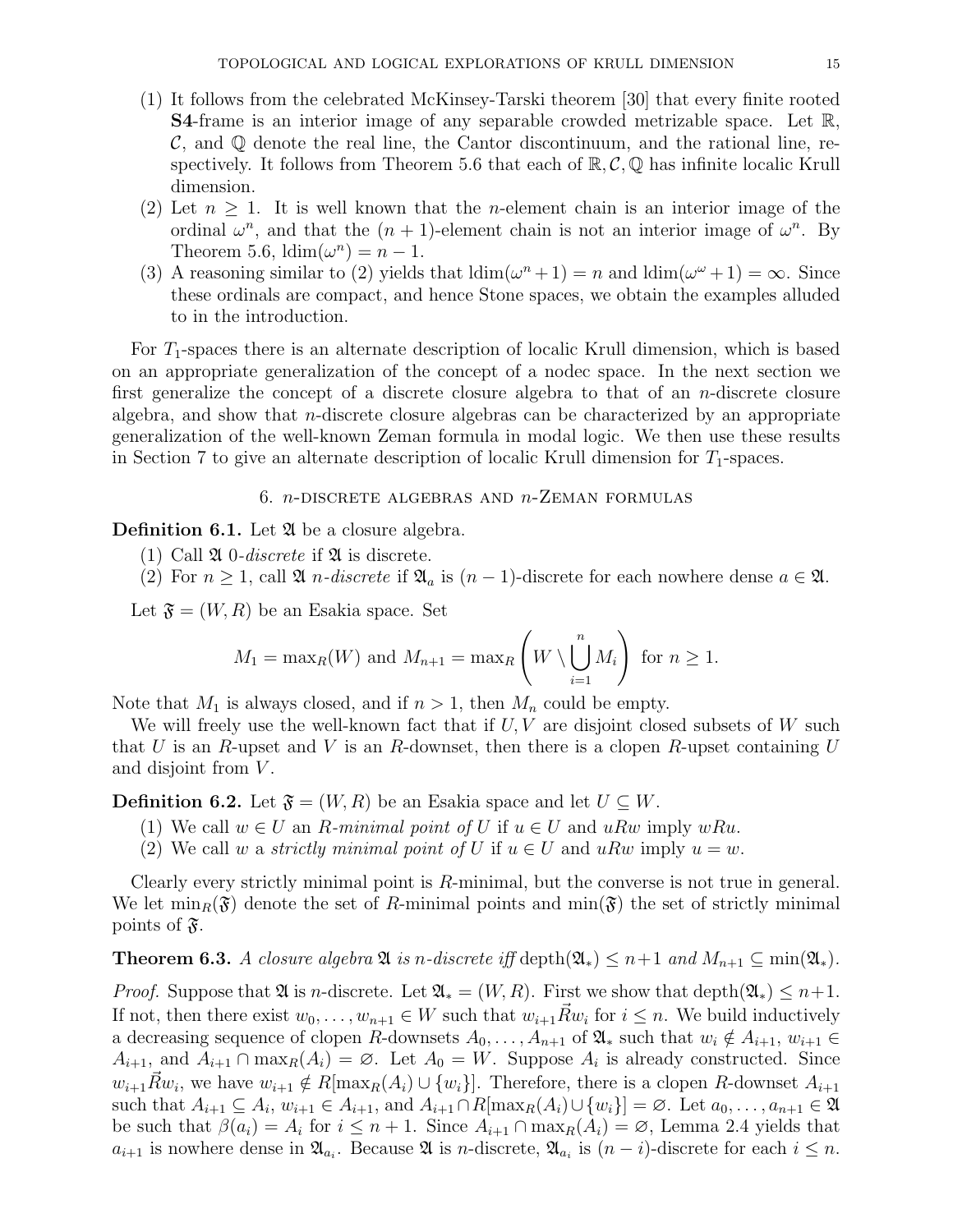(1) It follows from the celebrated McKinsey-Tarski theorem [30] that every finite rooted **S4**-frame is an interior image of any separable crowded metrizable space. Let $\mathbb{R}$, $\mathcal{C}$, and $\mathbb{Q}$ denote the real line, the Cantor discontinuum, and the rational line, respectively. It follows from Theorem 5.6 that each of $\mathbb{R}, \mathcal{C}, \mathbb{Q}$ has infinite localic Krull dimension.

(2) Let $n \geq 1$. It is well known that the $n$-element chain is an interior image of the ordinal $\omega^n$, and that the $(n+1)$-element chain is not an interior image of $\omega^n$. By Theorem 5.6, $\text{ldim}(\omega^n) = n - 1$.

(3) A reasoning similar to (2) yields that $\text{ldim}(\omega^n + 1) = n$ and $\text{ldim}(\omega^\omega + 1) = \infty$. Since these ordinals are compact, and hence Stone spaces, we obtain the examples alluded to in the introduction.

For $T_1$-spaces there is an alternate description of localic Krull dimension, which is based on an appropriate generalization of the concept of a nodec space. In the next section we first generalize the concept of a discrete closure algebra to that of an $n$-discrete closure algebra, and show that $n$-discrete closure algebras can be characterized by an appropriate generalization of the well-known Zeman formula in modal logic. We then use these results in Section 7 to give an alternate description of localic Krull dimension for $T_1$-spaces.

## 6. $n$-discrete algebras and $n$-Zeman formulas

**Definition 6.1.** Let $\mathfrak{A}$ be a closure algebra.

(1) Call $\mathfrak{A}$ *0-discrete* if $\mathfrak{A}$ is discrete.

(2) For $n \geq 1$, call $\mathfrak{A}$ *$n$-discrete* if $\mathfrak{A}_a$ is $(n-1)$-discrete for each nowhere dense $a \in \mathfrak{A}$.

Let $\mathfrak{F} = (W, R)$ be an Esakia space. Set

$$M_1 = \max_R(W) \text{ and } M_{n+1} = \max_R\left(W \setminus \bigcup_{i=1}^{n} M_i\right) \text{ for } n \geq 1.$$

Note that $M_1$ is always closed, and if $n > 1$, then $M_n$ could be empty.

We will freely use the well-known fact that if $U, V$ are disjoint closed subsets of $W$ such that $U$ is an $R$-upset and $V$ is an $R$-downset, then there is a clopen $R$-upset containing $U$ and disjoint from $V$.

**Definition 6.2.** Let $\mathfrak{F} = (W, R)$ be an Esakia space and let $U \subseteq W$.

(1) We call $w \in U$ an *$R$-minimal point of $U$* if $u \in U$ and $uRw$ imply $wRu$.

(2) We call $w$ a *strictly minimal point of $U$* if $u \in U$ and $uRw$ imply $u = w$.

Clearly every strictly minimal point is $R$-minimal, but the converse is not true in general. We let $\min_R(\mathfrak{F})$ denote the set of $R$-minimal points and $\min(\mathfrak{F})$ the set of strictly minimal points of $\mathfrak{F}$.

**Theorem 6.3.** *A closure algebra $\mathfrak{A}$ is $n$-discrete iff* $\text{depth}(\mathfrak{A}_*) \leq n+1$ *and* $M_{n+1} \subseteq \min(\mathfrak{A}_*)$.

*Proof.* Suppose that $\mathfrak{A}$ is $n$-discrete. Let $\mathfrak{A}_* = (W, R)$. First we show that $\text{depth}(\mathfrak{A}_*) \leq n+1$. If not, then there exist $w_0, \ldots, w_{n+1} \in W$ such that $w_{i+1} \vec{R} w_i$ for $i \leq n$. We build inductively a decreasing sequence of clopen $R$-downsets $A_0, \ldots, A_{n+1}$ of $\mathfrak{A}_*$ such that $w_i \notin A_{i+1}$, $w_{i+1} \in A_{i+1}$, and $A_{i+1} \cap \max_R(A_i) = \varnothing$. Let $A_0 = W$. Suppose $A_i$ is already constructed. Since $w_{i+1} \vec{R} w_i$, we have $w_{i+1} \notin R[\max_R(A_i) \cup \{w_i\}]$. Therefore, there is a clopen $R$-downset $A_{i+1}$ such that $A_{i+1} \subseteq A_i$, $w_{i+1} \in A_{i+1}$, and $A_{i+1} \cap R[\max_R(A_i) \cup \{w_i\}] = \varnothing$. Let $a_0, \ldots, a_{n+1} \in \mathfrak{A}$ be such that $\beta(a_i) = A_i$ for $i \leq n+1$. Since $A_{i+1} \cap \max_R(A_i) = \varnothing$, Lemma 2.4 yields that $a_{i+1}$ is nowhere dense in $\mathfrak{A}_{a_i}$. Because $\mathfrak{A}$ is $n$-discrete, $\mathfrak{A}_{a_i}$ is $(n-i)$-discrete for each $i \leq n$.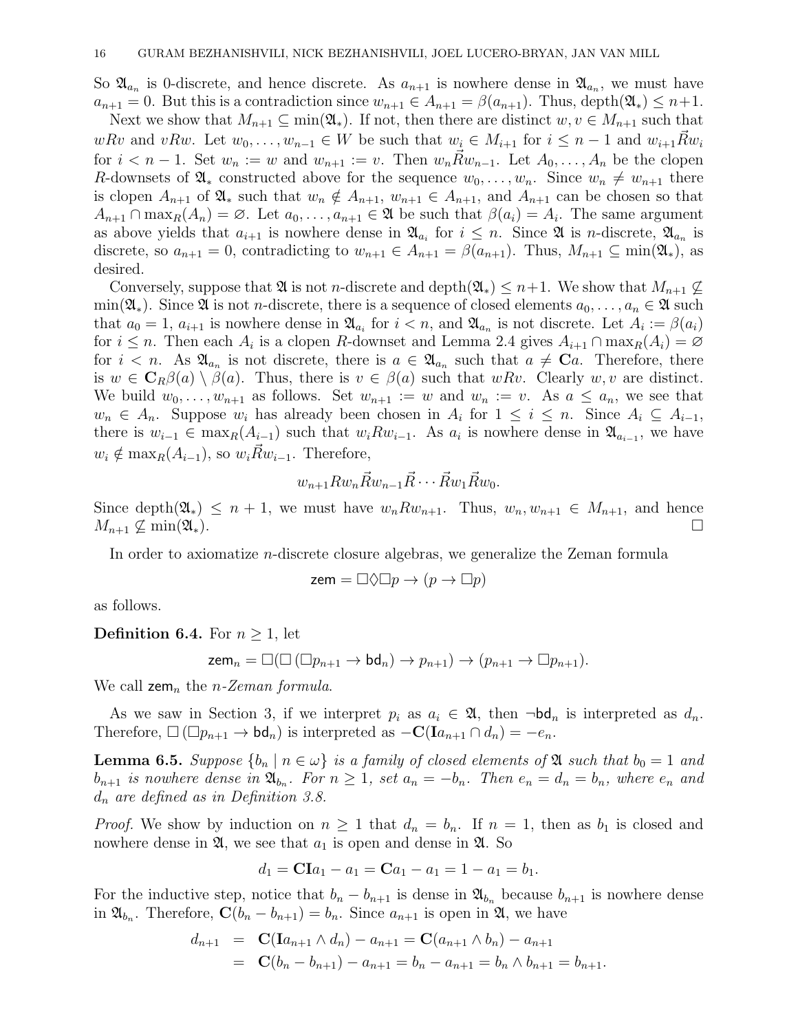So $\mathfrak{A}_{a_n}$ is 0-discrete, and hence discrete. As $a_{n+1}$ is nowhere dense in $\mathfrak{A}_{a_n}$, we must have $a_{n+1} = 0$. But this is a contradiction since $w_{n+1} \in A_{n+1} = \beta(a_{n+1})$. Thus, $\operatorname{depth}(\mathfrak{A}_*) \leq n+1$.

Next we show that $M_{n+1} \subseteq \min(\mathfrak{A}_*)$. If not, then there are distinct $w, v \in M_{n+1}$ such that $wRv$ and $vRw$. Let $w_0, \dots, w_{n-1} \in W$ be such that $w_i \in M_{i+1}$ for $i \leq n-1$ and $w_{i+1}\vec{R}w_i$ for $i < n-1$. Set $w_n := w$ and $w_{n+1} := v$. Then $w_n\vec{R}w_{n-1}$. Let $A_0, \dots, A_n$ be the clopen $R$-downsets of $\mathfrak{A}_*$ constructed above for the sequence $w_0, \dots, w_n$. Since $w_n \neq w_{n+1}$ there is clopen $A_{n+1}$ of $\mathfrak{A}_*$ such that $w_n \notin A_{n+1}$, $w_{n+1} \in A_{n+1}$, and $A_{n+1}$ can be chosen so that $A_{n+1} \cap \max_R(A_n) = \varnothing$. Let $a_0, \dots, a_{n+1} \in \mathfrak{A}$ be such that $\beta(a_i) = A_i$. The same argument as above yields that $a_{i+1}$ is nowhere dense in $\mathfrak{A}_{a_i}$ for $i \leq n$. Since $\mathfrak{A}$ is $n$-discrete, $\mathfrak{A}_{a_n}$ is discrete, so $a_{n+1} = 0$, contradicting to $w_{n+1} \in A_{n+1} = \beta(a_{n+1})$. Thus, $M_{n+1} \subseteq \min(\mathfrak{A}_*)$, as desired.

Conversely, suppose that $\mathfrak{A}$ is not $n$-discrete and $\operatorname{depth}(\mathfrak{A}_*) \leq n+1$. We show that $M_{n+1} \not\subseteq \min(\mathfrak{A}_*)$. Since $\mathfrak{A}$ is not $n$-discrete, there is a sequence of closed elements $a_0, \dots, a_n \in \mathfrak{A}$ such that $a_0 = 1$, $a_{i+1}$ is nowhere dense in $\mathfrak{A}_{a_i}$ for $i < n$, and $\mathfrak{A}_{a_n}$ is not discrete. Let $A_i := \beta(a_i)$ for $i \leq n$. Then each $A_i$ is a clopen $R$-downset and Lemma 2.4 gives $A_{i+1} \cap \max_R(A_i) = \varnothing$ for $i < n$. As $\mathfrak{A}_{a_n}$ is not discrete, there is $a \in \mathfrak{A}_{a_n}$ such that $a \neq \mathbf{C}a$. Therefore, there is $w \in \mathbf{C}_R\beta(a) \setminus \beta(a)$. Thus, there is $v \in \beta(a)$ such that $wRv$. Clearly $w, v$ are distinct. We build $w_0, \dots, w_{n+1}$ as follows. Set $w_{n+1} := w$ and $w_n := v$. As $a \leq a_n$, we see that $w_n \in A_n$. Suppose $w_i$ has already been chosen in $A_i$ for $1 \leq i \leq n$. Since $A_i \subseteq A_{i-1}$, there is $w_{i-1} \in \max_R(A_{i-1})$ such that $w_iRw_{i-1}$. As $a_i$ is nowhere dense in $\mathfrak{A}_{a_{i-1}}$, we have $w_i \notin \max_R(A_{i-1})$, so $w_i\vec{R}w_{i-1}$. Therefore,

$$w_{n+1}Rw_n\vec{R}w_{n-1}\vec{R}\cdots\vec{R}w_1\vec{R}w_0.$$

Since $\operatorname{depth}(\mathfrak{A}_*) \leq n+1$, we must have $w_nRw_{n+1}$. Thus, $w_n, w_{n+1} \in M_{n+1}$, and hence $M_{n+1} \not\subseteq \min(\mathfrak{A}_*)$. $\square$

In order to axiomatize $n$-discrete closure algebras, we generalize the Zeman formula

$$\mathsf{zem} = \Box\Diamond\Box p \to (p \to \Box p)$$

as follows.

**Definition 6.4.** For $n \geq 1$, let

$$\mathsf{zem}_n = \Box(\Box(\Box p_{n+1} \to \mathsf{bd}_n) \to p_{n+1}) \to (p_{n+1} \to \Box p_{n+1}).$$

We call $\mathsf{zem}_n$ the *$n$-Zeman formula*.

As we saw in Section 3, if we interpret $p_i$ as $a_i \in \mathfrak{A}$, then $\neg\mathsf{bd}_n$ is interpreted as $d_n$. Therefore, $\Box(\Box p_{n+1} \to \mathsf{bd}_n)$ is interpreted as $-\mathbf{C}(\mathbf{I}a_{n+1} \cap d_n) = -e_n$.

**Lemma 6.5.** *Suppose $\{b_n \mid n \in \omega\}$ is a family of closed elements of $\mathfrak{A}$ such that $b_0 = 1$ and $b_{n+1}$ is nowhere dense in $\mathfrak{A}_{b_n}$. For $n \geq 1$, set $a_n = -b_n$. Then $e_n = d_n = b_n$, where $e_n$ and $d_n$ are defined as in Definition 3.8.*

*Proof.* We show by induction on $n \geq 1$ that $d_n = b_n$. If $n = 1$, then as $b_1$ is closed and nowhere dense in $\mathfrak{A}$, we see that $a_1$ is open and dense in $\mathfrak{A}$. So

$$d_1 = \mathbf{CI}a_1 - a_1 = \mathbf{C}a_1 - a_1 = 1 - a_1 = b_1.$$

For the inductive step, notice that $b_n - b_{n+1}$ is dense in $\mathfrak{A}_{b_n}$ because $b_{n+1}$ is nowhere dense in $\mathfrak{A}_{b_n}$. Therefore, $\mathbf{C}(b_n - b_{n+1}) = b_n$. Since $a_{n+1}$ is open in $\mathfrak{A}$, we have

$$\begin{aligned} d_{n+1} &= \mathbf{C}(\mathbf{I}a_{n+1} \wedge d_n) - a_{n+1} = \mathbf{C}(a_{n+1} \wedge b_n) - a_{n+1} \\ &= \mathbf{C}(b_n - b_{n+1}) - a_{n+1} = b_n - a_{n+1} = b_n \wedge b_{n+1} = b_{n+1}. \end{aligned}$$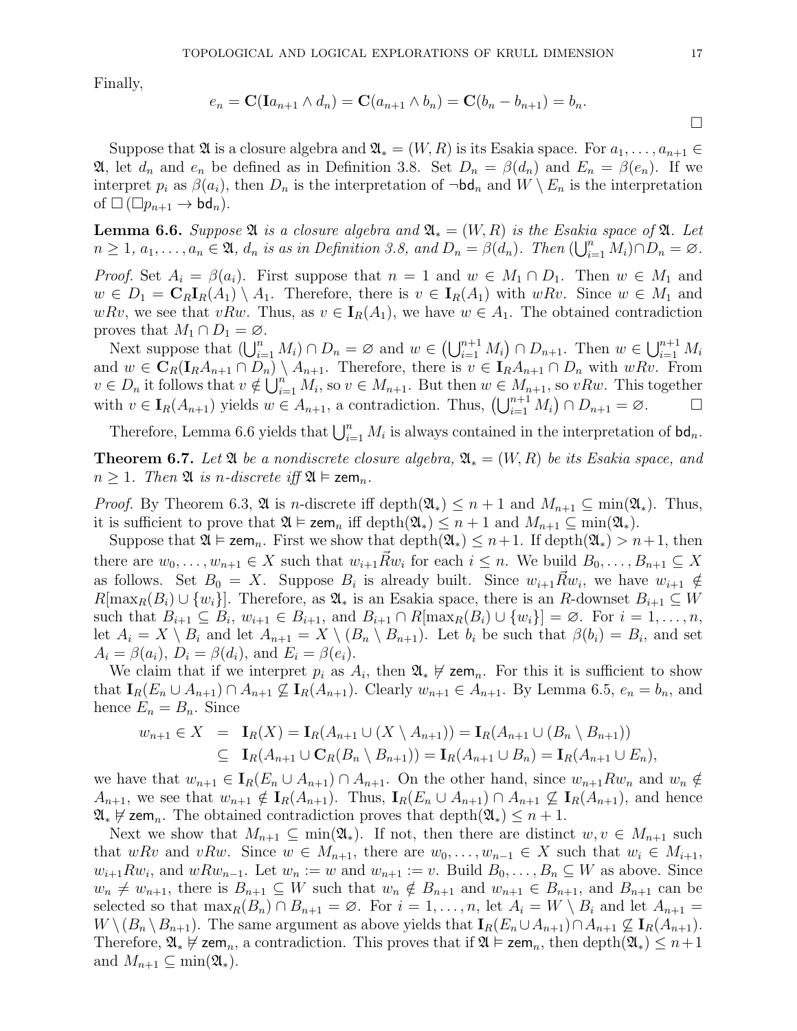Finally,

$$e_n = \mathbf{C}(\mathbf{I}a_{n+1} \wedge d_n) = \mathbf{C}(a_{n+1} \wedge b_n) = \mathbf{C}(b_n - b_{n+1}) = b_n.$$

□

Suppose that $\mathfrak{A}$ is a closure algebra and $\mathfrak{A}_* = (W, R)$ is its Esakia space. For $a_1, \ldots, a_{n+1} \in \mathfrak{A}$, let $d_n$ and $e_n$ be defined as in Definition 3.8. Set $D_n = \beta(d_n)$ and $E_n = \beta(e_n)$. If we interpret $p_i$ as $\beta(a_i)$, then $D_n$ is the interpretation of $\neg \mathsf{bd}_n$ and $W \setminus E_n$ is the interpretation of $\Box(\Box p_{n+1} \to \mathsf{bd}_n)$.

**Lemma 6.6.** *Suppose $\mathfrak{A}$ is a closure algebra and $\mathfrak{A}_* = (W, R)$ is the Esakia space of $\mathfrak{A}$. Let $n \geq 1$, $a_1, \ldots, a_n \in \mathfrak{A}$, $d_n$ is as in Definition 3.8, and $D_n = \beta(d_n)$. Then $(\bigcup_{i=1}^n M_i) \cap D_n = \varnothing$.*

*Proof.* Set $A_i = \beta(a_i)$. First suppose that $n = 1$ and $w \in M_1 \cap D_1$. Then $w \in M_1$ and $w \in D_1 = \mathbf{C}_R \mathbf{I}_R(A_1) \setminus A_1$. Therefore, there is $v \in \mathbf{I}_R(A_1)$ with $wRv$. Since $w \in M_1$ and $wRv$, we see that $vRw$. Thus, as $v \in \mathbf{I}_R(A_1)$, we have $w \in A_1$. The obtained contradiction proves that $M_1 \cap D_1 = \varnothing$.

Next suppose that $(\bigcup_{i=1}^n M_i) \cap D_n = \varnothing$ and $w \in \left(\bigcup_{i=1}^{n+1} M_i\right) \cap D_{n+1}$. Then $w \in \bigcup_{i=1}^{n+1} M_i$ and $w \in \mathbf{C}_R(\mathbf{I}_R A_{n+1} \cap D_n) \setminus A_{n+1}$. Therefore, there is $v \in \mathbf{I}_R A_{n+1} \cap D_n$ with $wRv$. From $v \in D_n$ it follows that $v \notin \bigcup_{i=1}^n M_i$, so $v \in M_{n+1}$. But then $w \in M_{n+1}$, so $vRw$. This together with $v \in \mathbf{I}_R(A_{n+1})$ yields $w \in A_{n+1}$, a contradiction. Thus, $\left(\bigcup_{i=1}^{n+1} M_i\right) \cap D_{n+1} = \varnothing$. □

Therefore, Lemma 6.6 yields that $\bigcup_{i=1}^n M_i$ is always contained in the interpretation of $\mathsf{bd}_n$.

**Theorem 6.7.** *Let $\mathfrak{A}$ be a nondiscrete closure algebra, $\mathfrak{A}_* = (W, R)$ be its Esakia space, and $n \geq 1$. Then $\mathfrak{A}$ is $n$-discrete iff $\mathfrak{A} \vDash \mathsf{zem}_n$.*

*Proof.* By Theorem 6.3, $\mathfrak{A}$ is $n$-discrete iff $\operatorname{depth}(\mathfrak{A}_*) \leq n+1$ and $M_{n+1} \subseteq \min(\mathfrak{A}_*)$. Thus, it is sufficient to prove that $\mathfrak{A} \vDash \mathsf{zem}_n$ iff $\operatorname{depth}(\mathfrak{A}_*) \leq n+1$ and $M_{n+1} \subseteq \min(\mathfrak{A}_*)$.

Suppose that $\mathfrak{A} \vDash \mathsf{zem}_n$. First we show that $\operatorname{depth}(\mathfrak{A}_*) \leq n+1$. If $\operatorname{depth}(\mathfrak{A}_*) > n+1$, then there are $w_0, \ldots, w_{n+1} \in X$ such that $w_{i+1} \vec{R} w_i$ for each $i \leq n$. We build $B_0, \ldots, B_{n+1} \subseteq X$ as follows. Set $B_0 = X$. Suppose $B_i$ is already built. Since $w_{i+1} \vec{R} w_i$, we have $w_{i+1} \notin R[\max_R(B_i) \cup \{w_i\}]$. Therefore, as $\mathfrak{A}_*$ is an Esakia space, there is an $R$-downset $B_{i+1} \subseteq W$ such that $B_{i+1} \subseteq B_i$, $w_{i+1} \in B_{i+1}$, and $B_{i+1} \cap R[\max_R(B_i) \cup \{w_i\}] = \varnothing$. For $i = 1, \ldots, n$, let $A_i = X \setminus B_i$ and let $A_{n+1} = X \setminus (B_n \setminus B_{n+1})$. Let $b_i$ be such that $\beta(b_i) = B_i$, and set $A_i = \beta(a_i)$, $D_i = \beta(d_i)$, and $E_i = \beta(e_i)$.

We claim that if we interpret $p_i$ as $A_i$, then $\mathfrak{A}_* \nvDash \mathsf{zem}_n$. For this it is sufficient to show that $\mathbf{I}_R(E_n \cup A_{n+1}) \cap A_{n+1} \not\subseteq \mathbf{I}_R(A_{n+1})$. Clearly $w_{n+1} \in A_{n+1}$. By Lemma 6.5, $e_n = b_n$, and hence $E_n = B_n$. Since

$$\begin{aligned}
w_{n+1} \in X &= \mathbf{I}_R(X) = \mathbf{I}_R(A_{n+1} \cup (X \setminus A_{n+1})) = \mathbf{I}_R(A_{n+1} \cup (B_n \setminus B_{n+1})) \\
&\subseteq \mathbf{I}_R(A_{n+1} \cup \mathbf{C}_R(B_n \setminus B_{n+1})) = \mathbf{I}_R(A_{n+1} \cup B_n) = \mathbf{I}_R(A_{n+1} \cup E_n),
\end{aligned}$$

we have that $w_{n+1} \in \mathbf{I}_R(E_n \cup A_{n+1}) \cap A_{n+1}$. On the other hand, since $w_{n+1} R w_n$ and $w_n \notin A_{n+1}$, we see that $w_{n+1} \notin \mathbf{I}_R(A_{n+1})$. Thus, $\mathbf{I}_R(E_n \cup A_{n+1}) \cap A_{n+1} \not\subseteq \mathbf{I}_R(A_{n+1})$, and hence $\mathfrak{A}_* \nvDash \mathsf{zem}_n$. The obtained contradiction proves that $\operatorname{depth}(\mathfrak{A}_*) \leq n+1$.

Next we show that $M_{n+1} \subseteq \min(\mathfrak{A}_*)$. If not, then there are distinct $w, v \in M_{n+1}$ such that $wRv$ and $vRw$. Since $w \in M_{n+1}$, there are $w_0, \ldots, w_{n-1} \in X$ such that $w_i \in M_{i+1}$, $w_{i+1} R w_i$, and $wRw_{n-1}$. Let $w_n := w$ and $w_{n+1} := v$. Build $B_0, \ldots, B_n \subseteq W$ as above. Since $w_n \neq w_{n+1}$, there is $B_{n+1} \subseteq W$ such that $w_n \notin B_{n+1}$ and $w_{n+1} \in B_{n+1}$, and $B_{n+1}$ can be selected so that $\max_R(B_n) \cap B_{n+1} = \varnothing$. For $i = 1, \ldots, n$, let $A_i = W \setminus B_i$ and let $A_{n+1} = W \setminus (B_n \setminus B_{n+1})$. The same argument as above yields that $\mathbf{I}_R(E_n \cup A_{n+1}) \cap A_{n+1} \not\subseteq \mathbf{I}_R(A_{n+1})$. Therefore, $\mathfrak{A}_* \nvDash \mathsf{zem}_n$, a contradiction. This proves that if $\mathfrak{A} \vDash \mathsf{zem}_n$, then $\operatorname{depth}(\mathfrak{A}_*) \leq n+1$ and $M_{n+1} \subseteq \min(\mathfrak{A}_*)$.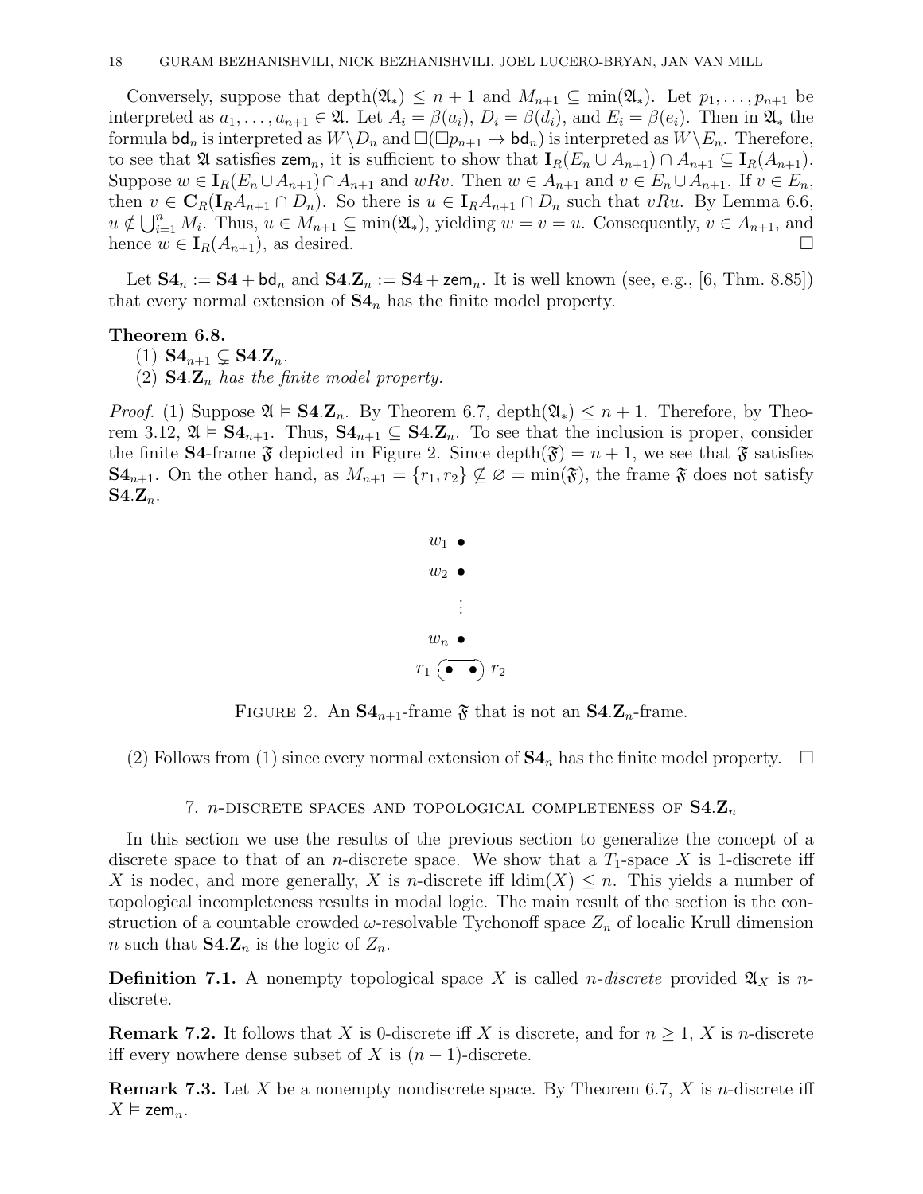Conversely, suppose that $\operatorname{depth}(\mathfrak{A}_*) \le n+1$ and $M_{n+1} \subseteq \min(\mathfrak{A}_*)$. Let $p_1, \dots, p_{n+1}$ be interpreted as $a_1, \dots, a_{n+1} \in \mathfrak{A}$. Let $A_i = \beta(a_i)$, $D_i = \beta(d_i)$, and $E_i = \beta(e_i)$. Then in $\mathfrak{A}_*$ the formula $\mathsf{bd}_n$ is interpreted as $W \setminus D_n$ and $\Box(\Box p_{n+1} \to \mathsf{bd}_n)$ is interpreted as $W \setminus E_n$. Therefore, to see that $\mathfrak{A}$ satisfies $\mathsf{zem}_n$, it is sufficient to show that $\mathbf{I}_R(E_n \cup A_{n+1}) \cap A_{n+1} \subseteq \mathbf{I}_R(A_{n+1})$. Suppose $w \in \mathbf{I}_R(E_n \cup A_{n+1}) \cap A_{n+1}$ and $wRv$. Then $w \in A_{n+1}$ and $v \in E_n \cup A_{n+1}$. If $v \in E_n$, then $v \in \mathbf{C}_R(\mathbf{I}_R A_{n+1} \cap D_n)$. So there is $u \in \mathbf{I}_R A_{n+1} \cap D_n$ such that $vRu$. By Lemma 6.6, $u \notin \bigcup_{i=1}^n M_i$. Thus, $u \in M_{n+1} \subseteq \min(\mathfrak{A}_*)$, yielding $w = v = u$. Consequently, $v \in A_{n+1}$, and hence $w \in \mathbf{I}_R(A_{n+1})$, as desired. □

Let $\mathbf{S4}_n := \mathbf{S4} + \mathsf{bd}_n$ and $\mathbf{S4.Z}_n := \mathbf{S4} + \mathsf{zem}_n$. It is well known (see, e.g., [6, Thm. 8.85]) that every normal extension of $\mathbf{S4}_n$ has the finite model property.

**Theorem 6.8.**
(1) $\mathbf{S4}_{n+1} \subsetneq \mathbf{S4.Z}_n$.
(2) *$\mathbf{S4.Z}_n$ has the finite model property.*

*Proof.* (1) Suppose $\mathfrak{A} \vDash \mathbf{S4.Z}_n$. By Theorem 6.7, $\operatorname{depth}(\mathfrak{A}_*) \le n+1$. Therefore, by Theorem 3.12, $\mathfrak{A} \vDash \mathbf{S4}_{n+1}$. Thus, $\mathbf{S4}_{n+1} \subseteq \mathbf{S4.Z}_n$. To see that the inclusion is proper, consider the finite $\mathbf{S4}$-frame $\mathfrak{F}$ depicted in Figure 2. Since $\operatorname{depth}(\mathfrak{F}) = n+1$, we see that $\mathfrak{F}$ satisfies $\mathbf{S4}_{n+1}$. On the other hand, as $M_{n+1} = \{r_1, r_2\} \not\subseteq \varnothing = \min(\mathfrak{F})$, the frame $\mathfrak{F}$ does not satisfy $\mathbf{S4.Z}_n$.

FIGURE 2. An $\mathbf{S4}_{n+1}$-frame $\mathfrak{F}$ that is not an $\mathbf{S4.Z}_n$-frame.

(2) Follows from (1) since every normal extension of $\mathbf{S4}_n$ has the finite model property. □

## 7. $n$-discrete spaces and topological completeness of $\mathbf{S4.Z}_n$

In this section we use the results of the previous section to generalize the concept of a discrete space to that of an $n$-discrete space. We show that a $T_1$-space $X$ is 1-discrete iff $X$ is nodec, and more generally, $X$ is $n$-discrete iff $\operatorname{ldim}(X) \le n$. This yields a number of topological incompleteness results in modal logic. The main result of the section is the construction of a countable crowded $\omega$-resolvable Tychonoff space $Z_n$ of localic Krull dimension $n$ such that $\mathbf{S4.Z}_n$ is the logic of $Z_n$.

**Definition 7.1.** A nonempty topological space $X$ is called *$n$-discrete* provided $\mathfrak{A}_X$ is $n$-discrete.

**Remark 7.2.** It follows that $X$ is 0-discrete iff $X$ is discrete, and for $n \ge 1$, $X$ is $n$-discrete iff every nowhere dense subset of $X$ is $(n-1)$-discrete.

**Remark 7.3.** Let $X$ be a nonempty nondiscrete space. By Theorem 6.7, $X$ is $n$-discrete iff $X \vDash \mathsf{zem}_n$.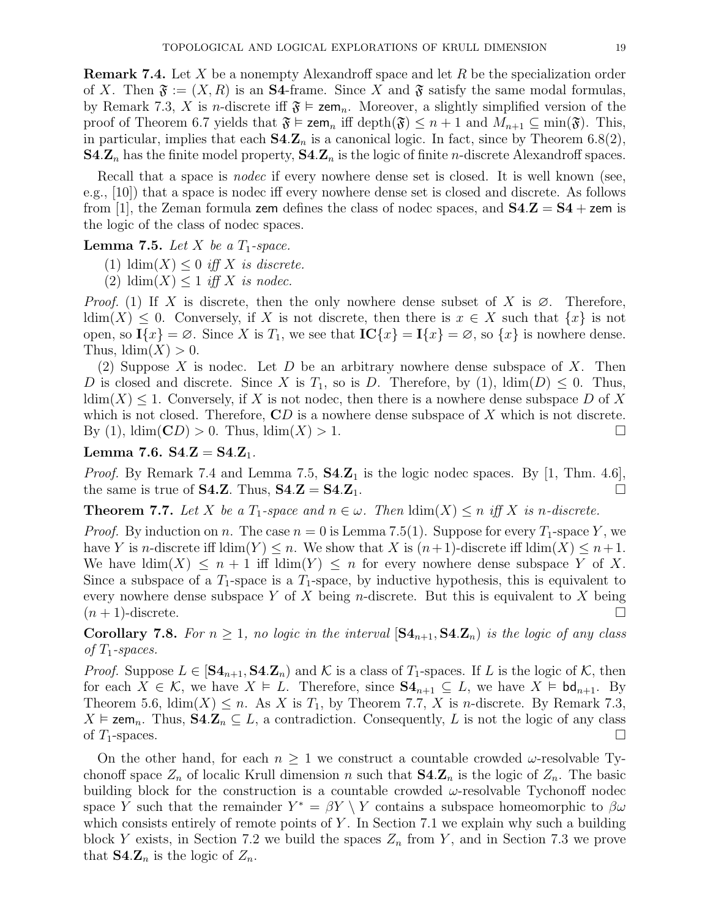**Remark 7.4.** Let $X$ be a nonempty Alexandroff space and let $R$ be the specialization order of $X$. Then $\mathfrak{F} := (X, R)$ is an $\mathbf{S4}$-frame. Since $X$ and $\mathfrak{F}$ satisfy the same modal formulas, by Remark 7.3, $X$ is $n$-discrete iff $\mathfrak{F} \vDash \mathsf{zem}_n$. Moreover, a slightly simplified version of the proof of Theorem 6.7 yields that $\mathfrak{F} \vDash \mathsf{zem}_n$ iff $\operatorname{depth}(\mathfrak{F}) \le n+1$ and $M_{n+1} \subseteq \min(\mathfrak{F})$. This, in particular, implies that each $\mathbf{S4.Z}_n$ is a canonical logic. In fact, since by Theorem 6.8(2), $\mathbf{S4.Z}_n$ has the finite model property, $\mathbf{S4.Z}_n$ is the logic of finite $n$-discrete Alexandroff spaces.

Recall that a space is *nodec* if every nowhere dense set is closed. It is well known (see, e.g., [10]) that a space is nodec iff every nowhere dense set is closed and discrete. As follows from [1], the Zeman formula $\mathsf{zem}$ defines the class of nodec spaces, and $\mathbf{S4.Z} = \mathbf{S4} + \mathsf{zem}$ is the logic of the class of nodec spaces.

**Lemma 7.5.** *Let $X$ be a $T_1$-space.*

1. *$\operatorname{ldim}(X) \le 0$ iff $X$ is discrete.*
2. *$\operatorname{ldim}(X) \le 1$ iff $X$ is nodec.*

*Proof.* (1) If $X$ is discrete, then the only nowhere dense subset of $X$ is $\varnothing$. Therefore, $\operatorname{ldim}(X) \le 0$. Conversely, if $X$ is not discrete, then there is $x \in X$ such that $\{x\}$ is not open, so $\mathbf{I}\{x\} = \varnothing$. Since $X$ is $T_1$, we see that $\mathbf{IC}\{x\} = \mathbf{I}\{x\} = \varnothing$, so $\{x\}$ is nowhere dense. Thus, $\operatorname{ldim}(X) > 0$.

(2) Suppose $X$ is nodec. Let $D$ be an arbitrary nowhere dense subspace of $X$. Then $D$ is closed and discrete. Since $X$ is $T_1$, so is $D$. Therefore, by (1), $\operatorname{ldim}(D) \le 0$. Thus, $\operatorname{ldim}(X) \le 1$. Conversely, if $X$ is not nodec, then there is a nowhere dense subspace $D$ of $X$ which is not closed. Therefore, $\mathbf{C}D$ is a nowhere dense subspace of $X$ which is not discrete. By (1), $\operatorname{ldim}(\mathbf{C}D) > 0$. Thus, $\operatorname{ldim}(X) > 1$. □

**Lemma 7.6.** $\mathbf{S4.Z} = \mathbf{S4.Z}_1$.

*Proof.* By Remark 7.4 and Lemma 7.5, $\mathbf{S4.Z}_1$ is the logic nodec spaces. By [1, Thm. 4.6], the same is true of $\mathbf{S4.Z}$. Thus, $\mathbf{S4.Z} = \mathbf{S4.Z}_1$. □

**Theorem 7.7.** *Let $X$ be a $T_1$-space and $n \in \omega$. Then $\operatorname{ldim}(X) \le n$ iff $X$ is $n$-discrete.*

*Proof.* By induction on $n$. The case $n = 0$ is Lemma 7.5(1). Suppose for every $T_1$-space $Y$, we have $Y$ is $n$-discrete iff $\operatorname{ldim}(Y) \le n$. We show that $X$ is $(n+1)$-discrete iff $\operatorname{ldim}(X) \le n+1$. We have $\operatorname{ldim}(X) \le n+1$ iff $\operatorname{ldim}(Y) \le n$ for every nowhere dense subspace $Y$ of $X$. Since a subspace of a $T_1$-space is a $T_1$-space, by inductive hypothesis, this is equivalent to every nowhere dense subspace $Y$ of $X$ being $n$-discrete. But this is equivalent to $X$ being $(n+1)$-discrete. □

**Corollary 7.8.** *For $n \ge 1$, no logic in the interval $[\mathbf{S4}_{n+1}, \mathbf{S4.Z}_n)$ is the logic of any class of $T_1$-spaces.*

*Proof.* Suppose $L \in [\mathbf{S4}_{n+1}, \mathbf{S4.Z}_n)$ and $\mathcal{K}$ is a class of $T_1$-spaces. If $L$ is the logic of $\mathcal{K}$, then for each $X \in \mathcal{K}$, we have $X \vDash L$. Therefore, since $\mathbf{S4}_{n+1} \subseteq L$, we have $X \vDash \mathsf{bd}_{n+1}$. By Theorem 5.6, $\operatorname{ldim}(X) \le n$. As $X$ is $T_1$, by Theorem 7.7, $X$ is $n$-discrete. By Remark 7.3, $X \vDash \mathsf{zem}_n$. Thus, $\mathbf{S4.Z}_n \subseteq L$, a contradiction. Consequently, $L$ is not the logic of any class of $T_1$-spaces. □

On the other hand, for each $n \ge 1$ we construct a countable crowded $\omega$-resolvable Tychonoff space $Z_n$ of localic Krull dimension $n$ such that $\mathbf{S4.Z}_n$ is the logic of $Z_n$. The basic building block for the construction is a countable crowded $\omega$-resolvable Tychonoff nodec space $Y$ such that the remainder $Y^* = \beta Y \setminus Y$ contains a subspace homeomorphic to $\beta\omega$ which consists entirely of remote points of $Y$. In Section 7.1 we explain why such a building block $Y$ exists, in Section 7.2 we build the spaces $Z_n$ from $Y$, and in Section 7.3 we prove that $\mathbf{S4.Z}_n$ is the logic of $Z_n$.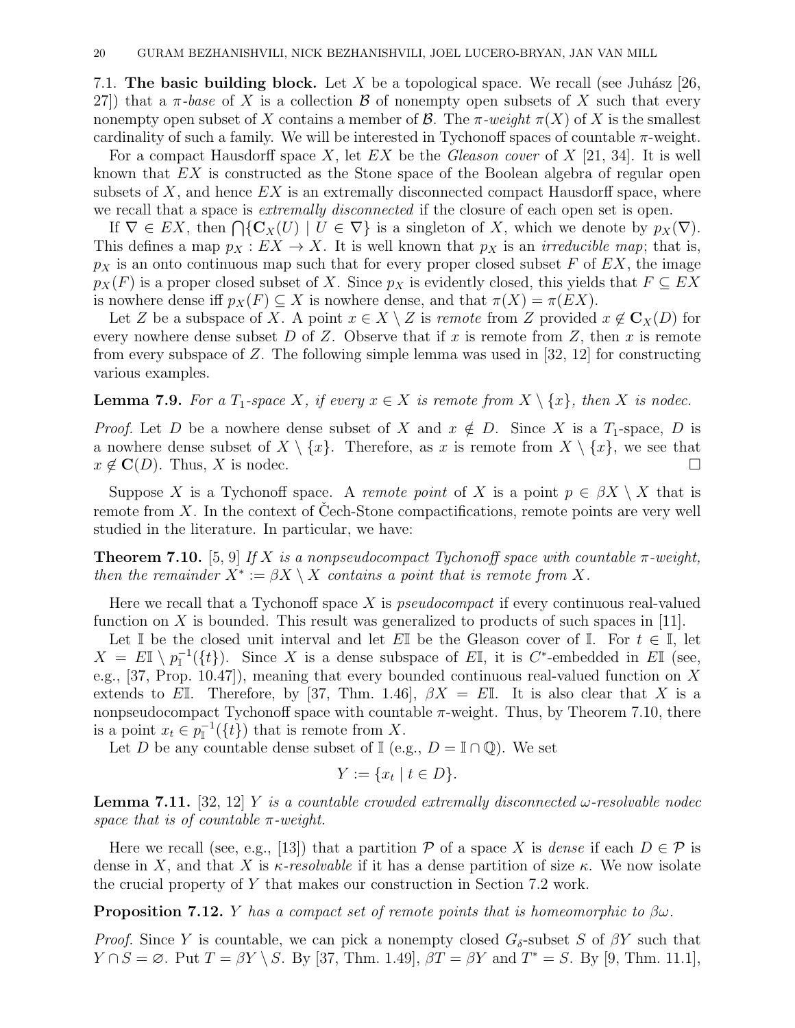7.1. **The basic building block.** Let $X$ be a topological space. We recall (see Juhász [26, 27]) that a *$\pi$-base* of $X$ is a collection $\mathcal{B}$ of nonempty open subsets of $X$ such that every nonempty open subset of $X$ contains a member of $\mathcal{B}$. The *$\pi$-weight* $\pi(X)$ of $X$ is the smallest cardinality of such a family. We will be interested in Tychonoff spaces of countable $\pi$-weight.

For a compact Hausdorff space $X$, let $EX$ be the *Gleason cover* of $X$ [21, 34]. It is well known that $EX$ is constructed as the Stone space of the Boolean algebra of regular open subsets of $X$, and hence $EX$ is an extremally disconnected compact Hausdorff space, where we recall that a space is *extremally disconnected* if the closure of each open set is open.

If $\nabla \in EX$, then $\bigcap\{\mathbf{C}_X(U) \mid U \in \nabla\}$ is a singleton of $X$, which we denote by $p_X(\nabla)$. This defines a map $p_X : EX \to X$. It is well known that $p_X$ is an *irreducible map*; that is, $p_X$ is an onto continuous map such that for every proper closed subset $F$ of $EX$, the image $p_X(F)$ is a proper closed subset of $X$. Since $p_X$ is evidently closed, this yields that $F \subseteq EX$ is nowhere dense iff $p_X(F) \subseteq X$ is nowhere dense, and that $\pi(X) = \pi(EX)$.

Let $Z$ be a subspace of $X$. A point $x \in X \setminus Z$ is *remote* from $Z$ provided $x \notin \mathbf{C}_X(D)$ for every nowhere dense subset $D$ of $Z$. Observe that if $x$ is remote from $Z$, then $x$ is remote from every subspace of $Z$. The following simple lemma was used in [32, 12] for constructing various examples.

**Lemma 7.9.** *For a $T_1$-space $X$, if every $x \in X$ is remote from $X \setminus \{x\}$, then $X$ is nodec.*

*Proof.* Let $D$ be a nowhere dense subset of $X$ and $x \notin D$. Since $X$ is a $T_1$-space, $D$ is a nowhere dense subset of $X \setminus \{x\}$. Therefore, as $x$ is remote from $X \setminus \{x\}$, we see that $x \notin \mathbf{C}(D)$. Thus, $X$ is nodec. $\square$

Suppose $X$ is a Tychonoff space. A *remote point* of $X$ is a point $p \in \beta X \setminus X$ that is remote from $X$. In the context of Čech-Stone compactifications, remote points are very well studied in the literature. In particular, we have:

**Theorem 7.10.** [5, 9] *If $X$ is a nonpseudocompact Tychonoff space with countable $\pi$-weight, then the remainder $X^* := \beta X \setminus X$ contains a point that is remote from $X$.*

Here we recall that a Tychonoff space $X$ is *pseudocompact* if every continuous real-valued function on $X$ is bounded. This result was generalized to products of such spaces in [11].

Let $\mathbb{I}$ be the closed unit interval and let $E\mathbb{I}$ be the Gleason cover of $\mathbb{I}$. For $t \in \mathbb{I}$, let $X = E\mathbb{I} \setminus p_{\mathbb{I}}^{-1}(\{t\})$. Since $X$ is a dense subspace of $E\mathbb{I}$, it is $C^*$-embedded in $E\mathbb{I}$ (see, e.g., [37, Prop. 10.47]), meaning that every bounded continuous real-valued function on $X$ extends to $E\mathbb{I}$. Therefore, by [37, Thm. 1.46], $\beta X = E\mathbb{I}$. It is also clear that $X$ is a nonpseudocompact Tychonoff space with countable $\pi$-weight. Thus, by Theorem 7.10, there is a point $x_t \in p_{\mathbb{I}}^{-1}(\{t\})$ that is remote from $X$.

Let $D$ be any countable dense subset of $\mathbb{I}$ (e.g., $D = \mathbb{I} \cap \mathbb{Q}$). We set

$$Y := \{x_t \mid t \in D\}.$$

**Lemma 7.11.** [32, 12] *$Y$ is a countable crowded extremally disconnected $\omega$-resolvable nodec space that is of countable $\pi$-weight.*

Here we recall (see, e.g., [13]) that a partition $\mathcal{P}$ of a space $X$ is *dense* if each $D \in \mathcal{P}$ is dense in $X$, and that $X$ is *$\kappa$-resolvable* if it has a dense partition of size $\kappa$. We now isolate the crucial property of $Y$ that makes our construction in Section 7.2 work.

**Proposition 7.12.** *$Y$ has a compact set of remote points that is homeomorphic to $\beta\omega$.*

*Proof.* Since $Y$ is countable, we can pick a nonempty closed $G_\delta$-subset $S$ of $\beta Y$ such that $Y \cap S = \varnothing$. Put $T = \beta Y \setminus S$. By [37, Thm. 1.49], $\beta T = \beta Y$ and $T^* = S$. By [9, Thm. 11.1],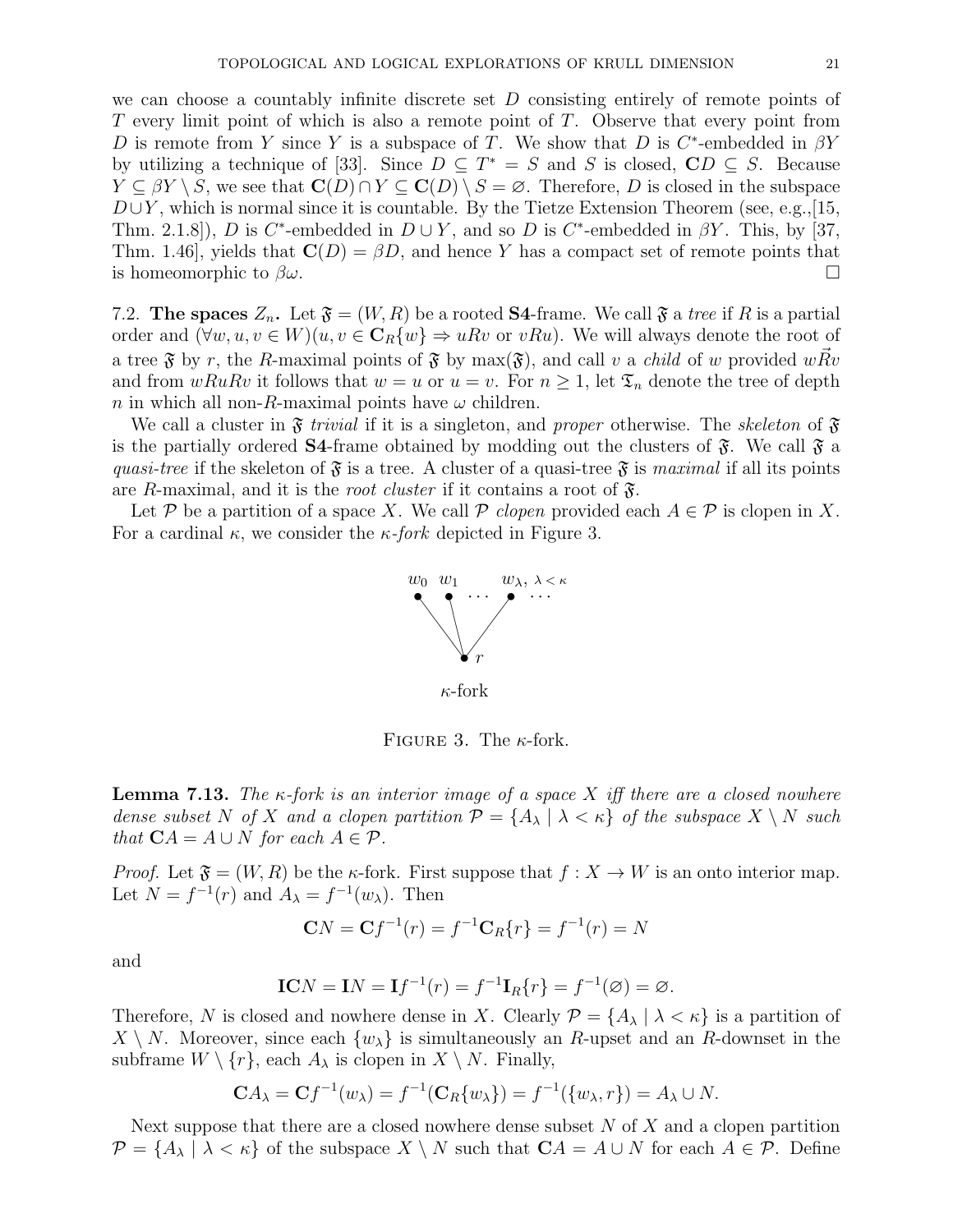we can choose a countably infinite discrete set $D$ consisting entirely of remote points of $T$ every limit point of which is also a remote point of $T$. Observe that every point from $D$ is remote from $Y$ since $Y$ is a subspace of $T$. We show that $D$ is $C^*$-embedded in $\beta Y$ by utilizing a technique of [33]. Since $D \subseteq T^* = S$ and $S$ is closed, $\mathbf{C}D \subseteq S$. Because $Y \subseteq \beta Y \setminus S$, we see that $\mathbf{C}(D) \cap Y \subseteq \mathbf{C}(D) \setminus S = \varnothing$. Therefore, $D$ is closed in the subspace $D \cup Y$, which is normal since it is countable. By the Tietze Extension Theorem (see, e.g.,[15, Thm. 2.1.8]), $D$ is $C^*$-embedded in $D \cup Y$, and so $D$ is $C^*$-embedded in $\beta Y$. This, by [37, Thm. 1.46], yields that $\mathbf{C}(D) = \beta D$, and hence $Y$ has a compact set of remote points that is homeomorphic to $\beta\omega$. □

7.2. **The spaces $Z_n$.** Let $\mathfrak{F} = (W, R)$ be a rooted **S4**-frame. We call $\mathfrak{F}$ a *tree* if $R$ is a partial order and $(\forall w, u, v \in W)(u, v \in \mathbf{C}_R\{w\} \Rightarrow uRv \text{ or } vRu)$. We will always denote the root of a tree $\mathfrak{F}$ by $r$, the $R$-maximal points of $\mathfrak{F}$ by $\max(\mathfrak{F})$, and call $v$ a *child* of $w$ provided $w\vec{R}v$ and from $wRuRv$ it follows that $w = u$ or $u = v$. For $n \geq 1$, let $\mathfrak{T}_n$ denote the tree of depth $n$ in which all non-$R$-maximal points have $\omega$ children.

We call a cluster in $\mathfrak{F}$ *trivial* if it is a singleton, and *proper* otherwise. The *skeleton* of $\mathfrak{F}$ is the partially ordered **S4**-frame obtained by modding out the clusters of $\mathfrak{F}$. We call $\mathfrak{F}$ a *quasi-tree* if the skeleton of $\mathfrak{F}$ is a tree. A cluster of a quasi-tree $\mathfrak{F}$ is *maximal* if all its points are $R$-maximal, and it is the *root cluster* if it contains a root of $\mathfrak{F}$.

Let $\mathcal{P}$ be a partition of a space $X$. We call $\mathcal{P}$ *clopen* provided each $A \in \mathcal{P}$ is clopen in $X$. For a cardinal $\kappa$, we consider the $\kappa$-*fork* depicted in Figure 3.

$\kappa$-fork

FIGURE 3. The $\kappa$-fork.

**Lemma 7.13.** *The $\kappa$-fork is an interior image of a space $X$ iff there are a closed nowhere dense subset $N$ of $X$ and a clopen partition $\mathcal{P} = \{A_\lambda \mid \lambda < \kappa\}$ of the subspace $X \setminus N$ such that $\mathbf{C}A = A \cup N$ for each $A \in \mathcal{P}$.*

*Proof.* Let $\mathfrak{F} = (W, R)$ be the $\kappa$-fork. First suppose that $f : X \to W$ is an onto interior map. Let $N = f^{-1}(r)$ and $A_\lambda = f^{-1}(w_\lambda)$. Then

$$\mathbf{C}N = \mathbf{C}f^{-1}(r) = f^{-1}\mathbf{C}_R\{r\} = f^{-1}(r) = N$$

and

$$\mathbf{IC}N = \mathbf{I}N = \mathbf{I}f^{-1}(r) = f^{-1}\mathbf{I}_R\{r\} = f^{-1}(\varnothing) = \varnothing.$$

Therefore, $N$ is closed and nowhere dense in $X$. Clearly $\mathcal{P} = \{A_\lambda \mid \lambda < \kappa\}$ is a partition of $X \setminus N$. Moreover, since each $\{w_\lambda\}$ is simultaneously an $R$-upset and an $R$-downset in the subframe $W \setminus \{r\}$, each $A_\lambda$ is clopen in $X \setminus N$. Finally,

$$\mathbf{C}A_\lambda = \mathbf{C}f^{-1}(w_\lambda) = f^{-1}(\mathbf{C}_R\{w_\lambda\}) = f^{-1}(\{w_\lambda, r\}) = A_\lambda \cup N.$$

Next suppose that there are a closed nowhere dense subset $N$ of $X$ and a clopen partition $\mathcal{P} = \{A_\lambda \mid \lambda < \kappa\}$ of the subspace $X \setminus N$ such that $\mathbf{C}A = A \cup N$ for each $A \in \mathcal{P}$. Define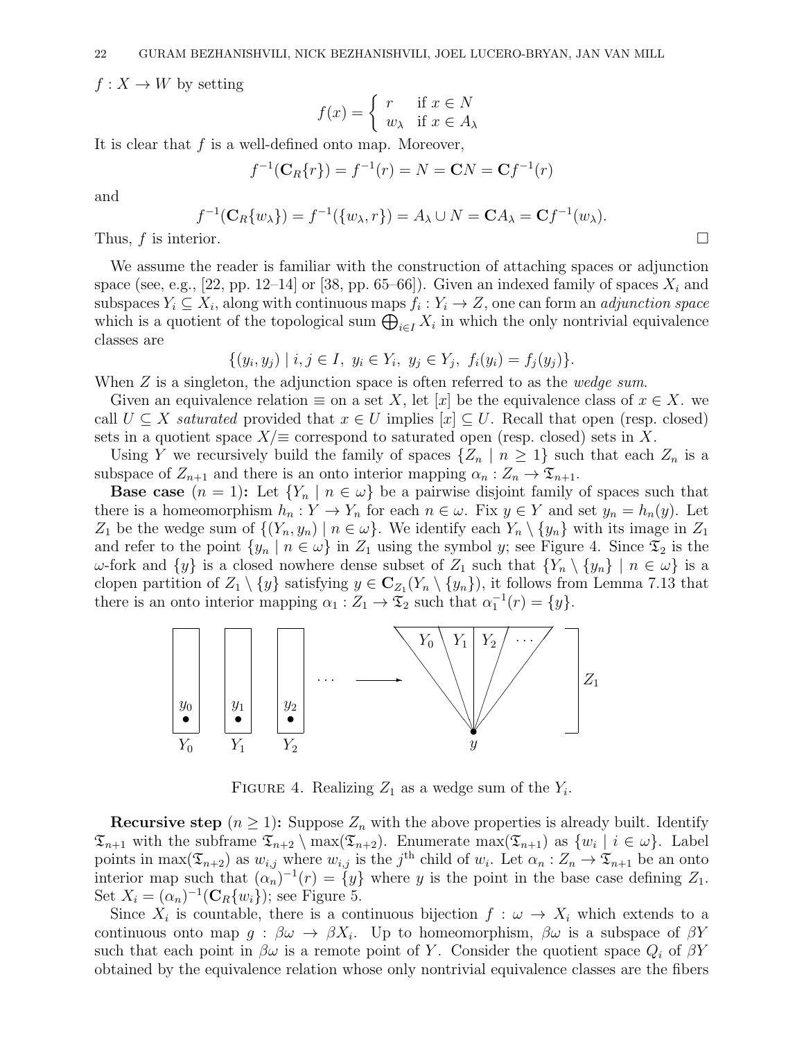$f : X \to W$ by setting

$$f(x) = \begin{cases} r & \text{if } x \in N \\ w_\lambda & \text{if } x \in A_\lambda \end{cases}$$

It is clear that $f$ is a well-defined onto map. Moreover,

$$f^{-1}(\mathbf{C}_R\{r\}) = f^{-1}(r) = N = \mathbf{C}N = \mathbf{C}f^{-1}(r)$$

and

$$f^{-1}(\mathbf{C}_R\{w_\lambda\}) = f^{-1}(\{w_\lambda, r\}) = A_\lambda \cup N = \mathbf{C}A_\lambda = \mathbf{C}f^{-1}(w_\lambda).$$

Thus, $f$ is interior. □

We assume the reader is familiar with the construction of attaching spaces or adjunction space (see, e.g., [22, pp. 12–14] or [38, pp. 65–66]). Given an indexed family of spaces $X_i$ and subspaces $Y_i \subseteq X_i$, along with continuous maps $f_i : Y_i \to Z$, one can form an *adjunction space* which is a quotient of the topological sum $\bigoplus_{i\in I} X_i$ in which the only nontrivial equivalence classes are

$$\{(y_i, y_j) \mid i, j \in I,\ y_i \in Y_i,\ y_j \in Y_j,\ f_i(y_i) = f_j(y_j)\}.$$

When $Z$ is a singleton, the adjunction space is often referred to as the *wedge sum*.

Given an equivalence relation $\equiv$ on a set $X$, let $[x]$ be the equivalence class of $x \in X$. we call $U \subseteq X$ *saturated* provided that $x \in U$ implies $[x] \subseteq U$. Recall that open (resp. closed) sets in a quotient space $X/{\equiv}$ correspond to saturated open (resp. closed) sets in $X$.

Using $Y$ we recursively build the family of spaces $\{Z_n \mid n \geq 1\}$ such that each $Z_n$ is a subspace of $Z_{n+1}$ and there is an onto interior mapping $\alpha_n : Z_n \to \mathfrak{T}_{n+1}$.

**Base case** ($n = 1$)**:** Let $\{Y_n \mid n \in \omega\}$ be a pairwise disjoint family of spaces such that there is a homeomorphism $h_n : Y \to Y_n$ for each $n \in \omega$. Fix $y \in Y$ and set $y_n = h_n(y)$. Let $Z_1$ be the wedge sum of $\{(Y_n, y_n) \mid n \in \omega\}$. We identify each $Y_n \setminus \{y_n\}$ with its image in $Z_1$ and refer to the point $\{y_n \mid n \in \omega\}$ in $Z_1$ using the symbol $y$; see Figure 4. Since $\mathfrak{T}_2$ is the $\omega$-fork and $\{y\}$ is a closed nowhere dense subset of $Z_1$ such that $\{Y_n \setminus \{y_n\} \mid n \in \omega\}$ is a clopen partition of $Z_1 \setminus \{y\}$ satisfying $y \in \mathbf{C}_{Z_1}(Y_n \setminus \{y_n\})$, it follows from Lemma 7.13 that there is an onto interior mapping $\alpha_1 : Z_1 \to \mathfrak{T}_2$ such that $\alpha_1^{-1}(r) = \{y\}$.

FIGURE 4. Realizing $Z_1$ as a wedge sum of the $Y_i$.

**Recursive step** ($n \geq 1$)**:** Suppose $Z_n$ with the above properties is already built. Identify $\mathfrak{T}_{n+1}$ with the subframe $\mathfrak{T}_{n+2} \setminus \max(\mathfrak{T}_{n+2})$. Enumerate $\max(\mathfrak{T}_{n+1})$ as $\{w_i \mid i \in \omega\}$. Label points in $\max(\mathfrak{T}_{n+2})$ as $w_{i,j}$ where $w_{i,j}$ is the $j^{\text{th}}$ child of $w_i$. Let $\alpha_n : Z_n \to \mathfrak{T}_{n+1}$ be an onto interior map such that $(\alpha_n)^{-1}(r) = \{y\}$ where $y$ is the point in the base case defining $Z_1$. Set $X_i = (\alpha_n)^{-1}(\mathbf{C}_R\{w_i\})$; see Figure 5.

Since $X_i$ is countable, there is a continuous bijection $f : \omega \to X_i$ which extends to a continuous onto map $g : \beta\omega \to \beta X_i$. Up to homeomorphism, $\beta\omega$ is a subspace of $\beta Y$ such that each point in $\beta\omega$ is a remote point of $Y$. Consider the quotient space $Q_i$ of $\beta Y$ obtained by the equivalence relation whose only nontrivial equivalence classes are the fibers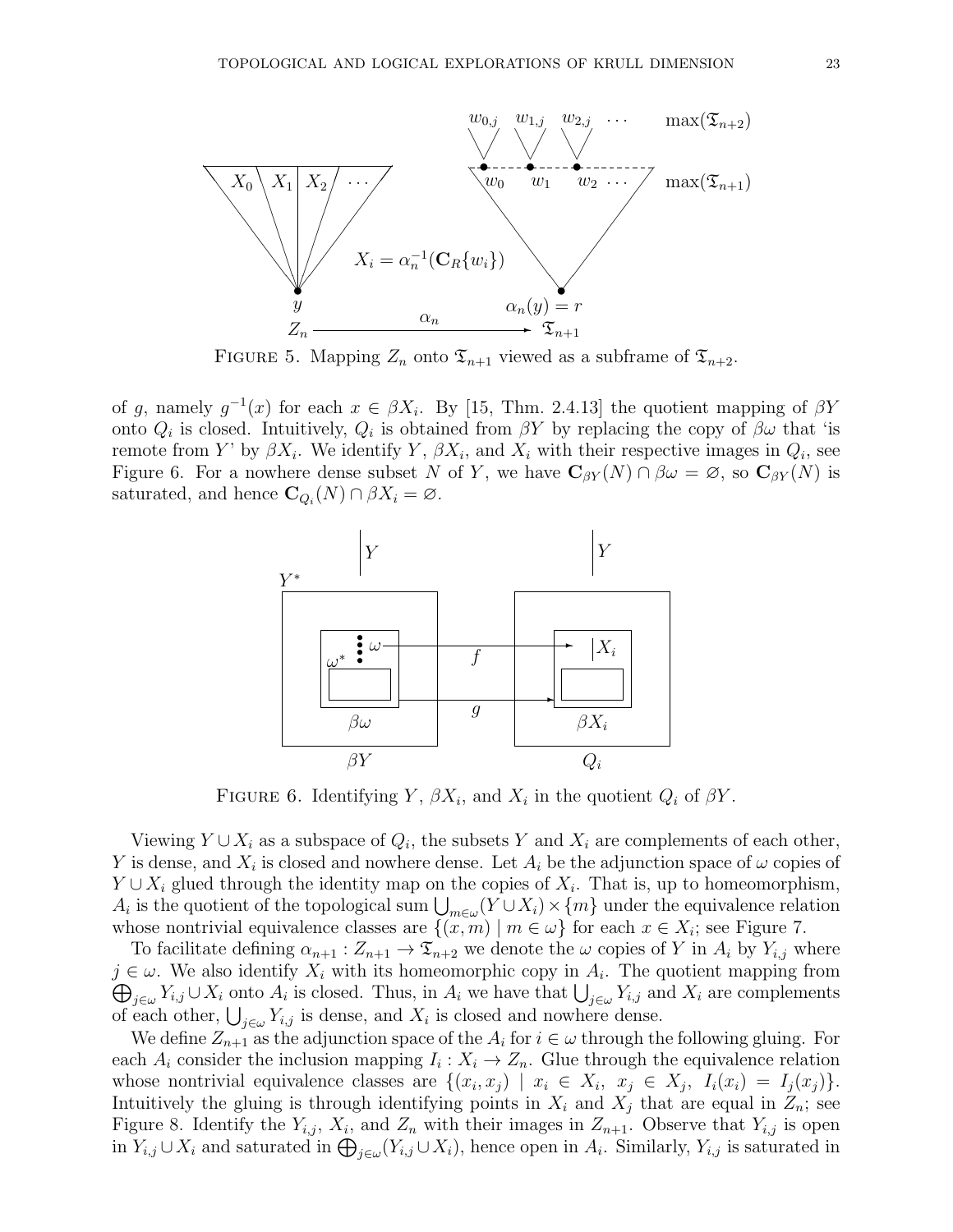FIGURE 5. Mapping $Z_n$ onto $\mathfrak{T}_{n+1}$ viewed as a subframe of $\mathfrak{T}_{n+2}$.

of $g$, namely $g^{-1}(x)$ for each $x \in \beta X_i$. By [15, Thm. 2.4.13] the quotient mapping of $\beta Y$ onto $Q_i$ is closed. Intuitively, $Q_i$ is obtained from $\beta Y$ by replacing the copy of $\beta\omega$ that 'is remote from $Y$' by $\beta X_i$. We identify $Y$, $\beta X_i$, and $X_i$ with their respective images in $Q_i$, see Figure 6. For a nowhere dense subset $N$ of $Y$, we have $\mathbf{C}_{\beta Y}(N) \cap \beta\omega = \varnothing$, so $\mathbf{C}_{\beta Y}(N)$ is saturated, and hence $\mathbf{C}_{Q_i}(N) \cap \beta X_i = \varnothing$.

FIGURE 6. Identifying $Y$, $\beta X_i$, and $X_i$ in the quotient $Q_i$ of $\beta Y$.

Viewing $Y \cup X_i$ as a subspace of $Q_i$, the subsets $Y$ and $X_i$ are complements of each other, $Y$ is dense, and $X_i$ is closed and nowhere dense. Let $A_i$ be the adjunction space of $\omega$ copies of $Y \cup X_i$ glued through the identity map on the copies of $X_i$. That is, up to homeomorphism, $A_i$ is the quotient of the topological sum $\bigcup_{m\in\omega}(Y \cup X_i) \times \{m\}$ under the equivalence relation whose nontrivial equivalence classes are $\{(x, m) \mid m \in \omega\}$ for each $x \in X_i$; see Figure 7.

To facilitate defining $\alpha_{n+1} : Z_{n+1} \to \mathfrak{T}_{n+2}$ we denote the $\omega$ copies of $Y$ in $A_i$ by $Y_{i,j}$ where $j \in \omega$. We also identify $X_i$ with its homeomorphic copy in $A_i$. The quotient mapping from $\bigoplus_{j\in\omega} Y_{i,j} \cup X_i$ onto $A_i$ is closed. Thus, in $A_i$ we have that $\bigcup_{j\in\omega} Y_{i,j}$ and $X_i$ are complements of each other, $\bigcup_{j\in\omega} Y_{i,j}$ is dense, and $X_i$ is closed and nowhere dense.

We define $Z_{n+1}$ as the adjunction space of the $A_i$ for $i \in \omega$ through the following gluing. For each $A_i$ consider the inclusion mapping $I_i : X_i \to Z_n$. Glue through the equivalence relation whose nontrivial equivalence classes are $\{(x_i, x_j) \mid x_i \in X_i,\ x_j \in X_j,\ I_i(x_i) = I_j(x_j)\}$. Intuitively the gluing is through identifying points in $X_i$ and $X_j$ that are equal in $Z_n$; see Figure 8. Identify the $Y_{i,j}$, $X_i$, and $Z_n$ with their images in $Z_{n+1}$. Observe that $Y_{i,j}$ is open in $Y_{i,j} \cup X_i$ and saturated in $\bigoplus_{j\in\omega}(Y_{i,j} \cup X_i)$, hence open in $A_i$. Similarly, $Y_{i,j}$ is saturated in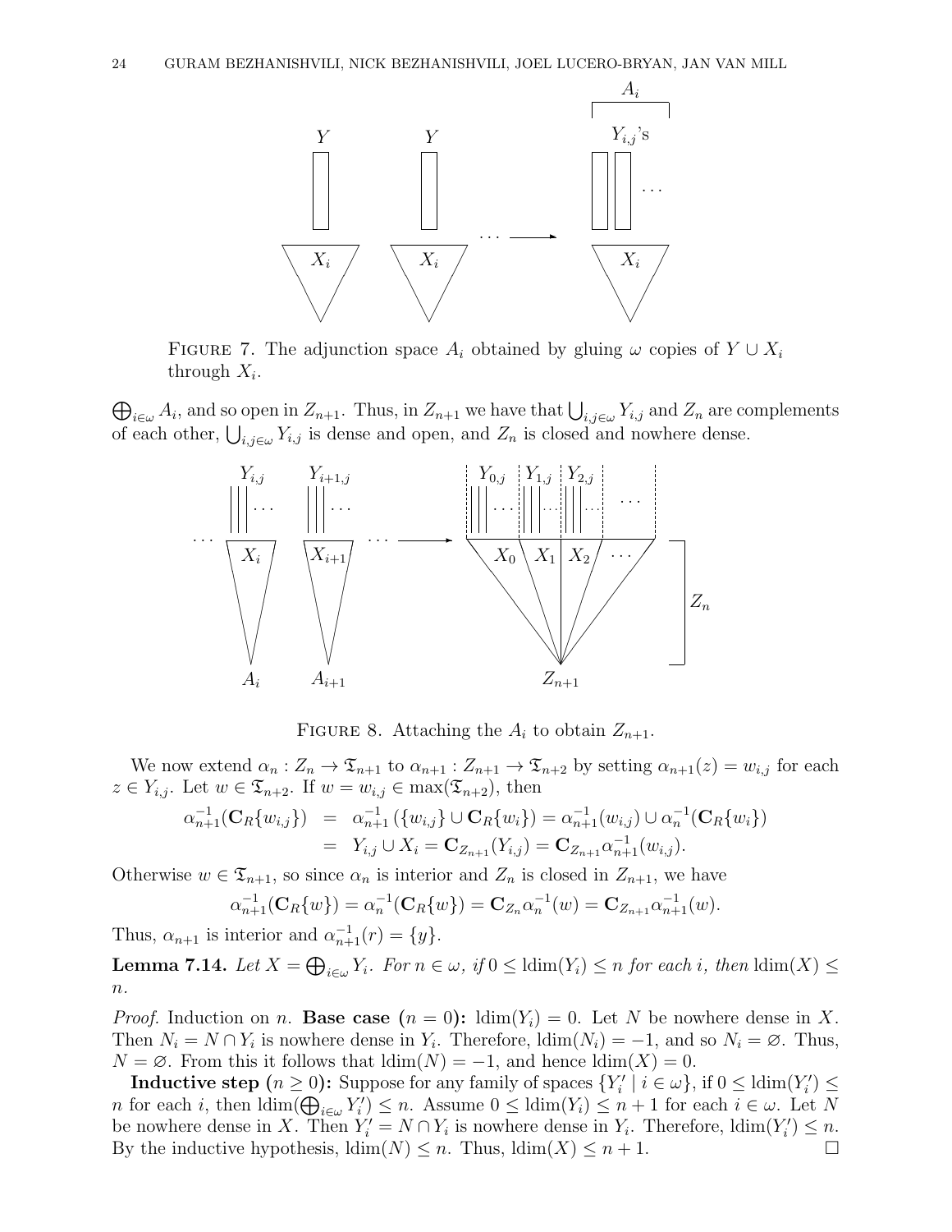FIGURE 7. The adjunction space $A_i$ obtained by gluing $\omega$ copies of $Y \cup X_i$ through $X_i$.

$\bigoplus_{i\in\omega} A_i$, and so open in $Z_{n+1}$. Thus, in $Z_{n+1}$ we have that $\bigcup_{i,j\in\omega} Y_{i,j}$ and $Z_n$ are complements of each other, $\bigcup_{i,j\in\omega} Y_{i,j}$ is dense and open, and $Z_n$ is closed and nowhere dense.

FIGURE 8. Attaching the $A_i$ to obtain $Z_{n+1}$.

We now extend $\alpha_n : Z_n \to \mathfrak{T}_{n+1}$ to $\alpha_{n+1} : Z_{n+1} \to \mathfrak{T}_{n+2}$ by setting $\alpha_{n+1}(z) = w_{i,j}$ for each $z \in Y_{i,j}$. Let $w \in \mathfrak{T}_{n+2}$. If $w = w_{i,j} \in \max(\mathfrak{T}_{n+2})$, then

$$
\begin{aligned}
\alpha_{n+1}^{-1}(\mathbf{C}_R\{w_{i,j}\}) &= \alpha_{n+1}^{-1}\left(\{w_{i,j}\} \cup \mathbf{C}_R\{w_i\}\right) = \alpha_{n+1}^{-1}(w_{i,j}) \cup \alpha_n^{-1}(\mathbf{C}_R\{w_i\}) \\
&= Y_{i,j} \cup X_i = \mathbf{C}_{Z_{n+1}}(Y_{i,j}) = \mathbf{C}_{Z_{n+1}}\alpha_{n+1}^{-1}(w_{i,j}).
\end{aligned}
$$

Otherwise $w \in \mathfrak{T}_{n+1}$, so since $\alpha_n$ is interior and $Z_n$ is closed in $Z_{n+1}$, we have

$$
\alpha_{n+1}^{-1}(\mathbf{C}_R\{w\}) = \alpha_n^{-1}(\mathbf{C}_R\{w\}) = \mathbf{C}_{Z_n}\alpha_n^{-1}(w) = \mathbf{C}_{Z_{n+1}}\alpha_{n+1}^{-1}(w).
$$

Thus, $\alpha_{n+1}$ is interior and $\alpha_{n+1}^{-1}(r) = \{y\}$.

**Lemma 7.14.** *Let $X = \bigoplus_{i\in\omega} Y_i$. For $n \in \omega$, if $0 \leq \mathrm{ldim}(Y_i) \leq n$ for each $i$, then $\mathrm{ldim}(X) \leq n$.*

*Proof.* Induction on $n$. **Base case ($n = 0$):** $\mathrm{ldim}(Y_i) = 0$. Let $N$ be nowhere dense in $X$. Then $N_i = N \cap Y_i$ is nowhere dense in $Y_i$. Therefore, $\mathrm{ldim}(N_i) = -1$, and so $N_i = \varnothing$. Thus, $N = \varnothing$. From this it follows that $\mathrm{ldim}(N) = -1$, and hence $\mathrm{ldim}(X) = 0$.

**Inductive step ($n \geq 0$):** Suppose for any family of spaces $\{Y_i' \mid i \in \omega\}$, if $0 \leq \mathrm{ldim}(Y_i') \leq n$ for each $i$, then $\mathrm{ldim}(\bigoplus_{i\in\omega} Y_i') \leq n$. Assume $0 \leq \mathrm{ldim}(Y_i) \leq n+1$ for each $i \in \omega$. Let $N$ be nowhere dense in $X$. Then $Y_i' = N \cap Y_i$ is nowhere dense in $Y_i$. Therefore, $\mathrm{ldim}(Y_i') \leq n$. By the inductive hypothesis, $\mathrm{ldim}(N) \leq n$. Thus, $\mathrm{ldim}(X) \leq n+1$. $\square$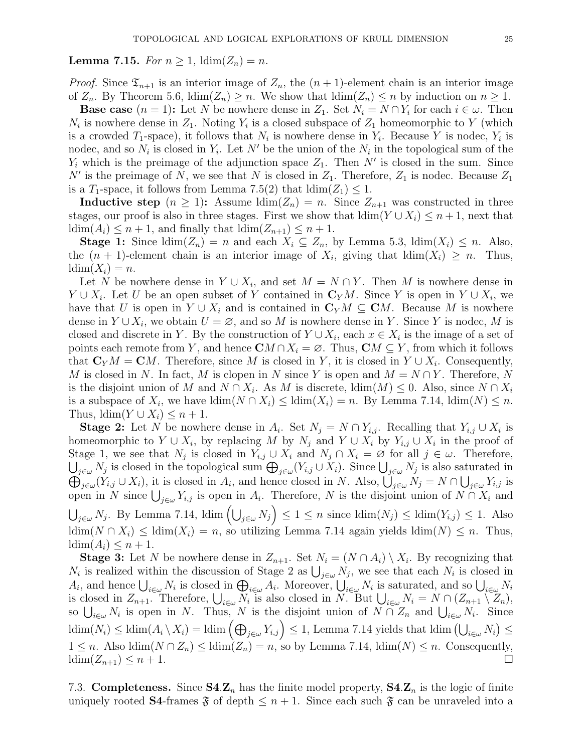**Lemma 7.15.** *For $n \geq 1$, $\text{ldim}(Z_n) = n$.*

*Proof.* Since $\mathfrak{T}_{n+1}$ is an interior image of $Z_n$, the $(n+1)$-element chain is an interior image of $Z_n$. By Theorem 5.6, $\text{ldim}(Z_n) \geq n$. We show that $\text{ldim}(Z_n) \leq n$ by induction on $n \geq 1$.

**Base case** ($n = 1$)**:** Let $N$ be nowhere dense in $Z_1$. Set $N_i = N \cap Y_i$ for each $i \in \omega$. Then $N_i$ is nowhere dense in $Z_1$. Noting $Y_i$ is a closed subspace of $Z_1$ homeomorphic to $Y$ (which is a crowded $T_1$-space), it follows that $N_i$ is nowhere dense in $Y_i$. Because $Y$ is nodec, $Y_i$ is nodec, and so $N_i$ is closed in $Y_i$. Let $N'$ be the union of the $N_i$ in the topological sum of the $Y_i$ which is the preimage of the adjunction space $Z_1$. Then $N'$ is closed in the sum. Since $N'$ is the preimage of $N$, we see that $N$ is closed in $Z_1$. Therefore, $Z_1$ is nodec. Because $Z_1$ is a $T_1$-space, it follows from Lemma 7.5(2) that $\text{ldim}(Z_1) \leq 1$.

**Inductive step** ($n \geq 1$)**:** Assume $\text{ldim}(Z_n) = n$. Since $Z_{n+1}$ was constructed in three stages, our proof is also in three stages. First we show that $\text{ldim}(Y \cup X_i) \leq n+1$, next that $\text{ldim}(A_i) \leq n+1$, and finally that $\text{ldim}(Z_{n+1}) \leq n+1$.

**Stage 1:** Since $\text{ldim}(Z_n) = n$ and each $X_i \subseteq Z_n$, by Lemma 5.3, $\text{ldim}(X_i) \leq n$. Also, the $(n+1)$-element chain is an interior image of $X_i$, giving that $\text{ldim}(X_i) \geq n$. Thus, $\text{ldim}(X_i) = n$.

Let $N$ be nowhere dense in $Y \cup X_i$, and set $M = N \cap Y$. Then $M$ is nowhere dense in $Y \cup X_i$. Let $U$ be an open subset of $Y$ contained in $\mathbf{C}_Y M$. Since $Y$ is open in $Y \cup X_i$, we have that $U$ is open in $Y \cup X_i$ and is contained in $\mathbf{C}_Y M \subseteq \mathbf{C}M$. Because $M$ is nowhere dense in $Y \cup X_i$, we obtain $U = \varnothing$, and so $M$ is nowhere dense in $Y$. Since $Y$ is nodec, $M$ is closed and discrete in $Y$. By the construction of $Y \cup X_i$, each $x \in X_i$ is the image of a set of points each remote from $Y$, and hence $\mathbf{C}M \cap X_i = \varnothing$. Thus, $\mathbf{C}M \subseteq Y$, from which it follows that $\mathbf{C}_Y M = \mathbf{C}M$. Therefore, since $M$ is closed in $Y$, it is closed in $Y \cup X_i$. Consequently, $M$ is closed in $N$. In fact, $M$ is clopen in $N$ since $Y$ is open and $M = N \cap Y$. Therefore, $N$ is the disjoint union of $M$ and $N \cap X_i$. As $M$ is discrete, $\text{ldim}(M) \leq 0$. Also, since $N \cap X_i$ is a subspace of $X_i$, we have $\text{ldim}(N \cap X_i) \leq \text{ldim}(X_i) = n$. By Lemma 7.14, $\text{ldim}(N) \leq n$. Thus, $\text{ldim}(Y \cup X_i) \leq n+1$.

**Stage 2:** Let $N$ be nowhere dense in $A_i$. Set $N_j = N \cap Y_{i,j}$. Recalling that $Y_{i,j} \cup X_i$ is homeomorphic to $Y \cup X_i$, by replacing $M$ by $N_j$ and $Y \cup X_i$ by $Y_{i,j} \cup X_i$ in the proof of Stage 1, we see that $N_j$ is closed in $Y_{i,j} \cup X_i$ and $N_j \cap X_i = \varnothing$ for all $j \in \omega$. Therefore, $\bigcup_{j\in\omega} N_j$ is closed in the topological sum $\bigoplus_{j\in\omega}(Y_{i,j} \cup X_i)$. Since $\bigcup_{j\in\omega} N_j$ is also saturated in $\bigoplus_{j\in\omega}(Y_{i,j} \cup X_i)$, it is closed in $A_i$, and hence closed in $N$. Also, $\bigcup_{j\in\omega} N_j = N \cap \bigcup_{j\in\omega} Y_{i,j}$ is open in $N$ since $\bigcup_{j\in\omega} Y_{i,j}$ is open in $A_i$. Therefore, $N$ is the disjoint union of $N \cap X_i$ and $\bigcup_{j\in\omega} N_j$. By Lemma 7.14, $\text{ldim}\left(\bigcup_{j\in\omega} N_j\right) \leq 1 \leq n$ since $\text{ldim}(N_j) \leq \text{ldim}(Y_{i,j}) \leq 1$. Also $\text{ldim}(N \cap X_i) \leq \text{ldim}(X_i) = n$, so utilizing Lemma 7.14 again yields $\text{ldim}(N) \leq n$. Thus, $\text{ldim}(A_i) \leq n+1$.

**Stage 3:** Let $N$ be nowhere dense in $Z_{n+1}$. Set $N_i = (N \cap A_i) \setminus X_i$. By recognizing that $N_i$ is realized within the discussion of Stage 2 as $\bigcup_{j\in\omega} N_j$, we see that each $N_i$ is closed in $A_i$, and hence $\bigcup_{i\in\omega} N_i$ is closed in $\bigoplus_{i\in\omega} A_i$. Moreover, $\bigcup_{i\in\omega} N_i$ is saturated, and so $\bigcup_{i\in\omega} N_i$ is closed in $Z_{n+1}$. Therefore, $\bigcup_{i\in\omega} N_i$ is also closed in $N$. But $\bigcup_{i\in\omega} N_i = N \cap (Z_{n+1} \setminus Z_n)$, so $\bigcup_{i\in\omega} N_i$ is open in $N$. Thus, $N$ is the disjoint union of $N \cap Z_n$ and $\bigcup_{i\in\omega} N_i$. Since $\text{ldim}(N_i) \leq \text{ldim}(A_i \setminus X_i) = \text{ldim}\left(\bigoplus_{j\in\omega} Y_{i,j}\right) \leq 1$, Lemma 7.14 yields that $\text{ldim}\left(\bigcup_{i\in\omega} N_i\right) \leq 1 \leq n$. Also $\text{ldim}(N \cap Z_n) \leq \text{ldim}(Z_n) = n$, so by Lemma 7.14, $\text{ldim}(N) \leq n$. Consequently, $\text{ldim}(Z_{n+1}) \leq n+1$. □

7.3. **Completeness.** Since $\mathbf{S4.Z}_n$ has the finite model property, $\mathbf{S4.Z}_n$ is the logic of finite uniquely rooted $\mathbf{S4}$-frames $\mathfrak{F}$ of depth $\leq n+1$. Since each such $\mathfrak{F}$ can be unraveled into a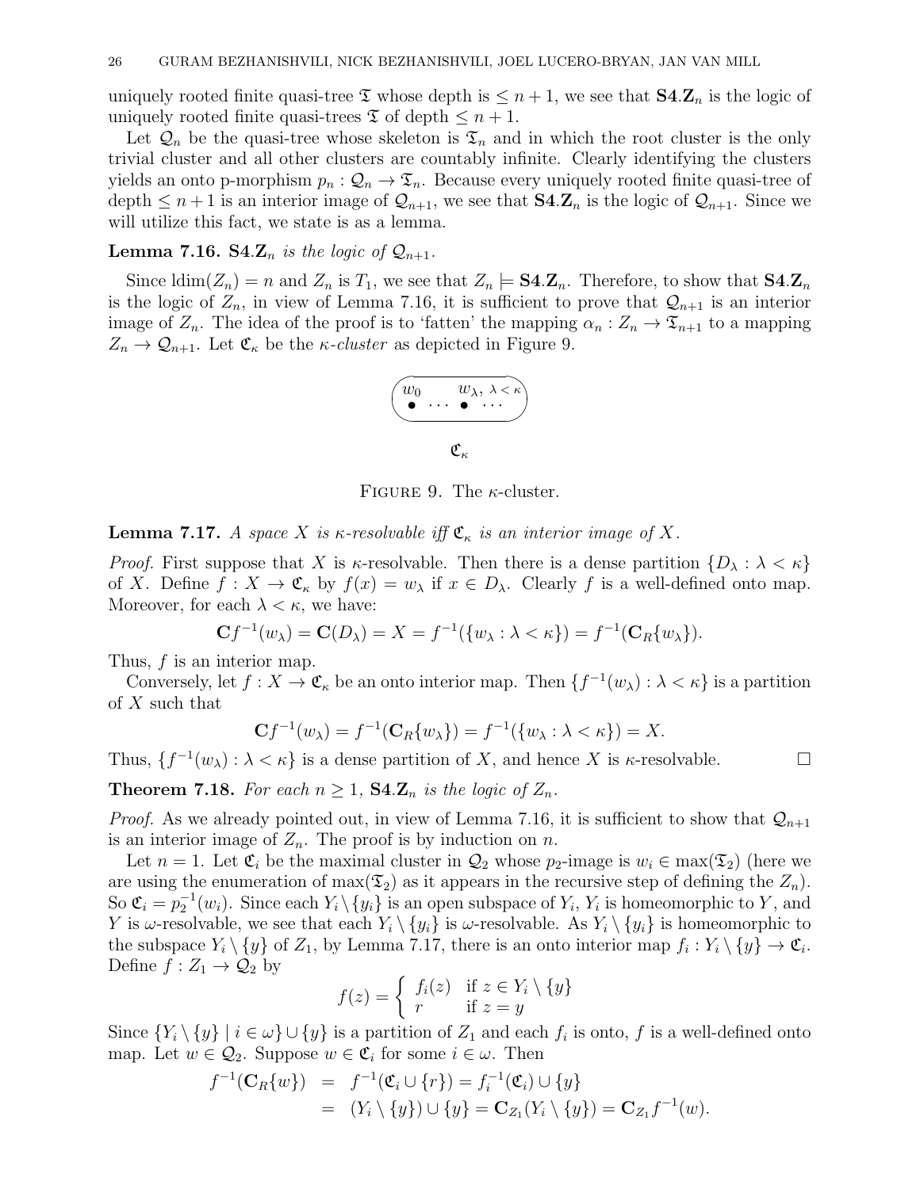uniquely rooted finite quasi-tree $\mathfrak{T}$ whose depth is $\leq n+1$, we see that $\mathbf{S4.Z}_n$ is the logic of uniquely rooted finite quasi-trees $\mathfrak{T}$ of depth $\leq n+1$.

Let $\mathcal{Q}_n$ be the quasi-tree whose skeleton is $\mathfrak{T}_n$ and in which the root cluster is the only trivial cluster and all other clusters are countably infinite. Clearly identifying the clusters yields an onto p-morphism $p_n : \mathcal{Q}_n \to \mathfrak{T}_n$. Because every uniquely rooted finite quasi-tree of depth $\leq n+1$ is an interior image of $\mathcal{Q}_{n+1}$, we see that $\mathbf{S4.Z}_n$ is the logic of $\mathcal{Q}_{n+1}$. Since we will utilize this fact, we state is as a lemma.

**Lemma 7.16.** *$\mathbf{S4.Z}_n$ is the logic of $\mathcal{Q}_{n+1}$.*

Since $\text{ldim}(Z_n) = n$ and $Z_n$ is $T_1$, we see that $Z_n \models \mathbf{S4.Z}_n$. Therefore, to show that $\mathbf{S4.Z}_n$ is the logic of $Z_n$, in view of Lemma 7.16, it is sufficient to prove that $\mathcal{Q}_{n+1}$ is an interior image of $Z_n$. The idea of the proof is to 'fatten' the mapping $\alpha_n : Z_n \to \mathfrak{T}_{n+1}$ to a mapping $Z_n \to \mathcal{Q}_{n+1}$. Let $\mathfrak{C}_\kappa$ be the *$\kappa$-cluster* as depicted in Figure 9.

$w_0 \quad w_\lambda,\ \lambda < \kappa$

$\mathfrak{C}_\kappa$

Figure 9. The $\kappa$-cluster.

**Lemma 7.17.** *A space $X$ is $\kappa$-resolvable iff $\mathfrak{C}_\kappa$ is an interior image of $X$.*

*Proof.* First suppose that $X$ is $\kappa$-resolvable. Then there is a dense partition $\{D_\lambda : \lambda < \kappa\}$ of $X$. Define $f : X \to \mathfrak{C}_\kappa$ by $f(x) = w_\lambda$ if $x \in D_\lambda$. Clearly $f$ is a well-defined onto map. Moreover, for each $\lambda < \kappa$, we have:

$$\mathbf{C}f^{-1}(w_\lambda) = \mathbf{C}(D_\lambda) = X = f^{-1}(\{w_\lambda : \lambda < \kappa\}) = f^{-1}(\mathbf{C}_R\{w_\lambda\}).$$

Thus, $f$ is an interior map.

Conversely, let $f : X \to \mathfrak{C}_\kappa$ be an onto interior map. Then $\{f^{-1}(w_\lambda) : \lambda < \kappa\}$ is a partition of $X$ such that

$$\mathbf{C}f^{-1}(w_\lambda) = f^{-1}(\mathbf{C}_R\{w_\lambda\}) = f^{-1}(\{w_\lambda : \lambda < \kappa\}) = X.$$

Thus, $\{f^{-1}(w_\lambda) : \lambda < \kappa\}$ is a dense partition of $X$, and hence $X$ is $\kappa$-resolvable. $\square$

**Theorem 7.18.** *For each $n \geq 1$, $\mathbf{S4.Z}_n$ is the logic of $Z_n$.*

*Proof.* As we already pointed out, in view of Lemma 7.16, it is sufficient to show that $\mathcal{Q}_{n+1}$ is an interior image of $Z_n$. The proof is by induction on $n$.

Let $n = 1$. Let $\mathfrak{C}_i$ be the maximal cluster in $\mathcal{Q}_2$ whose $p_2$-image is $w_i \in \max(\mathfrak{T}_2)$ (here we are using the enumeration of $\max(\mathfrak{T}_2)$ as it appears in the recursive step of defining the $Z_n$). So $\mathfrak{C}_i = p_2^{-1}(w_i)$. Since each $Y_i \setminus \{y_i\}$ is an open subspace of $Y_i$, $Y_i$ is homeomorphic to $Y$, and $Y$ is $\omega$-resolvable, we see that each $Y_i \setminus \{y_i\}$ is $\omega$-resolvable. As $Y_i \setminus \{y_i\}$ is homeomorphic to the subspace $Y_i \setminus \{y\}$ of $Z_1$, by Lemma 7.17, there is an onto interior map $f_i : Y_i \setminus \{y\} \to \mathfrak{C}_i$. Define $f : Z_1 \to \mathcal{Q}_2$ by

$$f(z) = \begin{cases} f_i(z) & \text{if } z \in Y_i \setminus \{y\} \\ r & \text{if } z = y \end{cases}$$

Since $\{Y_i \setminus \{y\} \mid i \in \omega\} \cup \{y\}$ is a partition of $Z_1$ and each $f_i$ is onto, $f$ is a well-defined onto map. Let $w \in \mathcal{Q}_2$. Suppose $w \in \mathfrak{C}_i$ for some $i \in \omega$. Then

$$\begin{aligned} f^{-1}(\mathbf{C}_R\{w\}) &= f^{-1}(\mathfrak{C}_i \cup \{r\}) = f_i^{-1}(\mathfrak{C}_i) \cup \{y\} \\ &= (Y_i \setminus \{y\}) \cup \{y\} = \mathbf{C}_{Z_1}(Y_i \setminus \{y\}) = \mathbf{C}_{Z_1} f^{-1}(w). \end{aligned}$$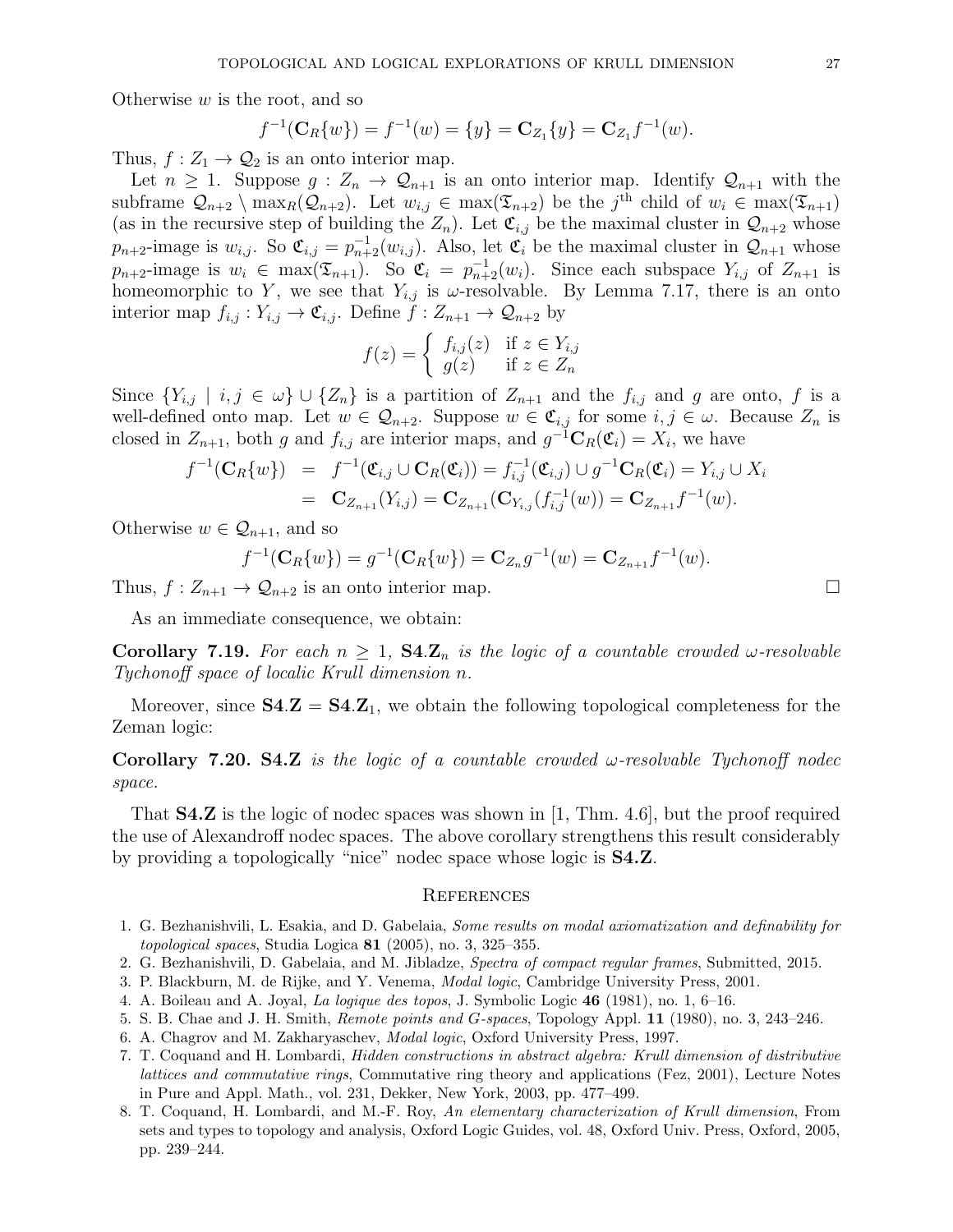Otherwise $w$ is the root, and so

$$f^{-1}(\mathbf{C}_R\{w\}) = f^{-1}(w) = \{y\} = \mathbf{C}_{Z_1}\{y\} = \mathbf{C}_{Z_1}f^{-1}(w).$$

Thus, $f : Z_1 \to \mathcal{Q}_2$ is an onto interior map.

Let $n \geq 1$. Suppose $g : Z_n \to \mathcal{Q}_{n+1}$ is an onto interior map. Identify $\mathcal{Q}_{n+1}$ with the subframe $\mathcal{Q}_{n+2} \setminus \max_R(\mathcal{Q}_{n+2})$. Let $w_{i,j} \in \max(\mathfrak{T}_{n+2})$ be the $j^{\text{th}}$ child of $w_i \in \max(\mathfrak{T}_{n+1})$ (as in the recursive step of building the $Z_n$). Let $\mathfrak{C}_{i,j}$ be the maximal cluster in $\mathcal{Q}_{n+2}$ whose $p_{n+2}$-image is $w_{i,j}$. So $\mathfrak{C}_{i,j} = p_{n+2}^{-1}(w_{i,j})$. Also, let $\mathfrak{C}_i$ be the maximal cluster in $\mathcal{Q}_{n+1}$ whose $p_{n+2}$-image is $w_i \in \max(\mathfrak{T}_{n+1})$. So $\mathfrak{C}_i = p_{n+2}^{-1}(w_i)$. Since each subspace $Y_{i,j}$ of $Z_{n+1}$ is homeomorphic to $Y$, we see that $Y_{i,j}$ is $\omega$-resolvable. By Lemma 7.17, there is an onto interior map $f_{i,j} : Y_{i,j} \to \mathfrak{C}_{i,j}$. Define $f : Z_{n+1} \to \mathcal{Q}_{n+2}$ by

$$f(z) = \begin{cases} f_{i,j}(z) & \text{if } z \in Y_{i,j} \\ g(z) & \text{if } z \in Z_n \end{cases}$$

Since $\{Y_{i,j} \mid i, j \in \omega\} \cup \{Z_n\}$ is a partition of $Z_{n+1}$ and the $f_{i,j}$ and $g$ are onto, $f$ is a well-defined onto map. Let $w \in \mathcal{Q}_{n+2}$. Suppose $w \in \mathfrak{C}_{i,j}$ for some $i, j \in \omega$. Because $Z_n$ is closed in $Z_{n+1}$, both $g$ and $f_{i,j}$ are interior maps, and $g^{-1}\mathbf{C}_R(\mathfrak{C}_i) = X_i$, we have

$$\begin{aligned}
f^{-1}(\mathbf{C}_R\{w\}) &= f^{-1}(\mathfrak{C}_{i,j} \cup \mathbf{C}_R(\mathfrak{C}_i)) = f_{i,j}^{-1}(\mathfrak{C}_{i,j}) \cup g^{-1}\mathbf{C}_R(\mathfrak{C}_i) = Y_{i,j} \cup X_i \\
&= \mathbf{C}_{Z_{n+1}}(Y_{i,j}) = \mathbf{C}_{Z_{n+1}}(\mathbf{C}_{Y_{i,j}}(f_{i,j}^{-1}(w)) = \mathbf{C}_{Z_{n+1}}f^{-1}(w).
\end{aligned}$$

Otherwise $w \in \mathcal{Q}_{n+1}$, and so

$$f^{-1}(\mathbf{C}_R\{w\}) = g^{-1}(\mathbf{C}_R\{w\}) = \mathbf{C}_{Z_n}g^{-1}(w) = \mathbf{C}_{Z_{n+1}}f^{-1}(w).$$

Thus, $f : Z_{n+1} \to \mathcal{Q}_{n+2}$ is an onto interior map. ☐

As an immediate consequence, we obtain:

**Corollary 7.19.** *For each $n \geq 1$, $\mathbf{S4.Z}_n$ is the logic of a countable crowded $\omega$-resolvable Tychonoff space of localic Krull dimension $n$.*

Moreover, since $\mathbf{S4.Z} = \mathbf{S4.Z}_1$, we obtain the following topological completeness for the Zeman logic:

**Corollary 7.20.** *$\mathbf{S4.Z}$ is the logic of a countable crowded $\omega$-resolvable Tychonoff nodec space.*

That $\mathbf{S4.Z}$ is the logic of nodec spaces was shown in [1, Thm. 4.6], but the proof required the use of Alexandroff nodec spaces. The above corollary strengthens this result considerably by providing a topologically "nice" nodec space whose logic is $\mathbf{S4.Z}$.

## References

1. G. Bezhanishvili, L. Esakia, and D. Gabelaia, *Some results on modal axiomatization and definability for topological spaces*, Studia Logica **81** (2005), no. 3, 325–355.
2. G. Bezhanishvili, D. Gabelaia, and M. Jibladze, *Spectra of compact regular frames*, Submitted, 2015.
3. P. Blackburn, M. de Rijke, and Y. Venema, *Modal logic*, Cambridge University Press, 2001.
4. A. Boileau and A. Joyal, *La logique des topos*, J. Symbolic Logic **46** (1981), no. 1, 6–16.
5. S. B. Chae and J. H. Smith, *Remote points and G-spaces*, Topology Appl. **11** (1980), no. 3, 243–246.
6. A. Chagrov and M. Zakharyaschev, *Modal logic*, Oxford University Press, 1997.
7. T. Coquand and H. Lombardi, *Hidden constructions in abstract algebra: Krull dimension of distributive lattices and commutative rings*, Commutative ring theory and applications (Fez, 2001), Lecture Notes in Pure and Appl. Math., vol. 231, Dekker, New York, 2003, pp. 477–499.
8. T. Coquand, H. Lombardi, and M.-F. Roy, *An elementary characterization of Krull dimension*, From sets and types to topology and analysis, Oxford Logic Guides, vol. 48, Oxford Univ. Press, Oxford, 2005, pp. 239–244.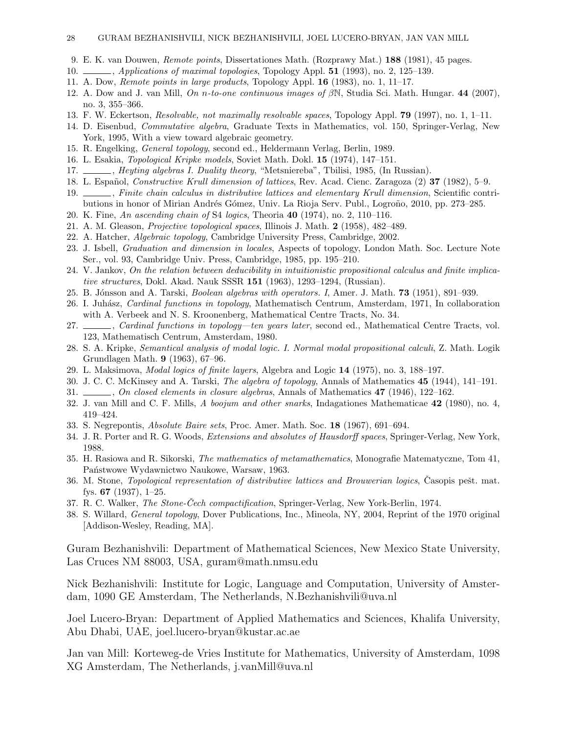9. E. K. van Douwen, *Remote points*, Dissertationes Math. (Rozprawy Mat.) **188** (1981), 45 pages.
10. ______, *Applications of maximal topologies*, Topology Appl. **51** (1993), no. 2, 125–139.
11. A. Dow, *Remote points in large products*, Topology Appl. **16** (1983), no. 1, 11–17.
12. A. Dow and J. van Mill, *On n-to-one continuous images of* $\beta\mathbb{N}$, Studia Sci. Math. Hungar. **44** (2007), no. 3, 355–366.
13. F. W. Eckertson, *Resolvable, not maximally resolvable spaces*, Topology Appl. **79** (1997), no. 1, 1–11.
14. D. Eisenbud, *Commutative algebra*, Graduate Texts in Mathematics, vol. 150, Springer-Verlag, New York, 1995, With a view toward algebraic geometry.
15. R. Engelking, *General topology*, second ed., Heldermann Verlag, Berlin, 1989.
16. L. Esakia, *Topological Kripke models*, Soviet Math. Dokl. **15** (1974), 147–151.
17. ______, *Heyting algebras I. Duality theory*, "Metsniereba", Tbilisi, 1985, (In Russian).
18. L. Español, *Constructive Krull dimension of lattices*, Rev. Acad. Cienc. Zaragoza (2) **37** (1982), 5–9.
19. ______, *Finite chain calculus in distributive lattices and elementary Krull dimension*, Scientific contributions in honor of Mirian Andrés Gómez, Univ. La Rioja Serv. Publ., Logroño, 2010, pp. 273–285.
20. K. Fine, *An ascending chain of* S4 *logics*, Theoria **40** (1974), no. 2, 110–116.
21. A. M. Gleason, *Projective topological spaces*, Illinois J. Math. **2** (1958), 482–489.
22. A. Hatcher, *Algebraic topology*, Cambridge University Press, Cambridge, 2002.
23. J. Isbell, *Graduation and dimension in locales*, Aspects of topology, London Math. Soc. Lecture Note Ser., vol. 93, Cambridge Univ. Press, Cambridge, 1985, pp. 195–210.
24. V. Jankov, *On the relation between deducibility in intuitionistic propositional calculus and finite implicative structures*, Dokl. Akad. Nauk SSSR **151** (1963), 1293–1294, (Russian).
25. B. Jónsson and A. Tarski, *Boolean algebras with operators. I*, Amer. J. Math. **73** (1951), 891–939.
26. I. Juhász, *Cardinal functions in topology*, Mathematisch Centrum, Amsterdam, 1971, In collaboration with A. Verbeek and N. S. Kroonenberg, Mathematical Centre Tracts, No. 34.
27. ______, *Cardinal functions in topology—ten years later*, second ed., Mathematical Centre Tracts, vol. 123, Mathematisch Centrum, Amsterdam, 1980.
28. S. A. Kripke, *Semantical analysis of modal logic. I. Normal modal propositional calculi*, Z. Math. Logik Grundlagen Math. **9** (1963), 67–96.
29. L. Maksimova, *Modal logics of finite layers*, Algebra and Logic **14** (1975), no. 3, 188–197.
30. J. C. C. McKinsey and A. Tarski, *The algebra of topology*, Annals of Mathematics **45** (1944), 141–191.
31. ______, *On closed elements in closure algebras*, Annals of Mathematics **47** (1946), 122–162.
32. J. van Mill and C. F. Mills, *A boojum and other snarks*, Indagationes Mathematicae **42** (1980), no. 4, 419–424.
33. S. Negrepontis, *Absolute Baire sets*, Proc. Amer. Math. Soc. **18** (1967), 691–694.
34. J. R. Porter and R. G. Woods, *Extensions and absolutes of Hausdorff spaces*, Springer-Verlag, New York, 1988.
35. H. Rasiowa and R. Sikorski, *The mathematics of metamathematics*, Monografie Matematyczne, Tom 41, Państwowe Wydawnictwo Naukowe, Warsaw, 1963.
36. M. Stone, *Topological representation of distributive lattices and Brouwerian logics*, Časopis pešt. mat. fys. **67** (1937), 1–25.
37. R. C. Walker, *The Stone-Čech compactification*, Springer-Verlag, New York-Berlin, 1974.
38. S. Willard, *General topology*, Dover Publications, Inc., Mineola, NY, 2004, Reprint of the 1970 original [Addison-Wesley, Reading, MA].

Guram Bezhanishvili: Department of Mathematical Sciences, New Mexico State University, Las Cruces NM 88003, USA, guram@math.nmsu.edu

Nick Bezhanishvili: Institute for Logic, Language and Computation, University of Amsterdam, 1090 GE Amsterdam, The Netherlands, N.Bezhanishvili@uva.nl

Joel Lucero-Bryan: Department of Applied Mathematics and Sciences, Khalifa University, Abu Dhabi, UAE, joel.lucero-bryan@kustar.ac.ae

Jan van Mill: Korteweg-de Vries Institute for Mathematics, University of Amsterdam, 1098 XG Amsterdam, The Netherlands, j.vanMill@uva.nl